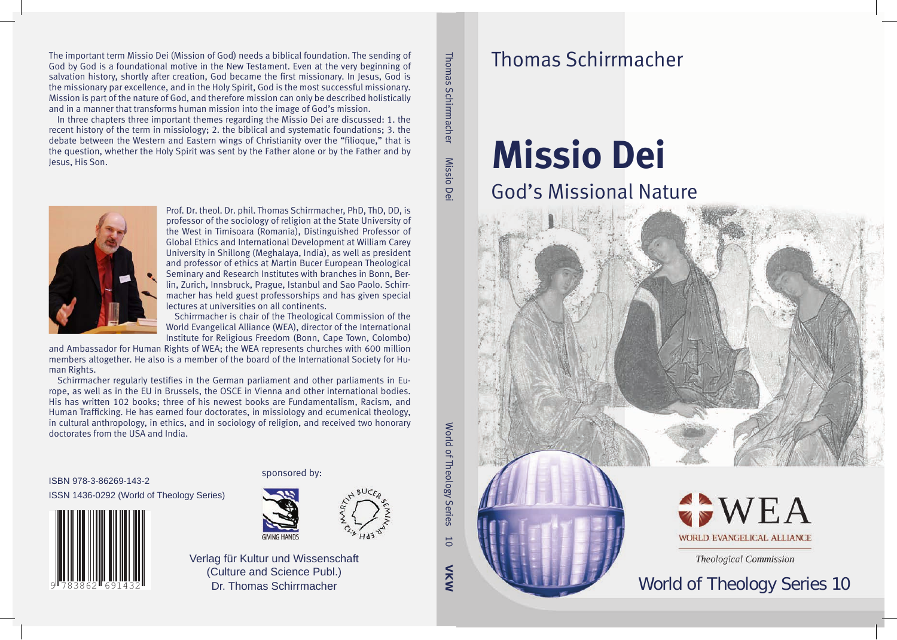# Thomas Schirrmacher

# Missio Dei

## God's Missional Nature

WEA
WORLD EVANGELICAL ALLIANCE

*Theological Commission*

World of Theology Series 10

---

Thomas Schirrmacher — Missio Dei — World of Theology Series 10 — VKW

---

The important term Missio Dei (Mission of God) needs a biblical foundation. The sending of God by God is a foundational motive in the New Testament. Even at the very beginning of salvation history, shortly after creation, God became the first missionary. In Jesus, God is the missionary par excellence, and in the Holy Spirit, God is the most successful missionary. Mission is part of the nature of God, and therefore mission can only be described holistically and in a manner that transforms human mission into the image of God's mission.

In three chapters three important themes regarding the Missio Dei are discussed: 1. the recent history of the term in missiology; 2. the biblical and systematic foundations; 3. the debate between the Western and Eastern wings of Christianity over the "filioque," that is the question, whether the Holy Spirit was sent by the Father alone or by the Father and by Jesus, His Son.

Prof. Dr. theol. Dr. phil. Thomas Schirrmacher, PhD, ThD, DD, is professor of the sociology of religion at the State University of the West in Timisoara (Romania), Distinguished Professor of Global Ethics and International Development at William Carey University in Shillong (Meghalaya, India), as well as president and professor of ethics at Martin Bucer European Theological Seminary and Research Institutes with branches in Bonn, Berlin, Zurich, Innsbruck, Prague, Istanbul and Sao Paolo. Schirrmacher has held guest professorships and has given special lectures at universities on all continents.

Schirrmacher is chair of the Theological Commission of the World Evangelical Alliance (WEA), director of the International Institute for Religious Freedom (Bonn, Cape Town, Colombo) and Ambassador for Human Rights of WEA; the WEA represents churches with 600 million members altogether. He also is a member of the board of the International Society for Human Rights.

Schirrmacher regularly testifies in the German parliament and other parliaments in Europe, as well as in the EU in Brussels, the OSCE in Vienna and other international bodies. His has written 102 books; three of his newest books are Fundamentalism, Racism, and Human Trafficking. He has earned four doctorates, in missiology and ecumenical theology, in cultural anthropology, in ethics, and in sociology of religion, and received two honorary doctorates from the USA and India.

ISBN 978-3-86269-143-2
ISSN 1436-0292 (World of Theology Series)

9 783862 691432

sponsored by:

GIVING HANDS

MARTIN BUCER SEMINAR EPH 4:12

Verlag für Kultur und Wissenschaft
(Culture and Science Publ.)
Dr. Thomas Schirrmacher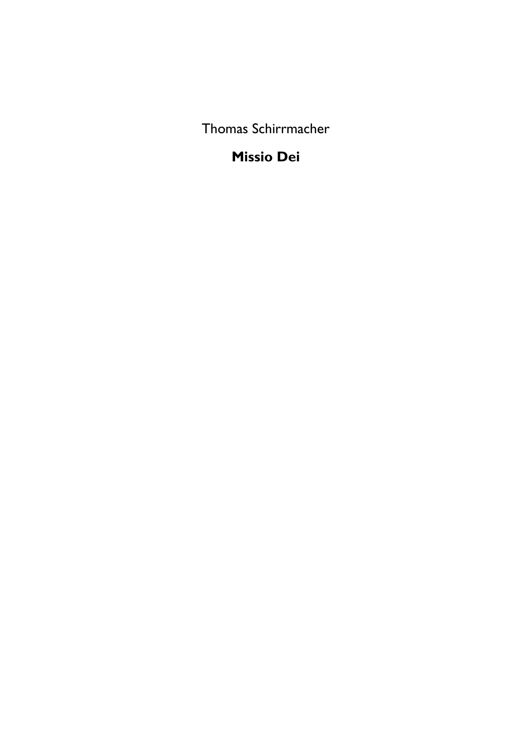Thomas Schirrmacher

**Missio Dei**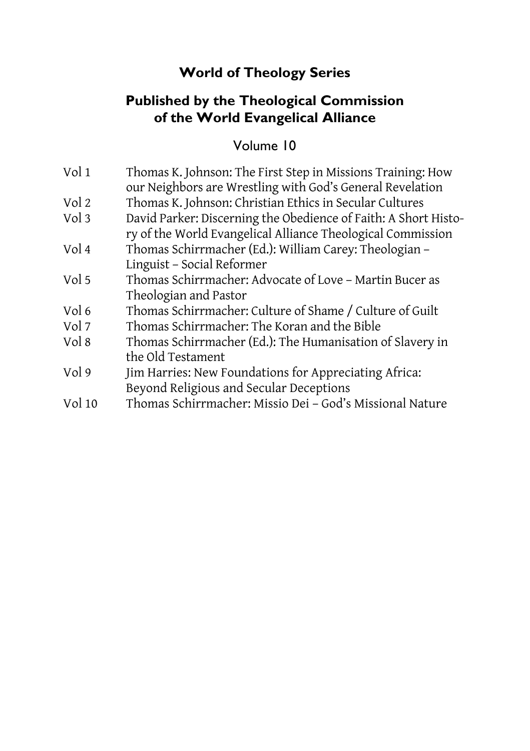## World of Theology Series

## Published by the Theological Commission of the World Evangelical Alliance

Volume 10

| | |
|---|---|
| Vol 1 | Thomas K. Johnson: The First Step in Missions Training: How our Neighbors are Wrestling with God's General Revelation |
| Vol 2 | Thomas K. Johnson: Christian Ethics in Secular Cultures |
| Vol 3 | David Parker: Discerning the Obedience of Faith: A Short History of the World Evangelical Alliance Theological Commission |
| Vol 4 | Thomas Schirrmacher (Ed.): William Carey: Theologian – Linguist – Social Reformer |
| Vol 5 | Thomas Schirrmacher: Advocate of Love – Martin Bucer as Theologian and Pastor |
| Vol 6 | Thomas Schirrmacher: Culture of Shame / Culture of Guilt |
| Vol 7 | Thomas Schirrmacher: The Koran and the Bible |
| Vol 8 | Thomas Schirrmacher (Ed.): The Humanisation of Slavery in the Old Testament |
| Vol 9 | Jim Harries: New Foundations for Appreciating Africa: Beyond Religious and Secular Deceptions |
| Vol 10 | Thomas Schirrmacher: Missio Dei – God's Missional Nature |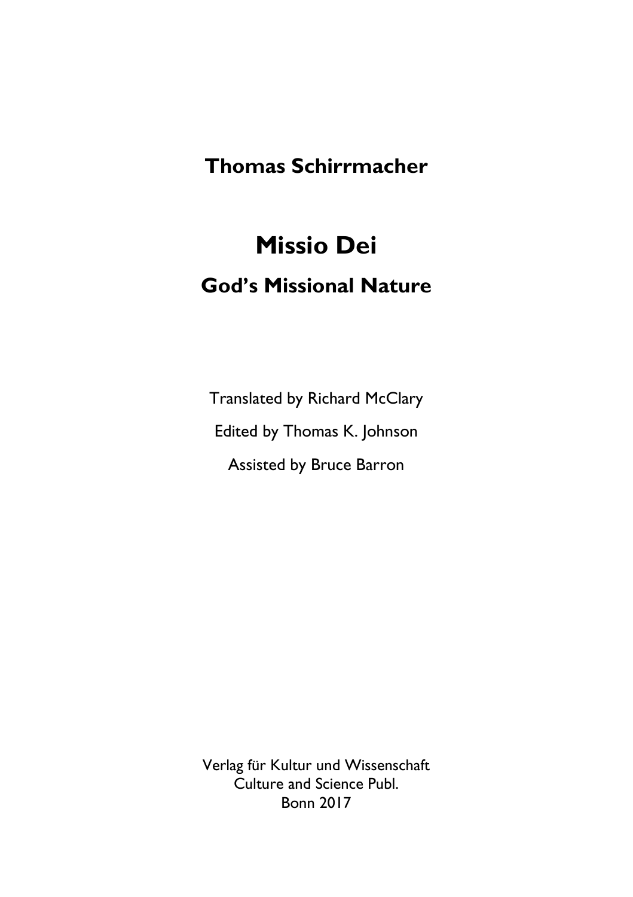**Thomas Schirrmacher**

# Missio Dei

## God's Missional Nature

Translated by Richard McClary

Edited by Thomas K. Johnson

Assisted by Bruce Barron

Verlag für Kultur und Wissenschaft
Culture and Science Publ.
Bonn 2017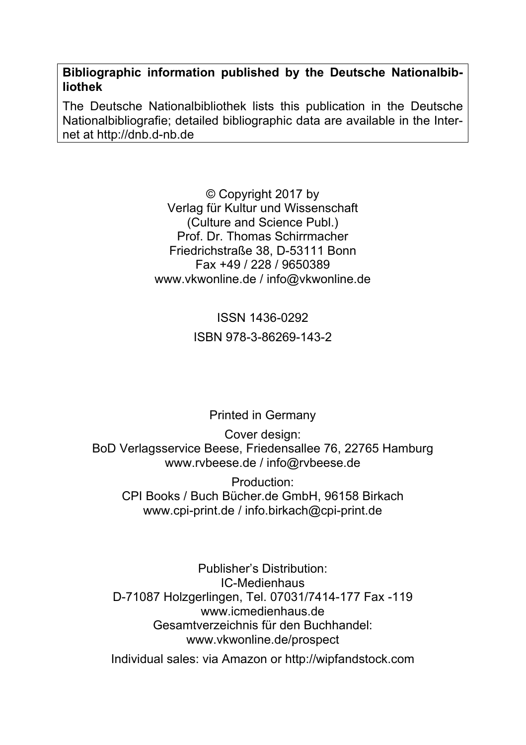**Bibliographic information published by the Deutsche Nationalbibliothek**

The Deutsche Nationalbibliothek lists this publication in the Deutsche Nationalbibliografie; detailed bibliographic data are available in the Internet at http://dnb.d-nb.de

© Copyright 2017 by
Verlag für Kultur und Wissenschaft
(Culture and Science Publ.)
Prof. Dr. Thomas Schirrmacher
Friedrichstraße 38, D-53111 Bonn
Fax +49 / 228 / 9650389
www.vkwonline.de / info@vkwonline.de

ISSN 1436-0292

ISBN 978-3-86269-143-2

Printed in Germany

Cover design:
BoD Verlagsservice Beese, Friedensallee 76, 22765 Hamburg
www.rvbeese.de / info@rvbeese.de

Production:
CPI Books / Buch Bücher.de GmbH, 96158 Birkach
www.cpi-print.de / info.birkach@cpi-print.de

Publisher's Distribution:
IC-Medienhaus
D-71087 Holzgerlingen, Tel. 07031/7414-177 Fax -119
www.icmedienhaus.de
Gesamtverzeichnis für den Buchhandel:
www.vkwonline.de/prospect

Individual sales: via Amazon or http://wipfandstock.com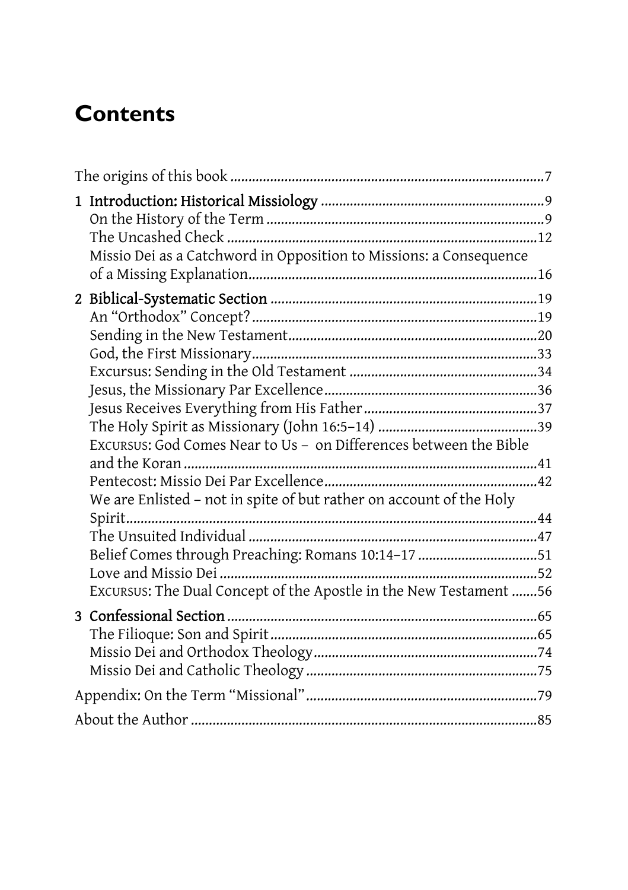# Contents

The origins of this book ..... 7

1 Introduction: Historical Missiology ..... 9
   On the History of the Term ..... 9
   The Uncashed Check ..... 12
   Missio Dei as a Catchword in Opposition to Missions: a Consequence of a Missing Explanation ..... 16

2 Biblical-Systematic Section ..... 19
   An "Orthodox" Concept? ..... 19
   Sending in the New Testament ..... 20
   God, the First Missionary ..... 33
   Excursus: Sending in the Old Testament ..... 34
   Jesus, the Missionary Par Excellence ..... 36
   Jesus Receives Everything from His Father ..... 37
   The Holy Spirit as Missionary (John 16:5–14) ..... 39
   Excursus: God Comes Near to Us – on Differences between the Bible and the Koran ..... 41
   Pentecost: Missio Dei Par Excellence ..... 42
   We are Enlisted – not in spite of but rather on account of the Holy Spirit ..... 44
   The Unsuited Individual ..... 47
   Belief Comes through Preaching: Romans 10:14–17 ..... 51
   Love and Missio Dei ..... 52
   Excursus: The Dual Concept of the Apostle in the New Testament ..... 56

3 Confessional Section ..... 65
   The Filioque: Son and Spirit ..... 65
   Missio Dei and Orthodox Theology ..... 74
   Missio Dei and Catholic Theology ..... 75

Appendix: On the Term "Missional" ..... 79

About the Author ..... 85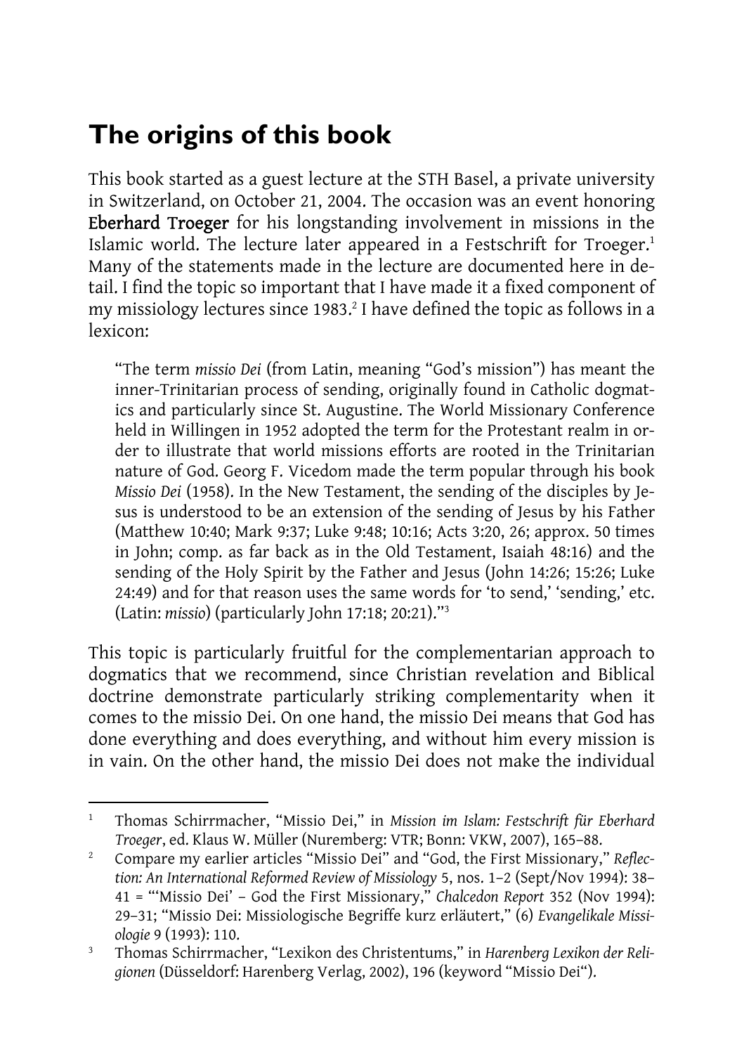# The origins of this book

This book started as a guest lecture at the STH Basel, a private university in Switzerland, on October 21, 2004. The occasion was an event honoring **Eberhard Troeger** for his longstanding involvement in missions in the Islamic world. The lecture later appeared in a Festschrift for Troeger.[1] Many of the statements made in the lecture are documented here in detail. I find the topic so important that I have made it a fixed component of my missiology lectures since 1983.[2] I have defined the topic as follows in a lexicon:

> "The term *missio Dei* (from Latin, meaning "God's mission") has meant the inner-Trinitarian process of sending, originally found in Catholic dogmatics and particularly since St. Augustine. The World Missionary Conference held in Willingen in 1952 adopted the term for the Protestant realm in order to illustrate that world missions efforts are rooted in the Trinitarian nature of God. Georg F. Vicedom made the term popular through his book *Missio Dei* (1958). In the New Testament, the sending of the disciples by Jesus is understood to be an extension of the sending of Jesus by his Father (Matthew 10:40; Mark 9:37; Luke 9:48; 10:16; Acts 3:20, 26; approx. 50 times in John; comp. as far back as in the Old Testament, Isaiah 48:16) and the sending of the Holy Spirit by the Father and Jesus (John 14:26; 15:26; Luke 24:49) and for that reason uses the same words for 'to send,' 'sending,' etc. (Latin: *missio*) (particularly John 17:18; 20:21)."[3]

This topic is particularly fruitful for the complementarian approach to dogmatics that we recommend, since Christian revelation and Biblical doctrine demonstrate particularly striking complementarity when it comes to the missio Dei. On one hand, the missio Dei means that God has done everything and does everything, and without him every mission is in vain. On the other hand, the missio Dei does not make the individual

---

[1] Thomas Schirrmacher, "Missio Dei," in *Mission im Islam: Festschrift für Eberhard Troeger*, ed. Klaus W. Müller (Nuremberg: VTR; Bonn: VKW, 2007), 165–88.

[2] Compare my earlier articles "Missio Dei" and "God, the First Missionary," *Reflection: An International Reformed Review of Missiology* 5, nos. 1–2 (Sept/Nov 1994): 38–41 = "'Missio Dei' – God the First Missionary," *Chalcedon Report* 352 (Nov 1994): 29–31; "Missio Dei: Missiologische Begriffe kurz erläutert," (6) *Evangelikale Missiologie* 9 (1993): 110.

[3] Thomas Schirrmacher, "Lexikon des Christentums," in *Harenberg Lexikon der Religionen* (Düsseldorf: Harenberg Verlag, 2002), 196 (keyword "Missio Dei").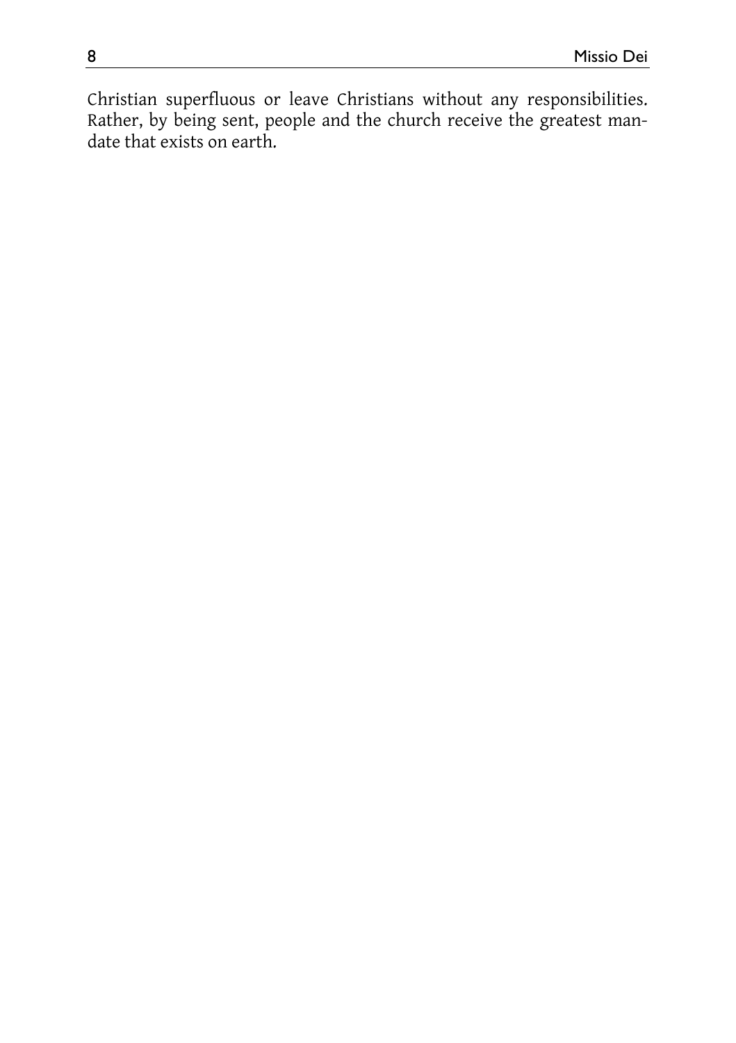Christian superfluous or leave Christians without any responsibilities. Rather, by being sent, people and the church receive the greatest mandate that exists on earth.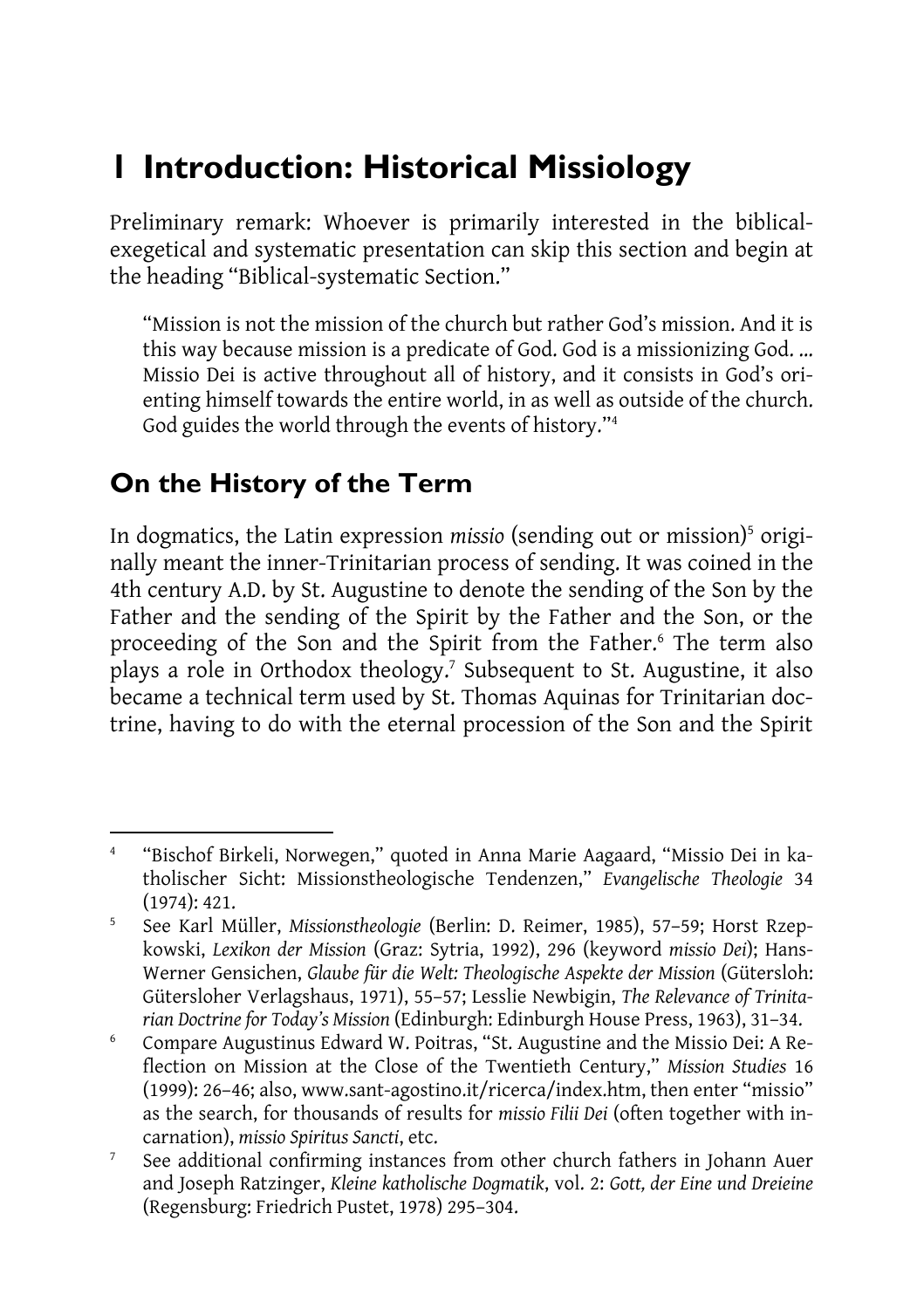# 1 Introduction: Historical Missiology

Preliminary remark: Whoever is primarily interested in the biblical-exegetical and systematic presentation can skip this section and begin at the heading "Biblical-systematic Section."

> "Mission is not the mission of the church but rather God's mission. And it is this way because mission is a predicate of God. God is a missionizing God. ... Missio Dei is active throughout all of history, and it consists in God's orienting himself towards the entire world, in as well as outside of the church. God guides the world through the events of history."[4]

## On the History of the Term

In dogmatics, the Latin expression *missio* (sending out or mission)[5] originally meant the inner-Trinitarian process of sending. It was coined in the 4th century A.D. by St. Augustine to denote the sending of the Son by the Father and the sending of the Spirit by the Father and the Son, or the proceeding of the Son and the Spirit from the Father.[6] The term also plays a role in Orthodox theology.[7] Subsequent to St. Augustine, it also became a technical term used by St. Thomas Aquinas for Trinitarian doctrine, having to do with the eternal procession of the Son and the Spirit

---

[4] "Bischof Birkeli, Norwegen," quoted in Anna Marie Aagaard, "Missio Dei in katholischer Sicht: Missionstheologische Tendenzen," *Evangelische Theologie* 34 (1974): 421.

[5] See Karl Müller, *Missionstheologie* (Berlin: D. Reimer, 1985), 57–59; Horst Rzepkowski, *Lexikon der Mission* (Graz: Sytria, 1992), 296 (keyword *missio Dei*); Hans-Werner Gensichen, *Glaube für die Welt: Theologische Aspekte der Mission* (Gütersloh: Gütersloher Verlagshaus, 1971), 55–57; Lesslie Newbigin, *The Relevance of Trinitarian Doctrine for Today's Mission* (Edinburgh: Edinburgh House Press, 1963), 31–34.

[6] Compare Augustinus Edward W. Poitras, "St. Augustine and the Missio Dei: A Reflection on Mission at the Close of the Twentieth Century," *Mission Studies* 16 (1999): 26–46; also, www.sant-agostino.it/ricerca/index.htm, then enter "missio" as the search, for thousands of results for *missio Filii Dei* (often together with incarnation), *missio Spiritus Sancti*, etc.

[7] See additional confirming instances from other church fathers in Johann Auer and Joseph Ratzinger, *Kleine katholische Dogmatik*, vol. 2: *Gott, der Eine und Dreieine* (Regensburg: Friedrich Pustet, 1978) 295–304.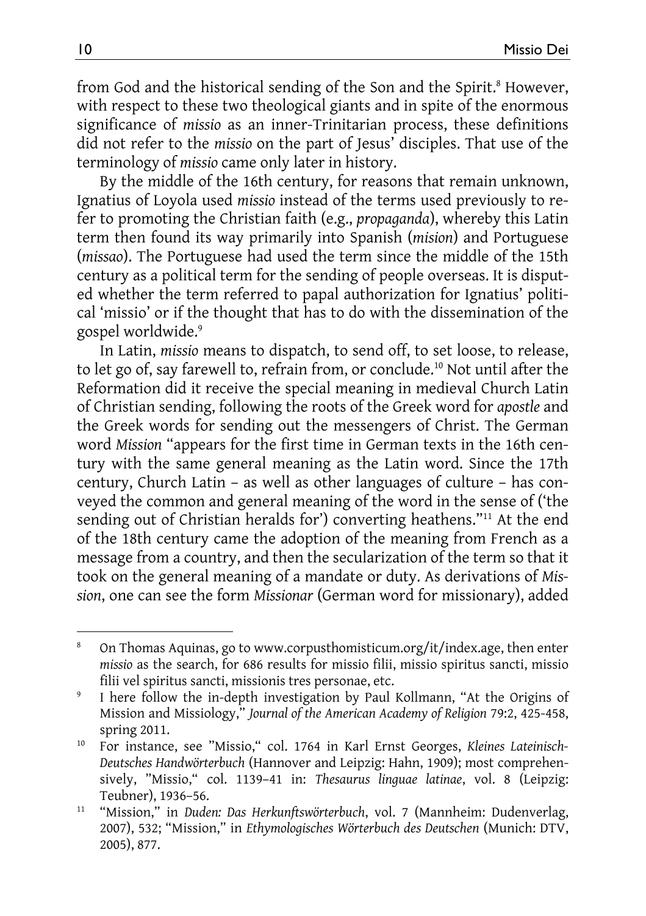from God and the historical sending of the Son and the Spirit.[8] However, with respect to these two theological giants and in spite of the enormous significance of *missio* as an inner-Trinitarian process, these definitions did not refer to the *missio* on the part of Jesus' disciples. That use of the terminology of *missio* came only later in history.

By the middle of the 16th century, for reasons that remain unknown, Ignatius of Loyola used *missio* instead of the terms used previously to refer to promoting the Christian faith (e.g., *propaganda*), whereby this Latin term then found its way primarily into Spanish (*mision*) and Portuguese (*missao*). The Portuguese had used the term since the middle of the 15th century as a political term for the sending of people overseas. It is disputed whether the term referred to papal authorization for Ignatius' political 'missio' or if the thought that has to do with the dissemination of the gospel worldwide.[9]

In Latin, *missio* means to dispatch, to send off, to set loose, to release, to let go of, say farewell to, refrain from, or conclude.[10] Not until after the Reformation did it receive the special meaning in medieval Church Latin of Christian sending, following the roots of the Greek word for *apostle* and the Greek words for sending out the messengers of Christ. The German word *Mission* "appears for the first time in German texts in the 16th century with the same general meaning as the Latin word. Since the 17th century, Church Latin – as well as other languages of culture – has conveyed the common and general meaning of the word in the sense of ('the sending out of Christian heralds for') converting heathens."[11] At the end of the 18th century came the adoption of the meaning from French as a message from a country, and then the secularization of the term so that it took on the general meaning of a mandate or duty. As derivations of *Mission*, one can see the form *Missionar* (German word for missionary), added

---

[8] On Thomas Aquinas, go to www.corpusthomisticum.org/it/index.age, then enter *missio* as the search, for 686 results for missio filii, missio spiritus sancti, missio filii vel spiritus sancti, missionis tres personae, etc.

[9] I here follow the in-depth investigation by Paul Kollmann, "At the Origins of Mission and Missiology," *Journal of the American Academy of Religion* 79:2, 425-458, spring 2011.

[10] For instance, see "Missio," col. 1764 in Karl Ernst Georges, *Kleines Lateinisch-Deutsches Handwörterbuch* (Hannover and Leipzig: Hahn, 1909); most comprehensively, "Missio," col. 1139–41 in: *Thesaurus linguae latinae*, vol. 8 (Leipzig: Teubner), 1936–56.

[11] "Mission," in *Duden: Das Herkunftswörterbuch*, vol. 7 (Mannheim: Dudenverlag, 2007), 532; "Mission," in *Ethymologisches Wörterbuch des Deutschen* (Munich: DTV, 2005), 877.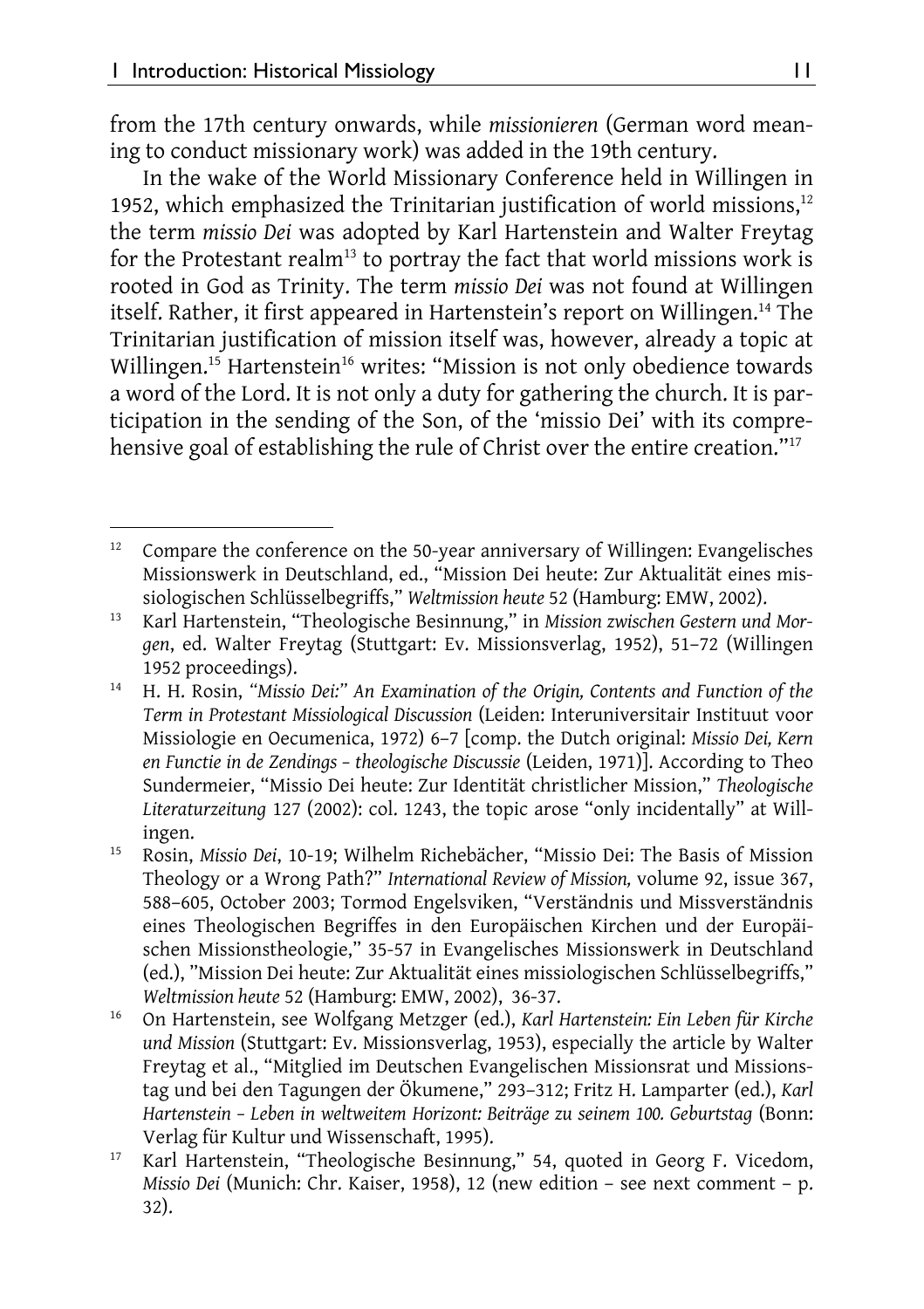from the 17th century onwards, while *missionieren* (German word meaning to conduct missionary work) was added in the 19th century.

In the wake of the World Missionary Conference held in Willingen in 1952, which emphasized the Trinitarian justification of world missions,[12] the term *missio Dei* was adopted by Karl Hartenstein and Walter Freytag for the Protestant realm[13] to portray the fact that world missions work is rooted in God as Trinity. The term *missio Dei* was not found at Willingen itself. Rather, it first appeared in Hartenstein's report on Willingen.[14] The Trinitarian justification of mission itself was, however, already a topic at Willingen.[15] Hartenstein[16] writes: "Mission is not only obedience towards a word of the Lord. It is not only a duty for gathering the church. It is participation in the sending of the Son, of the 'missio Dei' with its comprehensive goal of establishing the rule of Christ over the entire creation."[17]

---

[12] Compare the conference on the 50-year anniversary of Willingen: Evangelisches Missionswerk in Deutschland, ed., "Mission Dei heute: Zur Aktualität eines missiologischen Schlüsselbegriffs," *Weltmission heute* 52 (Hamburg: EMW, 2002).

[13] Karl Hartenstein, "Theologische Besinnung," in *Mission zwischen Gestern und Morgen*, ed. Walter Freytag (Stuttgart: Ev. Missionsverlag, 1952), 51–72 (Willingen 1952 proceedings).

[14] H. H. Rosin, *"Missio Dei:" An Examination of the Origin, Contents and Function of the Term in Protestant Missiological Discussion* (Leiden: Interuniversitair Instituut voor Missiologie en Oecumenica, 1972) 6–7 [comp. the Dutch original: *Missio Dei, Kern en Functie in de Zendings – theologische Discussie* (Leiden, 1971)]. According to Theo Sundermeier, "Missio Dei heute: Zur Identität christlicher Mission," *Theologische Literaturzeitung* 127 (2002): col. 1243, the topic arose "only incidentally" at Willingen.

[15] Rosin, *Missio Dei*, 10-19; Wilhelm Richebächer, "Missio Dei: The Basis of Mission Theology or a Wrong Path?" *International Review of Mission,* volume 92, issue 367, 588–605, October 2003; Tormod Engelsviken, "Verständnis und Missverständnis eines Theologischen Begriffes in den Europäischen Kirchen und der Europäischen Missionstheologie," 35-57 in Evangelisches Missionswerk in Deutschland (ed.), "Mission Dei heute: Zur Aktualität eines missiologischen Schlüsselbegriffs," *Weltmission heute* 52 (Hamburg: EMW, 2002), 36-37.

[16] On Hartenstein, see Wolfgang Metzger (ed.), *Karl Hartenstein: Ein Leben für Kirche und Mission* (Stuttgart: Ev. Missionsverlag, 1953), especially the article by Walter Freytag et al., "Mitglied im Deutschen Evangelischen Missionsrat und Missionstag und bei den Tagungen der Ökumene," 293–312; Fritz H. Lamparter (ed.), *Karl Hartenstein – Leben in weltweitem Horizont: Beiträge zu seinem 100. Geburtstag* (Bonn: Verlag für Kultur und Wissenschaft, 1995).

[17] Karl Hartenstein, "Theologische Besinnung," 54, quoted in Georg F. Vicedom, *Missio Dei* (Munich: Chr. Kaiser, 1958), 12 (new edition – see next comment – p. 32).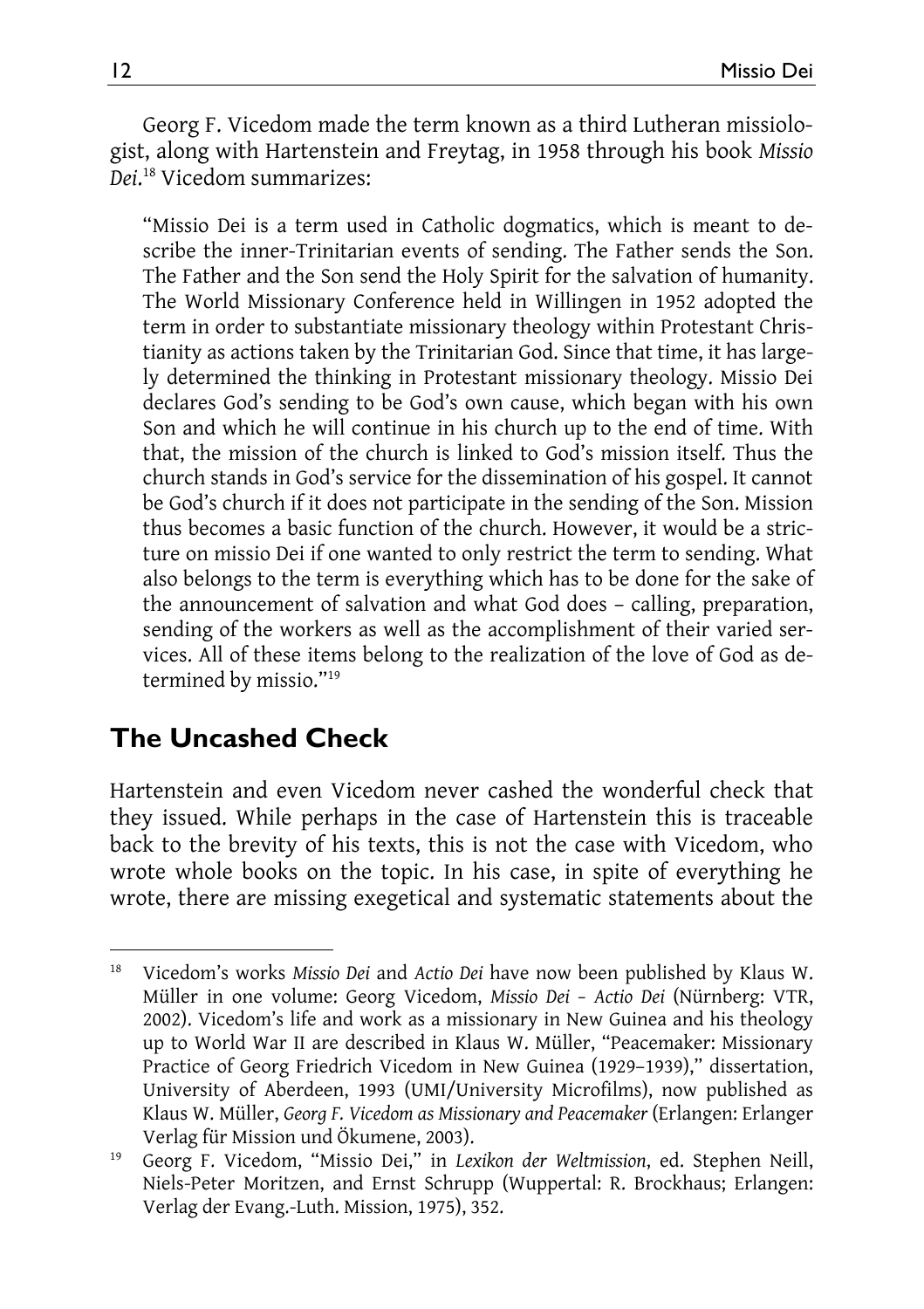Georg F. Vicedom made the term known as a third Lutheran missiologist, along with Hartenstein and Freytag, in 1958 through his book *Missio Dei*.[18] Vicedom summarizes:

> "Missio Dei is a term used in Catholic dogmatics, which is meant to describe the inner-Trinitarian events of sending. The Father sends the Son. The Father and the Son send the Holy Spirit for the salvation of humanity. The World Missionary Conference held in Willingen in 1952 adopted the term in order to substantiate missionary theology within Protestant Christianity as actions taken by the Trinitarian God. Since that time, it has largely determined the thinking in Protestant missionary theology. Missio Dei declares God's sending to be God's own cause, which began with his own Son and which he will continue in his church up to the end of time. With that, the mission of the church is linked to God's mission itself. Thus the church stands in God's service for the dissemination of his gospel. It cannot be God's church if it does not participate in the sending of the Son. Mission thus becomes a basic function of the church. However, it would be a stricture on missio Dei if one wanted to only restrict the term to sending. What also belongs to the term is everything which has to be done for the sake of the announcement of salvation and what God does – calling, preparation, sending of the workers as well as the accomplishment of their varied services. All of these items belong to the realization of the love of God as determined by missio."[19]

## The Uncashed Check

Hartenstein and even Vicedom never cashed the wonderful check that they issued. While perhaps in the case of Hartenstein this is traceable back to the brevity of his texts, this is not the case with Vicedom, who wrote whole books on the topic. In his case, in spite of everything he wrote, there are missing exegetical and systematic statements about the

---

[18] Vicedom's works *Missio Dei* and *Actio Dei* have now been published by Klaus W. Müller in one volume: Georg Vicedom, *Missio Dei – Actio Dei* (Nürnberg: VTR, 2002). Vicedom's life and work as a missionary in New Guinea and his theology up to World War II are described in Klaus W. Müller, "Peacemaker: Missionary Practice of Georg Friedrich Vicedom in New Guinea (1929–1939)," dissertation, University of Aberdeen, 1993 (UMI/University Microfilms), now published as Klaus W. Müller, *Georg F. Vicedom as Missionary and Peacemaker* (Erlangen: Erlanger Verlag für Mission und Ökumene, 2003).

[19] Georg F. Vicedom, "Missio Dei," in *Lexikon der Weltmission*, ed. Stephen Neill, Niels-Peter Moritzen, and Ernst Schrupp (Wuppertal: R. Brockhaus; Erlangen: Verlag der Evang.-Luth. Mission, 1975), 352.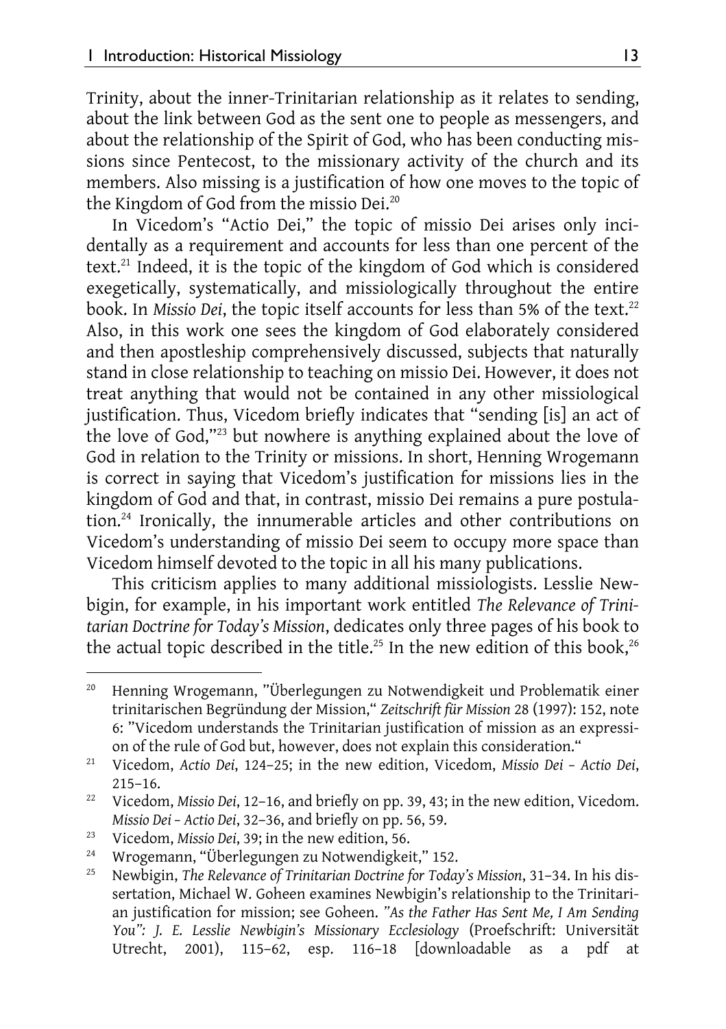Trinity, about the inner-Trinitarian relationship as it relates to sending, about the link between God as the sent one to people as messengers, and about the relationship of the Spirit of God, who has been conducting missions since Pentecost, to the missionary activity of the church and its members. Also missing is a justification of how one moves to the topic of the Kingdom of God from the missio Dei.[20]

In Vicedom's "Actio Dei," the topic of missio Dei arises only incidentally as a requirement and accounts for less than one percent of the text.[21] Indeed, it is the topic of the kingdom of God which is considered exegetically, systematically, and missiologically throughout the entire book. In *Missio Dei*, the topic itself accounts for less than 5% of the text.[22] Also, in this work one sees the kingdom of God elaborately considered and then apostleship comprehensively discussed, subjects that naturally stand in close relationship to teaching on missio Dei. However, it does not treat anything that would not be contained in any other missiological justification. Thus, Vicedom briefly indicates that "sending [is] an act of the love of God,"[23] but nowhere is anything explained about the love of God in relation to the Trinity or missions. In short, Henning Wrogemann is correct in saying that Vicedom's justification for missions lies in the kingdom of God and that, in contrast, missio Dei remains a pure postulation.[24] Ironically, the innumerable articles and other contributions on Vicedom's understanding of missio Dei seem to occupy more space than Vicedom himself devoted to the topic in all his many publications.

This criticism applies to many additional missiologists. Lesslie Newbigin, for example, in his important work entitled *The Relevance of Trinitarian Doctrine for Today's Mission*, dedicates only three pages of his book to the actual topic described in the title.[25] In the new edition of this book,[26]

---

[20] Henning Wrogemann, "Überlegungen zu Notwendigkeit und Problematik einer trinitarischen Begründung der Mission," *Zeitschrift für Mission* 28 (1997): 152, note 6: "Vicedom understands the Trinitarian justification of mission as an expression of the rule of God but, however, does not explain this consideration."

[21] Vicedom, *Actio Dei*, 124–25; in the new edition, Vicedom, *Missio Dei – Actio Dei*, 215–16.

[22] Vicedom, *Missio Dei*, 12–16, and briefly on pp. 39, 43; in the new edition, Vicedom. *Missio Dei – Actio Dei*, 32–36, and briefly on pp. 56, 59.

[23] Vicedom, *Missio Dei*, 39; in the new edition, 56.

[24] Wrogemann, "Überlegungen zu Notwendigkeit," 152.

[25] Newbigin, *The Relevance of Trinitarian Doctrine for Today's Mission*, 31–34. In his dissertation, Michael W. Goheen examines Newbigin's relationship to the Trinitarian justification for mission; see Goheen. *"As the Father Has Sent Me, I Am Sending You": J. E. Lesslie Newbigin's Missionary Ecclesiology* (Proefschrift: Universität Utrecht, 2001), 115–62, esp. 116–18 [downloadable as a pdf at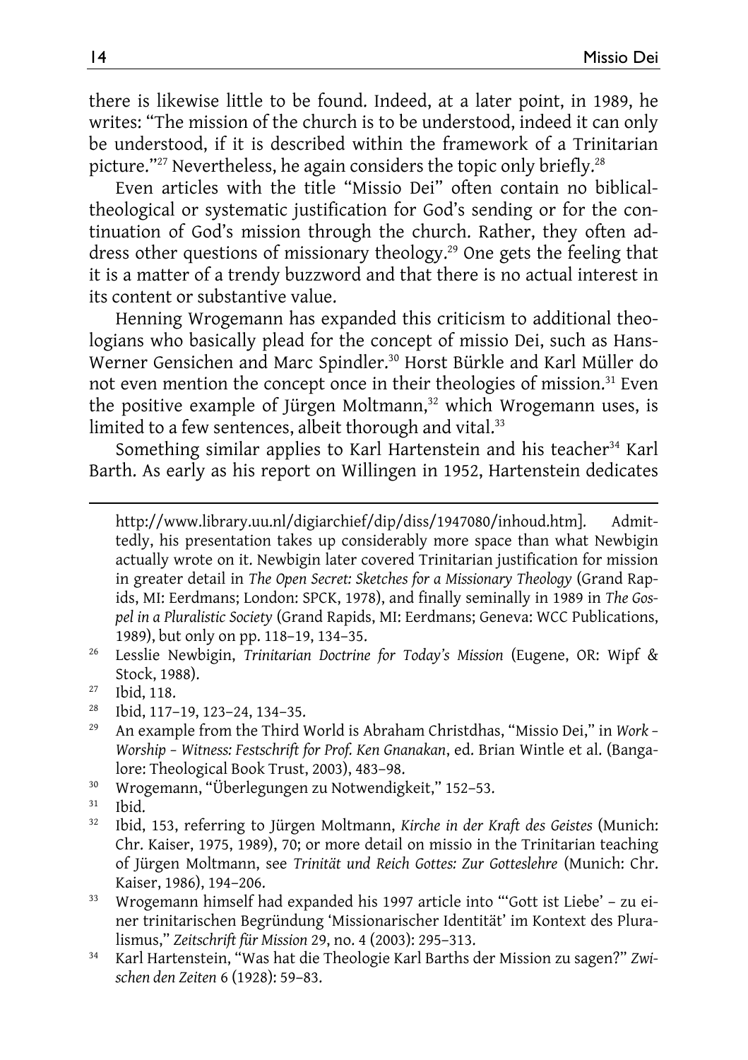there is likewise little to be found. Indeed, at a later point, in 1989, he writes: "The mission of the church is to be understood, indeed it can only be understood, if it is described within the framework of a Trinitarian picture."[27] Nevertheless, he again considers the topic only briefly.[28]

Even articles with the title "Missio Dei" often contain no biblical-theological or systematic justification for God's sending or for the continuation of God's mission through the church. Rather, they often address other questions of missionary theology.[29] One gets the feeling that it is a matter of a trendy buzzword and that there is no actual interest in its content or substantive value.

Henning Wrogemann has expanded this criticism to additional theologians who basically plead for the concept of missio Dei, such as Hans-Werner Gensichen and Marc Spindler.[30] Horst Bürkle and Karl Müller do not even mention the concept once in their theologies of mission.[31] Even the positive example of Jürgen Moltmann,[32] which Wrogemann uses, is limited to a few sentences, albeit thorough and vital.[33]

Something similar applies to Karl Hartenstein and his teacher[34] Karl Barth. As early as his report on Willingen in 1952, Hartenstein dedicates

---

http://www.library.uu.nl/digiarchief/dip/diss/1947080/inhoud.htm]. Admittedly, his presentation takes up considerably more space than what Newbigin actually wrote on it. Newbigin later covered Trinitarian justification for mission in greater detail in *The Open Secret: Sketches for a Missionary Theology* (Grand Rapids, MI: Eerdmans; London: SPCK, 1978), and finally seminally in 1989 in *The Gospel in a Pluralistic Society* (Grand Rapids, MI: Eerdmans; Geneva: WCC Publications, 1989), but only on pp. 118–19, 134–35.

[26] Lesslie Newbigin, *Trinitarian Doctrine for Today's Mission* (Eugene, OR: Wipf & Stock, 1988).

[27] Ibid, 118.

[28] Ibid, 117–19, 123–24, 134–35.

[29] An example from the Third World is Abraham Christdhas, "Missio Dei," in *Work – Worship – Witness: Festschrift for Prof. Ken Gnanakan*, ed. Brian Wintle et al. (Bangalore: Theological Book Trust, 2003), 483–98.

[30] Wrogemann, "Überlegungen zu Notwendigkeit," 152–53.

[31] Ibid.

[32] Ibid, 153, referring to Jürgen Moltmann, *Kirche in der Kraft des Geistes* (Munich: Chr. Kaiser, 1975, 1989), 70; or more detail on missio in the Trinitarian teaching of Jürgen Moltmann, see *Trinität und Reich Gottes: Zur Gotteslehre* (Munich: Chr. Kaiser, 1986), 194–206.

[33] Wrogemann himself had expanded his 1997 article into "'Gott ist Liebe' – zu einer trinitarischen Begründung 'Missionarischer Identität' im Kontext des Pluralismus," *Zeitschrift für Mission* 29, no. 4 (2003): 295–313.

[34] Karl Hartenstein, "Was hat die Theologie Karl Barths der Mission zu sagen?" *Zwischen den Zeiten* 6 (1928): 59–83.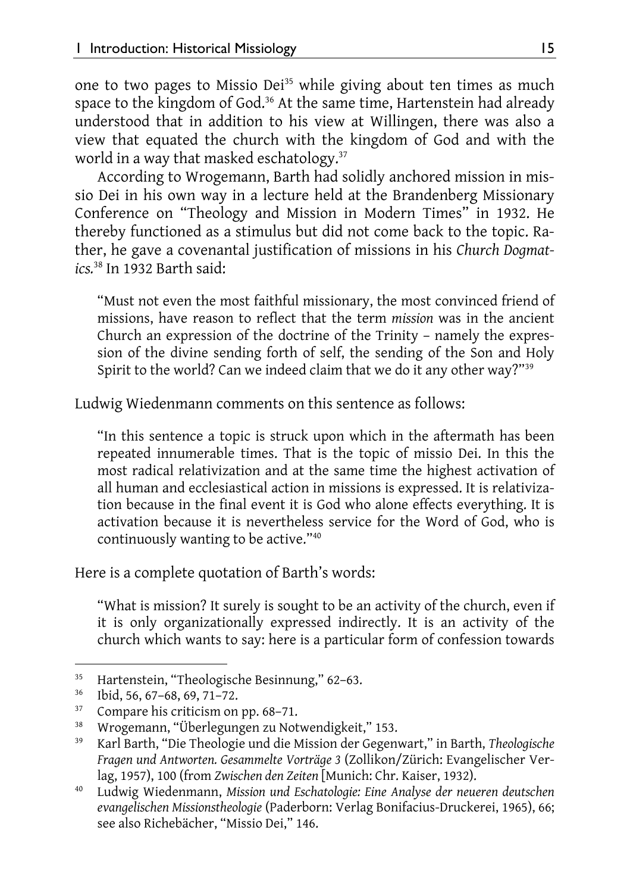one to two pages to Missio Dei[35] while giving about ten times as much space to the kingdom of God.[36] At the same time, Hartenstein had already understood that in addition to his view at Willingen, there was also a view that equated the church with the kingdom of God and with the world in a way that masked eschatology.[37]

According to Wrogemann, Barth had solidly anchored mission in missio Dei in his own way in a lecture held at the Brandenberg Missionary Conference on "Theology and Mission in Modern Times" in 1932. He thereby functioned as a stimulus but did not come back to the topic. Rather, he gave a covenantal justification of missions in his *Church Dogmatics.*[38] In 1932 Barth said:

> "Must not even the most faithful missionary, the most convinced friend of missions, have reason to reflect that the term *mission* was in the ancient Church an expression of the doctrine of the Trinity – namely the expression of the divine sending forth of self, the sending of the Son and Holy Spirit to the world? Can we indeed claim that we do it any other way?"[39]

Ludwig Wiedenmann comments on this sentence as follows:

> "In this sentence a topic is struck upon which in the aftermath has been repeated innumerable times. That is the topic of missio Dei. In this the most radical relativization and at the same time the highest activation of all human and ecclesiastical action in missions is expressed. It is relativization because in the final event it is God who alone effects everything. It is activation because it is nevertheless service for the Word of God, who is continuously wanting to be active."[40]

Here is a complete quotation of Barth's words:

> "What is mission? It surely is sought to be an activity of the church, even if it is only organizationally expressed indirectly. It is an activity of the church which wants to say: here is a particular form of confession towards

---

[35] Hartenstein, "Theologische Besinnung," 62–63.

[36] Ibid, 56, 67–68, 69, 71–72.

[37] Compare his criticism on pp. 68–71.

[38] Wrogemann, "Überlegungen zu Notwendigkeit," 153.

[39] Karl Barth, "Die Theologie und die Mission der Gegenwart," in Barth, *Theologische Fragen und Antworten. Gesammelte Vorträge 3* (Zollikon/Zürich: Evangelischer Verlag, 1957), 100 (from *Zwischen den Zeiten* [Munich: Chr. Kaiser, 1932).

[40] Ludwig Wiedenmann, *Mission und Eschatologie: Eine Analyse der neueren deutschen evangelischen Missionstheologie* (Paderborn: Verlag Bonifacius-Druckerei, 1965), 66; see also Richebächer, "Missio Dei," 146.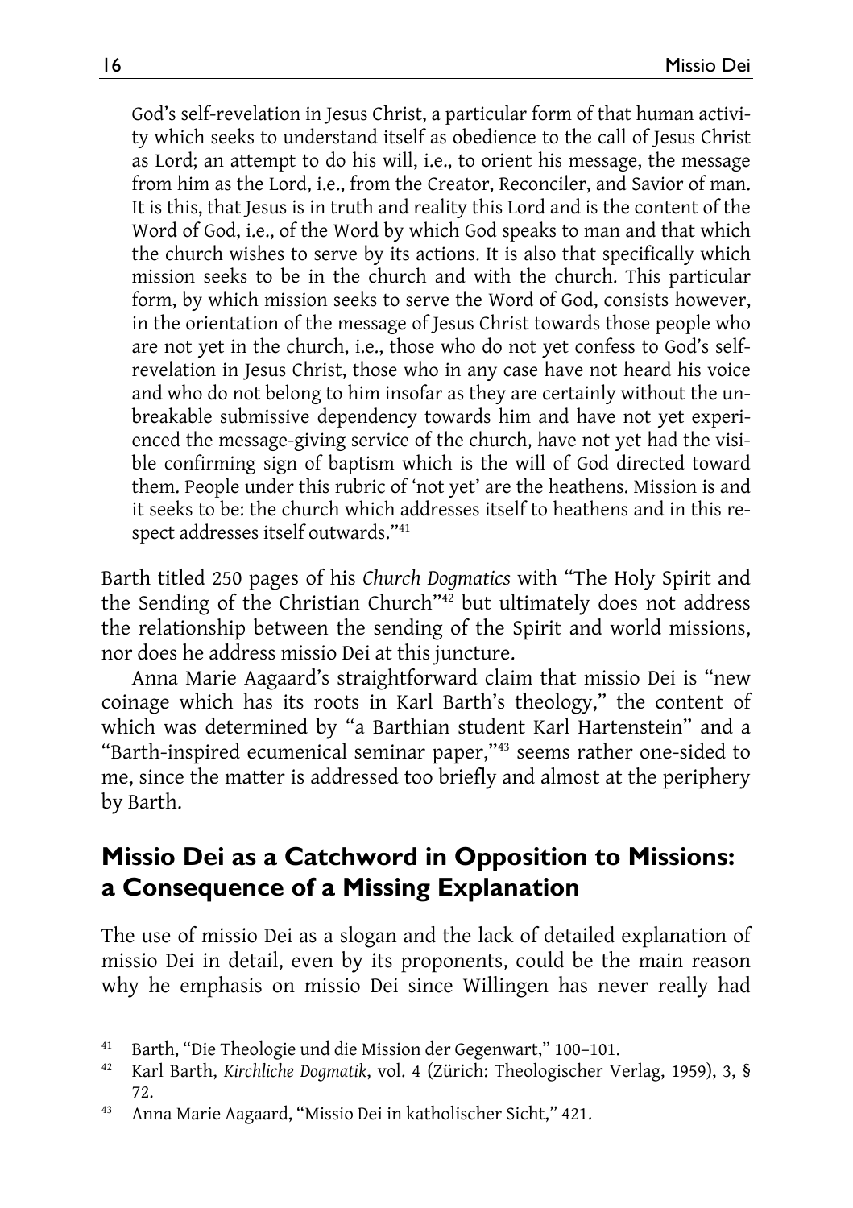God's self-revelation in Jesus Christ, a particular form of that human activity which seeks to understand itself as obedience to the call of Jesus Christ as Lord; an attempt to do his will, i.e., to orient his message, the message from him as the Lord, i.e., from the Creator, Reconciler, and Savior of man. It is this, that Jesus is in truth and reality this Lord and is the content of the Word of God, i.e., of the Word by which God speaks to man and that which the church wishes to serve by its actions. It is also that specifically which mission seeks to be in the church and with the church. This particular form, by which mission seeks to serve the Word of God, consists however, in the orientation of the message of Jesus Christ towards those people who are not yet in the church, i.e., those who do not yet confess to God's self-revelation in Jesus Christ, those who in any case have not heard his voice and who do not belong to him insofar as they are certainly without the unbreakable submissive dependency towards him and have not yet experienced the message-giving service of the church, have not yet had the visible confirming sign of baptism which is the will of God directed toward them. People under this rubric of 'not yet' are the heathens. Mission is and it seeks to be: the church which addresses itself to heathens and in this respect addresses itself outwards."[41]

Barth titled 250 pages of his *Church Dogmatics* with "The Holy Spirit and the Sending of the Christian Church"[42] but ultimately does not address the relationship between the sending of the Spirit and world missions, nor does he address missio Dei at this juncture.

Anna Marie Aagaard's straightforward claim that missio Dei is "new coinage which has its roots in Karl Barth's theology," the content of which was determined by "a Barthian student Karl Hartenstein" and a "Barth-inspired ecumenical seminar paper,"[43] seems rather one-sided to me, since the matter is addressed too briefly and almost at the periphery by Barth.

## Missio Dei as a Catchword in Opposition to Missions: a Consequence of a Missing Explanation

The use of missio Dei as a slogan and the lack of detailed explanation of missio Dei in detail, even by its proponents, could be the main reason why he emphasis on missio Dei since Willingen has never really had

---

[41] Barth, "Die Theologie und die Mission der Gegenwart," 100–101.

[42] Karl Barth, *Kirchliche Dogmatik*, vol. 4 (Zürich: Theologischer Verlag, 1959), 3, § 72.

[43] Anna Marie Aagaard, "Missio Dei in katholischer Sicht," 421.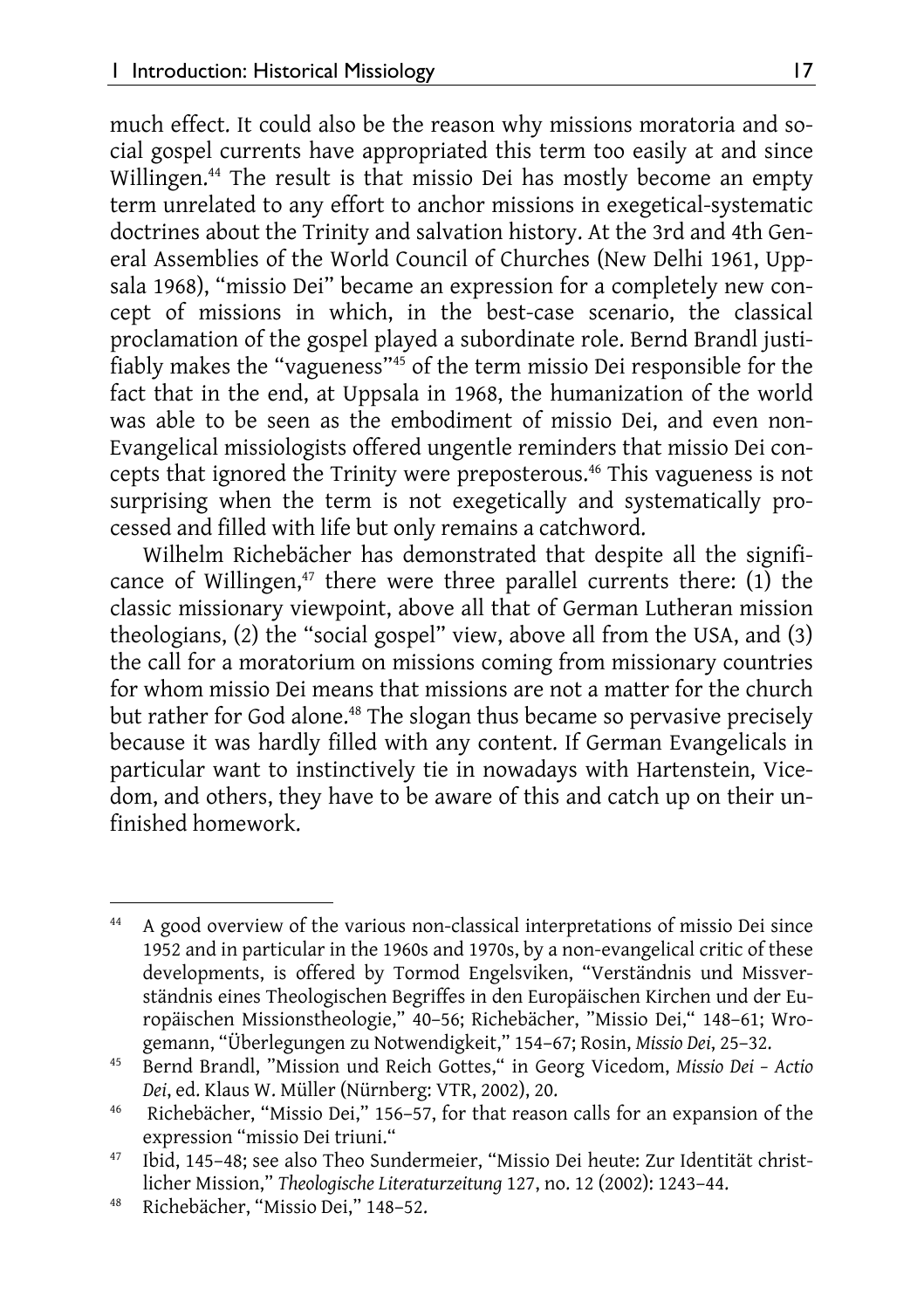much effect. It could also be the reason why missions moratoria and social gospel currents have appropriated this term too easily at and since Willingen.[44] The result is that missio Dei has mostly become an empty term unrelated to any effort to anchor missions in exegetical-systematic doctrines about the Trinity and salvation history. At the 3rd and 4th General Assemblies of the World Council of Churches (New Delhi 1961, Uppsala 1968), "missio Dei" became an expression for a completely new concept of missions in which, in the best-case scenario, the classical proclamation of the gospel played a subordinate role. Bernd Brandl justifiably makes the "vagueness"[45] of the term missio Dei responsible for the fact that in the end, at Uppsala in 1968, the humanization of the world was able to be seen as the embodiment of missio Dei, and even non-Evangelical missiologists offered ungentle reminders that missio Dei concepts that ignored the Trinity were preposterous.[46] This vagueness is not surprising when the term is not exegetically and systematically processed and filled with life but only remains a catchword.

Wilhelm Richebächer has demonstrated that despite all the significance of Willingen,[47] there were three parallel currents there: (1) the classic missionary viewpoint, above all that of German Lutheran mission theologians, (2) the "social gospel" view, above all from the USA, and (3) the call for a moratorium on missions coming from missionary countries for whom missio Dei means that missions are not a matter for the church but rather for God alone.[48] The slogan thus became so pervasive precisely because it was hardly filled with any content. If German Evangelicals in particular want to instinctively tie in nowadays with Hartenstein, Vicedom, and others, they have to be aware of this and catch up on their unfinished homework.

---

[44] A good overview of the various non-classical interpretations of missio Dei since 1952 and in particular in the 1960s and 1970s, by a non-evangelical critic of these developments, is offered by Tormod Engelsviken, "Verständnis und Missverständnis eines Theologischen Begriffes in den Europäischen Kirchen und der Europäischen Missionstheologie," 40–56; Richebächer, "Missio Dei," 148–61; Wrogemann, "Überlegungen zu Notwendigkeit," 154–67; Rosin, *Missio Dei*, 25–32.

[45] Bernd Brandl, "Mission und Reich Gottes," in Georg Vicedom, *Missio Dei – Actio Dei*, ed. Klaus W. Müller (Nürnberg: VTR, 2002), 20.

[46] Richebächer, "Missio Dei," 156–57, for that reason calls for an expansion of the expression "missio Dei triuni."

[47] Ibid, 145–48; see also Theo Sundermeier, "Missio Dei heute: Zur Identität christlicher Mission," *Theologische Literaturzeitung* 127, no. 12 (2002): 1243–44.

[48] Richebächer, "Missio Dei," 148–52.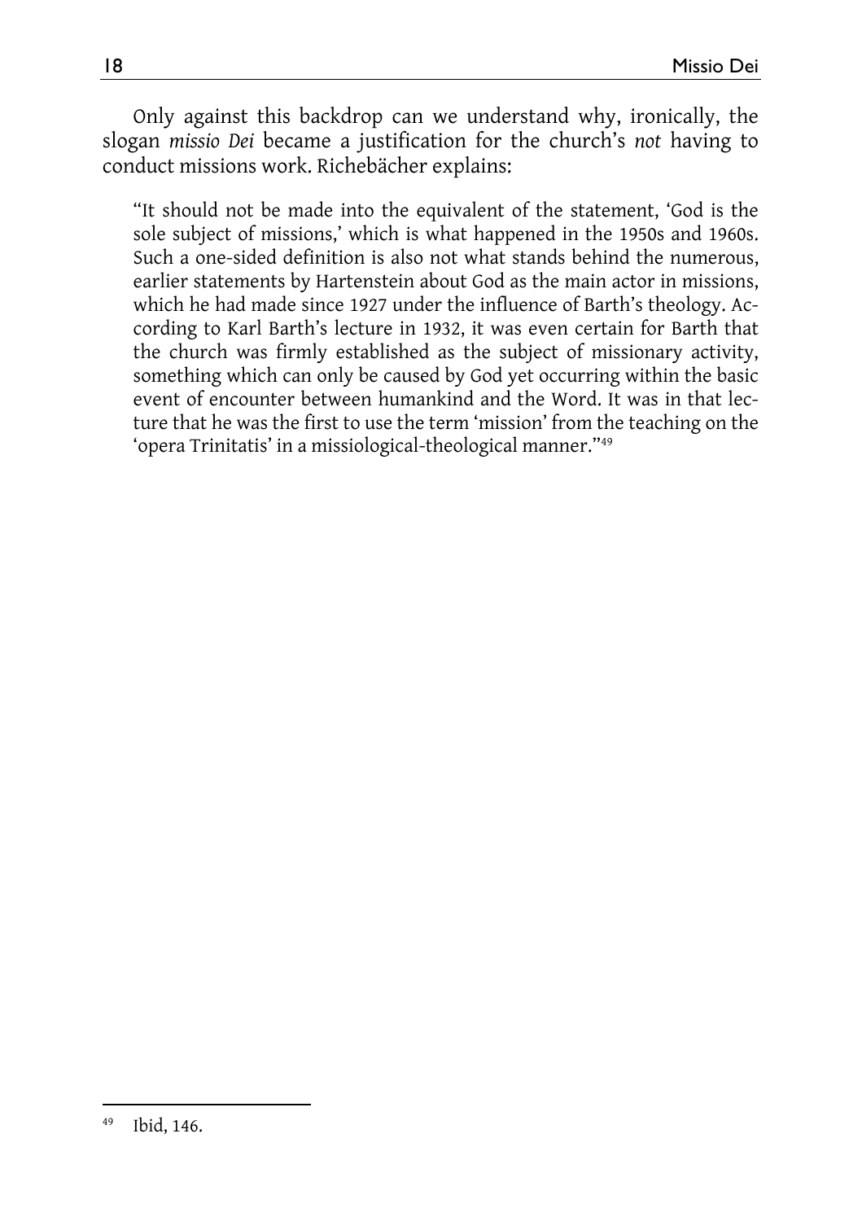Only against this backdrop can we understand why, ironically, the slogan *missio Dei* became a justification for the church's *not* having to conduct missions work. Richebächer explains:

> "It should not be made into the equivalent of the statement, 'God is the sole subject of missions,' which is what happened in the 1950s and 1960s. Such a one-sided definition is also not what stands behind the numerous, earlier statements by Hartenstein about God as the main actor in missions, which he had made since 1927 under the influence of Barth's theology. According to Karl Barth's lecture in 1932, it was even certain for Barth that the church was firmly established as the subject of missionary activity, something which can only be caused by God yet occurring within the basic event of encounter between humankind and the Word. It was in that lecture that he was the first to use the term 'mission' from the teaching on the 'opera Trinitatis' in a missiological-theological manner."[49]

---

[49] Ibid, 146.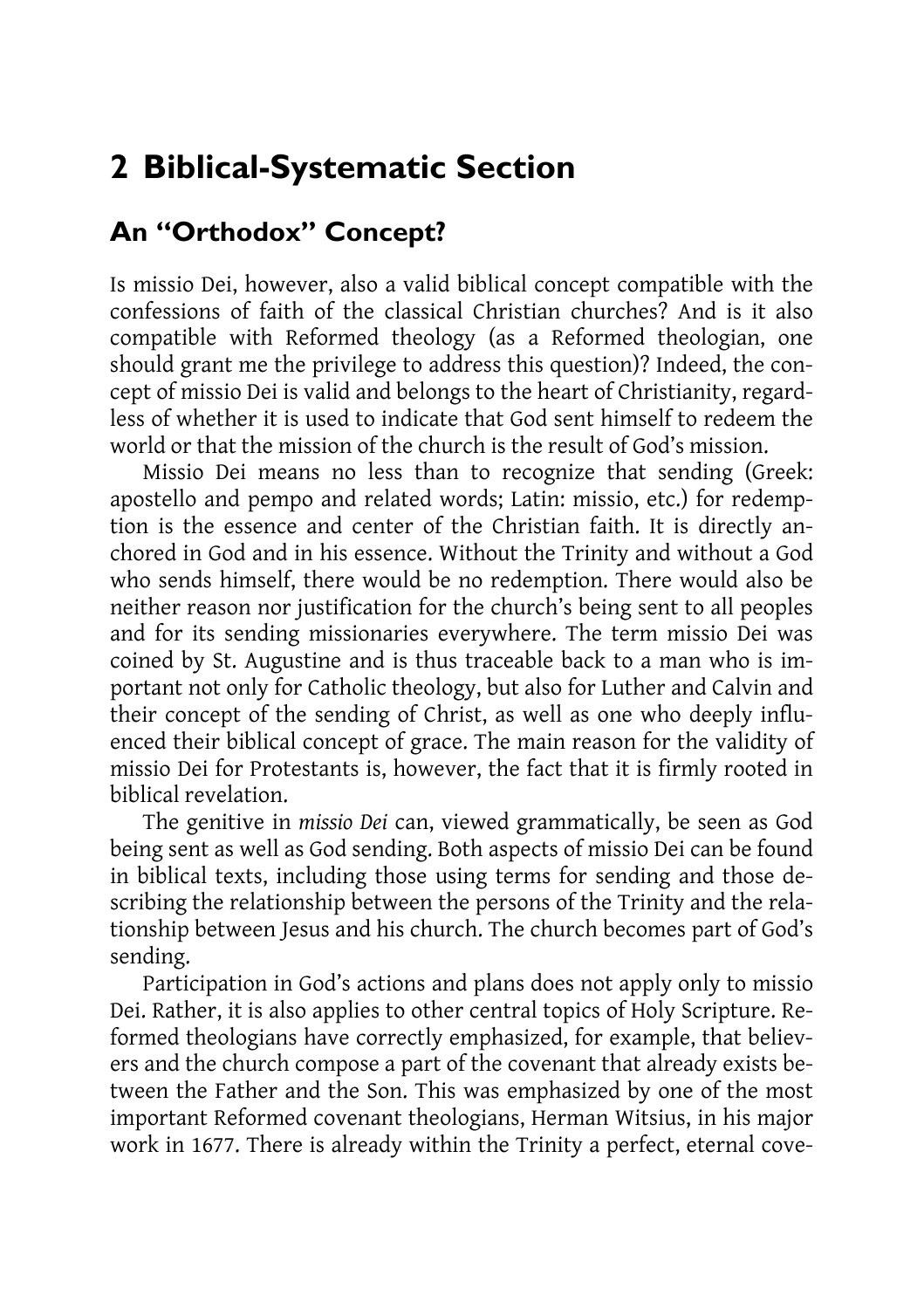# 2 Biblical-Systematic Section

## An "Orthodox" Concept?

Is missio Dei, however, also a valid biblical concept compatible with the confessions of faith of the classical Christian churches? And is it also compatible with Reformed theology (as a Reformed theologian, one should grant me the privilege to address this question)? Indeed, the concept of missio Dei is valid and belongs to the heart of Christianity, regardless of whether it is used to indicate that God sent himself to redeem the world or that the mission of the church is the result of God's mission.

Missio Dei means no less than to recognize that sending (Greek: apostello and pempo and related words; Latin: missio, etc.) for redemption is the essence and center of the Christian faith. It is directly anchored in God and in his essence. Without the Trinity and without a God who sends himself, there would be no redemption. There would also be neither reason nor justification for the church's being sent to all peoples and for its sending missionaries everywhere. The term missio Dei was coined by St. Augustine and is thus traceable back to a man who is important not only for Catholic theology, but also for Luther and Calvin and their concept of the sending of Christ, as well as one who deeply influenced their biblical concept of grace. The main reason for the validity of missio Dei for Protestants is, however, the fact that it is firmly rooted in biblical revelation.

The genitive in *missio Dei* can, viewed grammatically, be seen as God being sent as well as God sending. Both aspects of missio Dei can be found in biblical texts, including those using terms for sending and those describing the relationship between the persons of the Trinity and the relationship between Jesus and his church. The church becomes part of God's sending.

Participation in God's actions and plans does not apply only to missio Dei. Rather, it is also applies to other central topics of Holy Scripture. Reformed theologians have correctly emphasized, for example, that believers and the church compose a part of the covenant that already exists between the Father and the Son. This was emphasized by one of the most important Reformed covenant theologians, Herman Witsius, in his major work in 1677. There is already within the Trinity a perfect, eternal cove-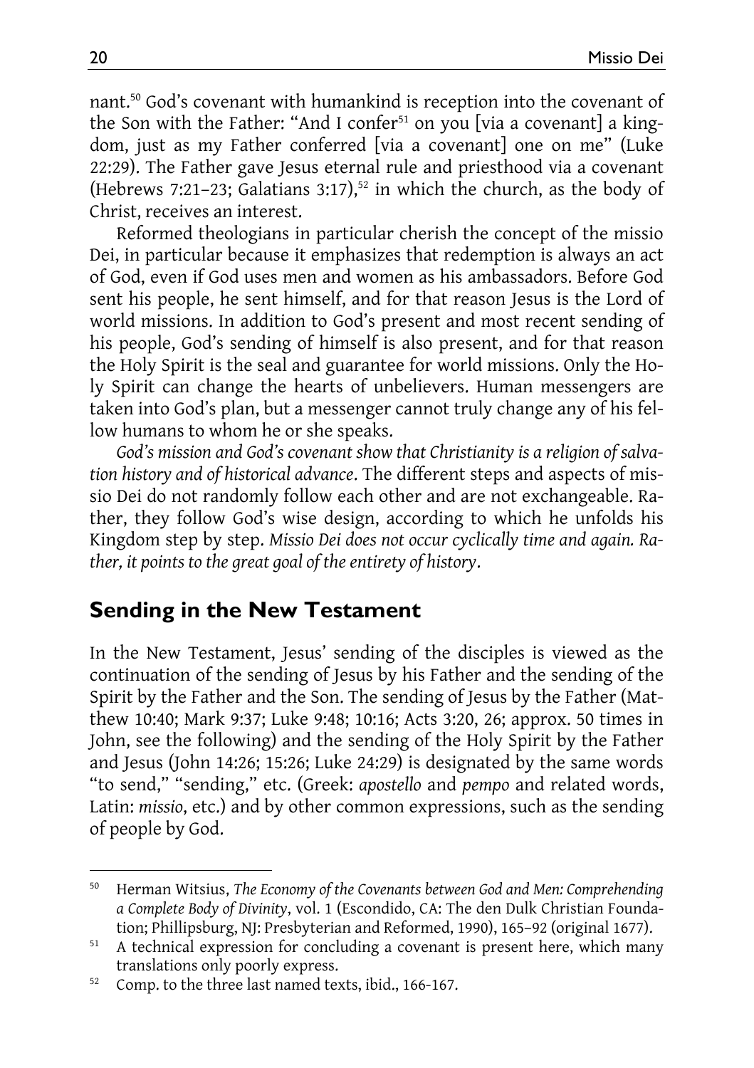nant.[50] God's covenant with humankind is reception into the covenant of the Son with the Father: "And I confer[51] on you [via a covenant] a kingdom, just as my Father conferred [via a covenant] one on me" (Luke 22:29). The Father gave Jesus eternal rule and priesthood via a covenant (Hebrews 7:21–23; Galatians 3:17),[52] in which the church, as the body of Christ, receives an interest.

Reformed theologians in particular cherish the concept of the missio Dei, in particular because it emphasizes that redemption is always an act of God, even if God uses men and women as his ambassadors. Before God sent his people, he sent himself, and for that reason Jesus is the Lord of world missions. In addition to God's present and most recent sending of his people, God's sending of himself is also present, and for that reason the Holy Spirit is the seal and guarantee for world missions. Only the Holy Spirit can change the hearts of unbelievers. Human messengers are taken into God's plan, but a messenger cannot truly change any of his fellow humans to whom he or she speaks.

*God's mission and God's covenant show that Christianity is a religion of salvation history and of historical advance*. The different steps and aspects of missio Dei do not randomly follow each other and are not exchangeable. Rather, they follow God's wise design, according to which he unfolds his Kingdom step by step. *Missio Dei does not occur cyclically time and again. Rather, it points to the great goal of the entirety of history*.

## Sending in the New Testament

In the New Testament, Jesus' sending of the disciples is viewed as the continuation of the sending of Jesus by his Father and the sending of the Spirit by the Father and the Son. The sending of Jesus by the Father (Matthew 10:40; Mark 9:37; Luke 9:48; 10:16; Acts 3:20, 26; approx. 50 times in John, see the following) and the sending of the Holy Spirit by the Father and Jesus (John 14:26; 15:26; Luke 24:29) is designated by the same words "to send," "sending," etc. (Greek: *apostello* and *pempo* and related words, Latin: *missio*, etc.) and by other common expressions, such as the sending of people by God.

---

[50] Herman Witsius, *The Economy of the Covenants between God and Men: Comprehending a Complete Body of Divinity*, vol. 1 (Escondido, CA: The den Dulk Christian Foundation; Phillipsburg, NJ: Presbyterian and Reformed, 1990), 165–92 (original 1677).

[51] A technical expression for concluding a covenant is present here, which many translations only poorly express.

[52] Comp. to the three last named texts, ibid., 166-167.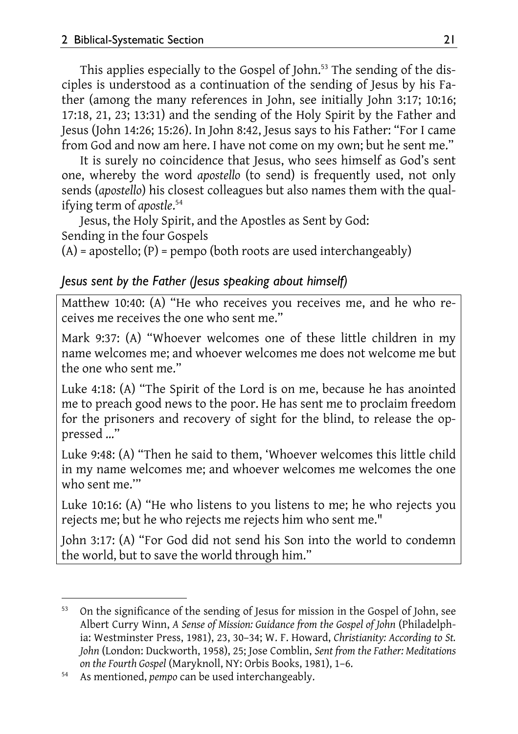This applies especially to the Gospel of John.[53] The sending of the disciples is understood as a continuation of the sending of Jesus by his Father (among the many references in John, see initially John 3:17; 10:16; 17:18, 21, 23; 13:31) and the sending of the Holy Spirit by the Father and Jesus (John 14:26; 15:26). In John 8:42, Jesus says to his Father: "For I came from God and now am here. I have not come on my own; but he sent me."

It is surely no coincidence that Jesus, who sees himself as God's sent one, whereby the word *apostello* (to send) is frequently used, not only sends (*apostello*) his closest colleagues but also names them with the qualifying term of *apostle*.[54]

Jesus, the Holy Spirit, and the Apostles as Sent by God:
Sending in the four Gospels
(A) = apostello; (P) = pempo (both roots are used interchangeably)

### *Jesus sent by the Father (Jesus speaking about himself)*

| |
|---|
| Matthew 10:40: (A) "He who receives you receives me, and he who receives me receives the one who sent me." |
| Mark 9:37: (A) "Whoever welcomes one of these little children in my name welcomes me; and whoever welcomes me does not welcome me but the one who sent me." |
| Luke 4:18: (A) "The Spirit of the Lord is on me, because he has anointed me to preach good news to the poor. He has sent me to proclaim freedom for the prisoners and recovery of sight for the blind, to release the oppressed ..." |
| Luke 9:48: (A) "Then he said to them, 'Whoever welcomes this little child in my name welcomes me; and whoever welcomes me welcomes the one who sent me.'" |
| Luke 10:16: (A) "He who listens to you listens to me; he who rejects you rejects me; but he who rejects me rejects him who sent me." |
| John 3:17: (A) "For God did not send his Son into the world to condemn the world, but to save the world through him." |

[53] On the significance of the sending of Jesus for mission in the Gospel of John, see Albert Curry Winn, *A Sense of Mission: Guidance from the Gospel of John* (Philadelphia: Westminster Press, 1981), 23, 30–34; W. F. Howard, *Christianity: According to St. John* (London: Duckworth, 1958), 25; Jose Comblin, *Sent from the Father: Meditations on the Fourth Gospel* (Maryknoll, NY: Orbis Books, 1981), 1–6.

[54] As mentioned, *pempo* can be used interchangeably.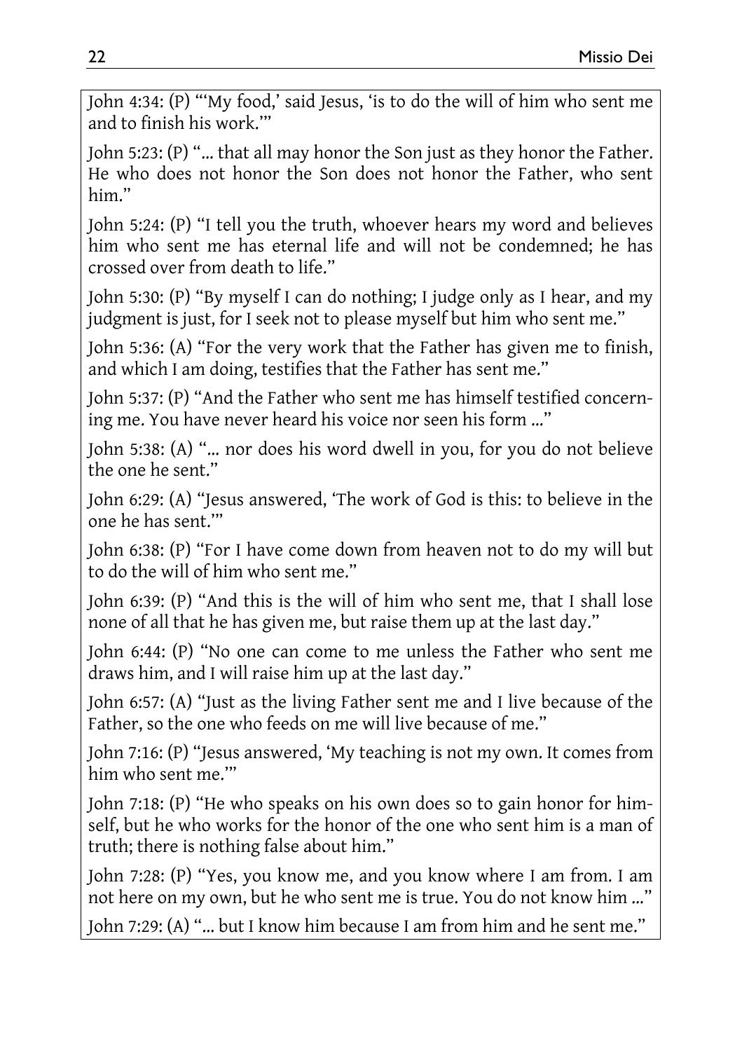John 4:34: (P) "'My food,' said Jesus, 'is to do the will of him who sent me and to finish his work.'"

John 5:23: (P) "... that all may honor the Son just as they honor the Father. He who does not honor the Son does not honor the Father, who sent him."

John 5:24: (P) "I tell you the truth, whoever hears my word and believes him who sent me has eternal life and will not be condemned; he has crossed over from death to life."

John 5:30: (P) "By myself I can do nothing; I judge only as I hear, and my judgment is just, for I seek not to please myself but him who sent me."

John 5:36: (A) "For the very work that the Father has given me to finish, and which I am doing, testifies that the Father has sent me."

John 5:37: (P) "And the Father who sent me has himself testified concerning me. You have never heard his voice nor seen his form ..."

John 5:38: (A) "... nor does his word dwell in you, for you do not believe the one he sent."

John 6:29: (A) "Jesus answered, 'The work of God is this: to believe in the one he has sent.'"

John 6:38: (P) "For I have come down from heaven not to do my will but to do the will of him who sent me."

John 6:39: (P) "And this is the will of him who sent me, that I shall lose none of all that he has given me, but raise them up at the last day."

John 6:44: (P) "No one can come to me unless the Father who sent me draws him, and I will raise him up at the last day."

John 6:57: (A) "Just as the living Father sent me and I live because of the Father, so the one who feeds on me will live because of me."

John 7:16: (P) "Jesus answered, 'My teaching is not my own. It comes from him who sent me.'"

John 7:18: (P) "He who speaks on his own does so to gain honor for himself, but he who works for the honor of the one who sent him is a man of truth; there is nothing false about him."

John 7:28: (P) "Yes, you know me, and you know where I am from. I am not here on my own, but he who sent me is true. You do not know him ..."

John 7:29: (A) "... but I know him because I am from him and he sent me."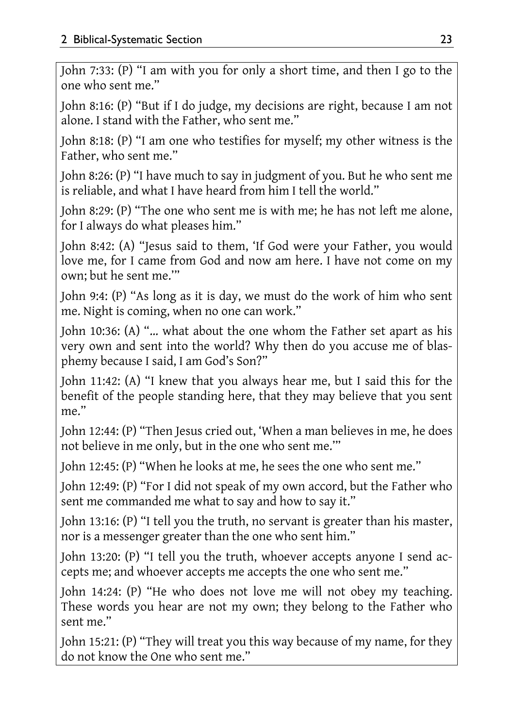John 7:33: (P) "I am with you for only a short time, and then I go to the one who sent me."

John 8:16: (P) "But if I do judge, my decisions are right, because I am not alone. I stand with the Father, who sent me."

John 8:18: (P) "I am one who testifies for myself; my other witness is the Father, who sent me."

John 8:26: (P) "I have much to say in judgment of you. But he who sent me is reliable, and what I have heard from him I tell the world."

John 8:29: (P) "The one who sent me is with me; he has not left me alone, for I always do what pleases him."

John 8:42: (A) "Jesus said to them, 'If God were your Father, you would love me, for I came from God and now am here. I have not come on my own; but he sent me.'"

John 9:4: (P) "As long as it is day, we must do the work of him who sent me. Night is coming, when no one can work."

John 10:36: (A) "... what about the one whom the Father set apart as his very own and sent into the world? Why then do you accuse me of blasphemy because I said, I am God's Son?"

John 11:42: (A) "I knew that you always hear me, but I said this for the benefit of the people standing here, that they may believe that you sent me."

John 12:44: (P) "Then Jesus cried out, 'When a man believes in me, he does not believe in me only, but in the one who sent me.'"

John 12:45: (P) "When he looks at me, he sees the one who sent me."

John 12:49: (P) "For I did not speak of my own accord, but the Father who sent me commanded me what to say and how to say it."

John 13:16: (P) "I tell you the truth, no servant is greater than his master, nor is a messenger greater than the one who sent him."

John 13:20: (P) "I tell you the truth, whoever accepts anyone I send accepts me; and whoever accepts me accepts the one who sent me."

John 14:24: (P) "He who does not love me will not obey my teaching. These words you hear are not my own; they belong to the Father who sent me."

John 15:21: (P) "They will treat you this way because of my name, for they do not know the One who sent me."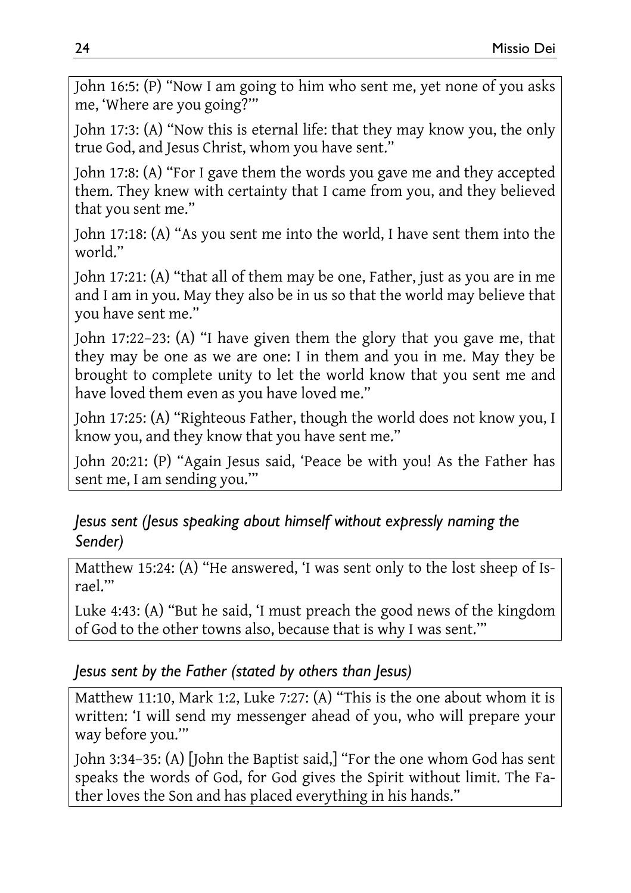John 16:5: (P) “Now I am going to him who sent me, yet none of you asks me, ‘Where are you going?’”

John 17:3: (A) “Now this is eternal life: that they may know you, the only true God, and Jesus Christ, whom you have sent.”

John 17:8: (A) “For I gave them the words you gave me and they accepted them. They knew with certainty that I came from you, and they believed that you sent me.”

John 17:18: (A) “As you sent me into the world, I have sent them into the world.”

John 17:21: (A) “that all of them may be one, Father, just as you are in me and I am in you. May they also be in us so that the world may believe that you have sent me.”

John 17:22–23: (A) “I have given them the glory that you gave me, that they may be one as we are one: I in them and you in me. May they be brought to complete unity to let the world know that you sent me and have loved them even as you have loved me.”

John 17:25: (A) “Righteous Father, though the world does not know you, I know you, and they know that you have sent me.”

John 20:21: (P) “Again Jesus said, ‘Peace be with you! As the Father has sent me, I am sending you.’”

### *Jesus sent (Jesus speaking about himself without expressly naming the Sender)*

Matthew 15:24: (A) “He answered, ‘I was sent only to the lost sheep of Israel.’”

Luke 4:43: (A) “But he said, ‘I must preach the good news of the kingdom of God to the other towns also, because that is why I was sent.’”

### *Jesus sent by the Father (stated by others than Jesus)*

Matthew 11:10, Mark 1:2, Luke 7:27: (A) “This is the one about whom it is written: ‘I will send my messenger ahead of you, who will prepare your way before you.’”

John 3:34–35: (A) [John the Baptist said,] “For the one whom God has sent speaks the words of God, for God gives the Spirit without limit. The Father loves the Son and has placed everything in his hands.”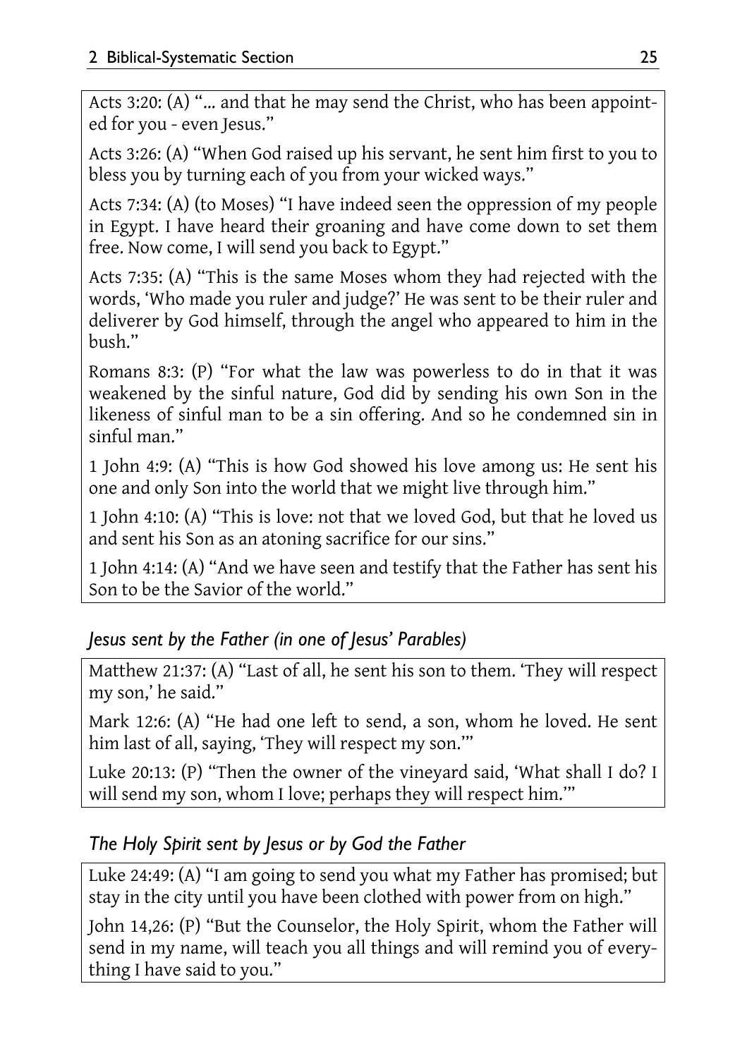Acts 3:20: (A) "... and that he may send the Christ, who has been appointed for you - even Jesus."

Acts 3:26: (A) "When God raised up his servant, he sent him first to you to bless you by turning each of you from your wicked ways."

Acts 7:34: (A) (to Moses) "I have indeed seen the oppression of my people in Egypt. I have heard their groaning and have come down to set them free. Now come, I will send you back to Egypt."

Acts 7:35: (A) "This is the same Moses whom they had rejected with the words, 'Who made you ruler and judge?' He was sent to be their ruler and deliverer by God himself, through the angel who appeared to him in the bush."

Romans 8:3: (P) "For what the law was powerless to do in that it was weakened by the sinful nature, God did by sending his own Son in the likeness of sinful man to be a sin offering. And so he condemned sin in sinful man."

1 John 4:9: (A) "This is how God showed his love among us: He sent his one and only Son into the world that we might live through him."

1 John 4:10: (A) "This is love: not that we loved God, but that he loved us and sent his Son as an atoning sacrifice for our sins."

1 John 4:14: (A) "And we have seen and testify that the Father has sent his Son to be the Savior of the world."

### *Jesus sent by the Father (in one of Jesus' Parables)*

Matthew 21:37: (A) "Last of all, he sent his son to them. 'They will respect my son,' he said."

Mark 12:6: (A) "He had one left to send, a son, whom he loved. He sent him last of all, saying, 'They will respect my son.'"

Luke 20:13: (P) "Then the owner of the vineyard said, 'What shall I do? I will send my son, whom I love; perhaps they will respect him.'"

### *The Holy Spirit sent by Jesus or by God the Father*

Luke 24:49: (A) "I am going to send you what my Father has promised; but stay in the city until you have been clothed with power from on high."

John 14,26: (P) "But the Counselor, the Holy Spirit, whom the Father will send in my name, will teach you all things and will remind you of everything I have said to you."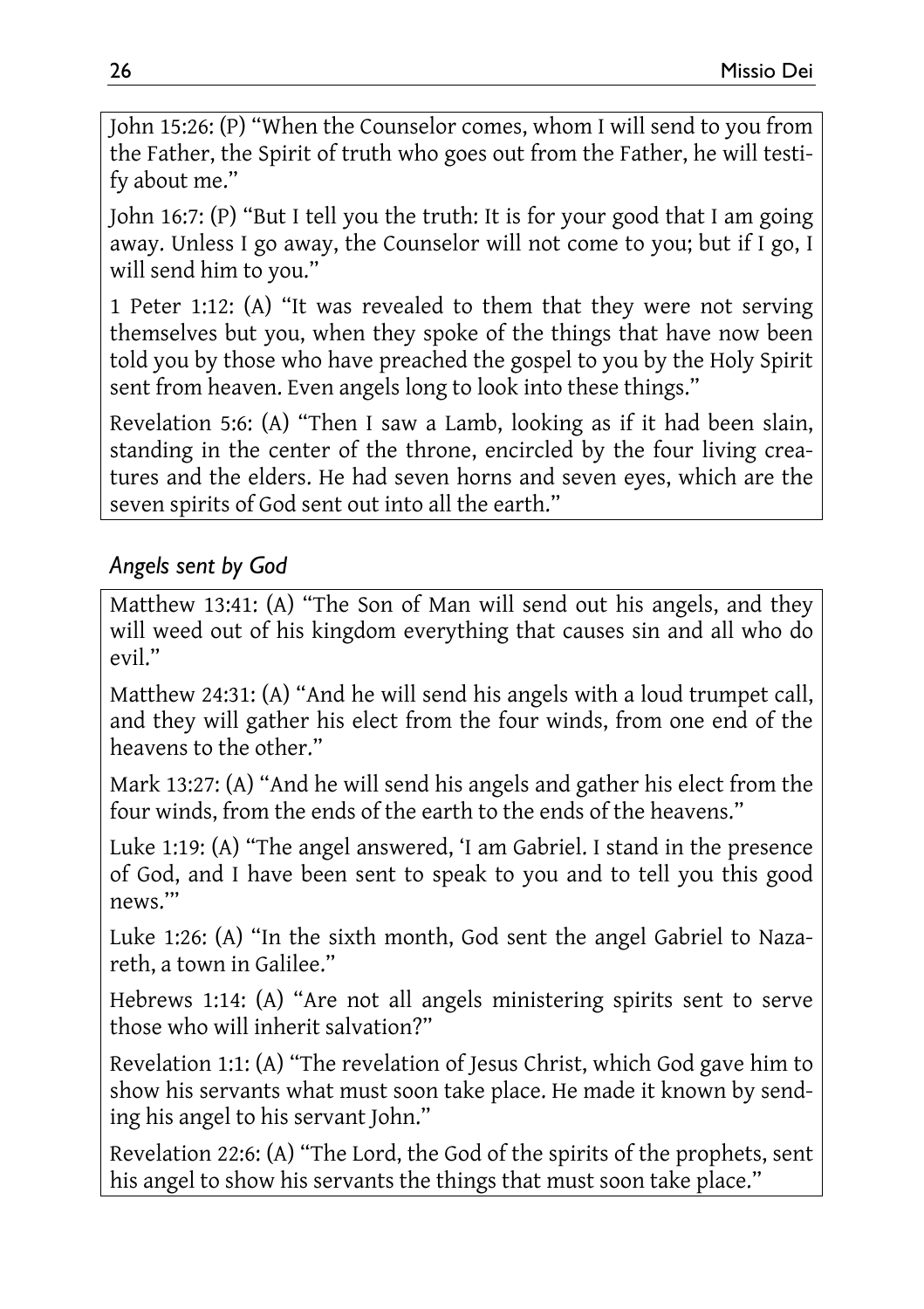John 15:26: (P) "When the Counselor comes, whom I will send to you from the Father, the Spirit of truth who goes out from the Father, he will testify about me."

John 16:7: (P) "But I tell you the truth: It is for your good that I am going away. Unless I go away, the Counselor will not come to you; but if I go, I will send him to you."

1 Peter 1:12: (A) "It was revealed to them that they were not serving themselves but you, when they spoke of the things that have now been told you by those who have preached the gospel to you by the Holy Spirit sent from heaven. Even angels long to look into these things."

Revelation 5:6: (A) "Then I saw a Lamb, looking as if it had been slain, standing in the center of the throne, encircled by the four living creatures and the elders. He had seven horns and seven eyes, which are the seven spirits of God sent out into all the earth."

### *Angels sent by God*

Matthew 13:41: (A) "The Son of Man will send out his angels, and they will weed out of his kingdom everything that causes sin and all who do evil."

Matthew 24:31: (A) "And he will send his angels with a loud trumpet call, and they will gather his elect from the four winds, from one end of the heavens to the other."

Mark 13:27: (A) "And he will send his angels and gather his elect from the four winds, from the ends of the earth to the ends of the heavens."

Luke 1:19: (A) "The angel answered, 'I am Gabriel. I stand in the presence of God, and I have been sent to speak to you and to tell you this good news.'"

Luke 1:26: (A) "In the sixth month, God sent the angel Gabriel to Nazareth, a town in Galilee."

Hebrews 1:14: (A) "Are not all angels ministering spirits sent to serve those who will inherit salvation?"

Revelation 1:1: (A) "The revelation of Jesus Christ, which God gave him to show his servants what must soon take place. He made it known by sending his angel to his servant John."

Revelation 22:6: (A) "The Lord, the God of the spirits of the prophets, sent his angel to show his servants the things that must soon take place."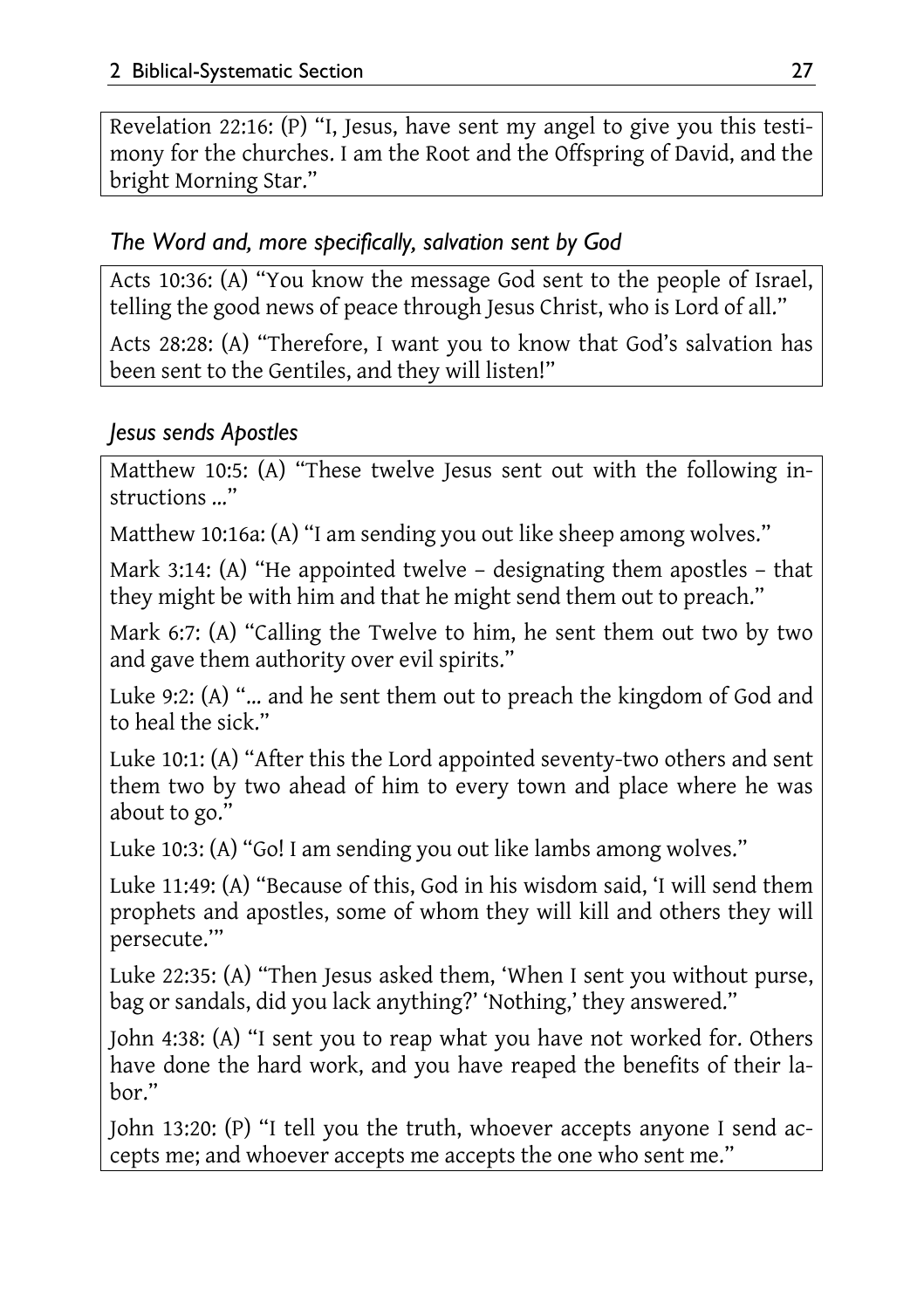Revelation 22:16: (P) "I, Jesus, have sent my angel to give you this testimony for the churches. I am the Root and the Offspring of David, and the bright Morning Star."

### *The Word and, more specifically, salvation sent by God*

Acts 10:36: (A) "You know the message God sent to the people of Israel, telling the good news of peace through Jesus Christ, who is Lord of all."

Acts 28:28: (A) "Therefore, I want you to know that God's salvation has been sent to the Gentiles, and they will listen!"

### *Jesus sends Apostles*

Matthew 10:5: (A) "These twelve Jesus sent out with the following instructions ..."

Matthew 10:16a: (A) "I am sending you out like sheep among wolves."

Mark 3:14: (A) "He appointed twelve – designating them apostles – that they might be with him and that he might send them out to preach."

Mark 6:7: (A) "Calling the Twelve to him, he sent them out two by two and gave them authority over evil spirits."

Luke 9:2: (A) "... and he sent them out to preach the kingdom of God and to heal the sick."

Luke 10:1: (A) "After this the Lord appointed seventy-two others and sent them two by two ahead of him to every town and place where he was about to go."

Luke 10:3: (A) "Go! I am sending you out like lambs among wolves."

Luke 11:49: (A) "Because of this, God in his wisdom said, 'I will send them prophets and apostles, some of whom they will kill and others they will persecute.'"

Luke 22:35: (A) "Then Jesus asked them, 'When I sent you without purse, bag or sandals, did you lack anything?' 'Nothing,' they answered."

John 4:38: (A) "I sent you to reap what you have not worked for. Others have done the hard work, and you have reaped the benefits of their labor."

John 13:20: (P) "I tell you the truth, whoever accepts anyone I send accepts me; and whoever accepts me accepts the one who sent me."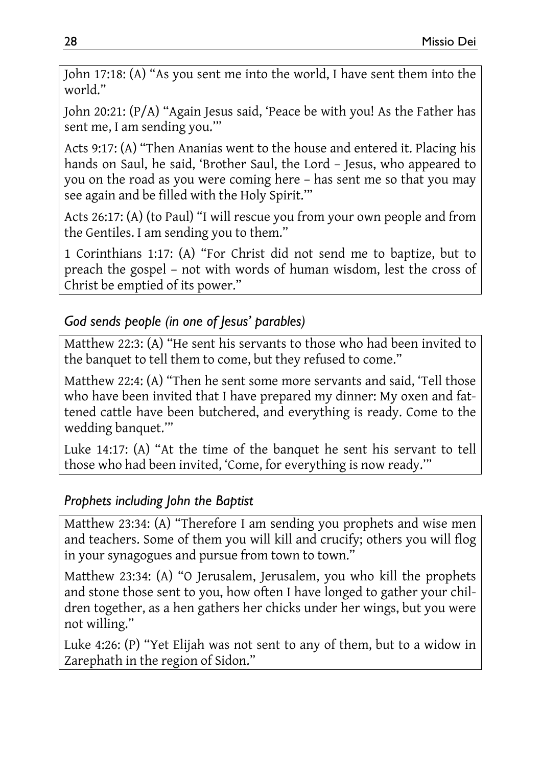John 17:18: (A) "As you sent me into the world, I have sent them into the world."

John 20:21: (P/A) "Again Jesus said, 'Peace be with you! As the Father has sent me, I am sending you.'"

Acts 9:17: (A) "Then Ananias went to the house and entered it. Placing his hands on Saul, he said, 'Brother Saul, the Lord – Jesus, who appeared to you on the road as you were coming here – has sent me so that you may see again and be filled with the Holy Spirit.'"

Acts 26:17: (A) (to Paul) "I will rescue you from your own people and from the Gentiles. I am sending you to them."

1 Corinthians 1:17: (A) "For Christ did not send me to baptize, but to preach the gospel – not with words of human wisdom, lest the cross of Christ be emptied of its power."

### *God sends people (in one of Jesus' parables)*

Matthew 22:3: (A) "He sent his servants to those who had been invited to the banquet to tell them to come, but they refused to come."

Matthew 22:4: (A) "Then he sent some more servants and said, 'Tell those who have been invited that I have prepared my dinner: My oxen and fattened cattle have been butchered, and everything is ready. Come to the wedding banquet.'"

Luke 14:17: (A) "At the time of the banquet he sent his servant to tell those who had been invited, 'Come, for everything is now ready.'"

### *Prophets including John the Baptist*

Matthew 23:34: (A) "Therefore I am sending you prophets and wise men and teachers. Some of them you will kill and crucify; others you will flog in your synagogues and pursue from town to town."

Matthew 23:34: (A) "O Jerusalem, Jerusalem, you who kill the prophets and stone those sent to you, how often I have longed to gather your children together, as a hen gathers her chicks under her wings, but you were not willing."

Luke 4:26: (P) "Yet Elijah was not sent to any of them, but to a widow in Zarephath in the region of Sidon."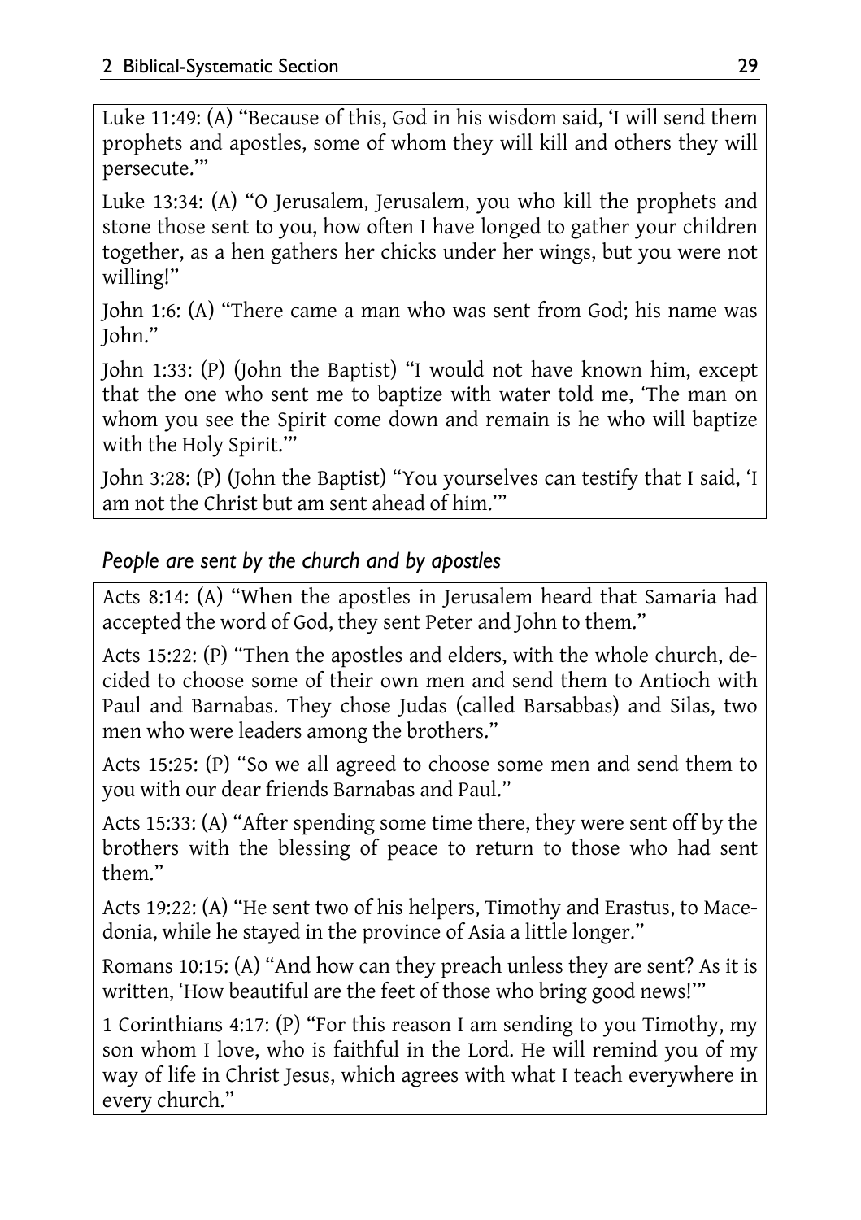Luke 11:49: (A) "Because of this, God in his wisdom said, 'I will send them prophets and apostles, some of whom they will kill and others they will persecute.'"

Luke 13:34: (A) "O Jerusalem, Jerusalem, you who kill the prophets and stone those sent to you, how often I have longed to gather your children together, as a hen gathers her chicks under her wings, but you were not willing!"

John 1:6: (A) "There came a man who was sent from God; his name was John."

John 1:33: (P) (John the Baptist) "I would not have known him, except that the one who sent me to baptize with water told me, 'The man on whom you see the Spirit come down and remain is he who will baptize with the Holy Spirit.'"

John 3:28: (P) (John the Baptist) "You yourselves can testify that I said, 'I am not the Christ but am sent ahead of him.'"

### *People are sent by the church and by apostles*

Acts 8:14: (A) "When the apostles in Jerusalem heard that Samaria had accepted the word of God, they sent Peter and John to them."

Acts 15:22: (P) "Then the apostles and elders, with the whole church, decided to choose some of their own men and send them to Antioch with Paul and Barnabas. They chose Judas (called Barsabbas) and Silas, two men who were leaders among the brothers."

Acts 15:25: (P) "So we all agreed to choose some men and send them to you with our dear friends Barnabas and Paul."

Acts 15:33: (A) "After spending some time there, they were sent off by the brothers with the blessing of peace to return to those who had sent them."

Acts 19:22: (A) "He sent two of his helpers, Timothy and Erastus, to Macedonia, while he stayed in the province of Asia a little longer."

Romans 10:15: (A) "And how can they preach unless they are sent? As it is written, 'How beautiful are the feet of those who bring good news!'"

1 Corinthians 4:17: (P) "For this reason I am sending to you Timothy, my son whom I love, who is faithful in the Lord. He will remind you of my way of life in Christ Jesus, which agrees with what I teach everywhere in every church."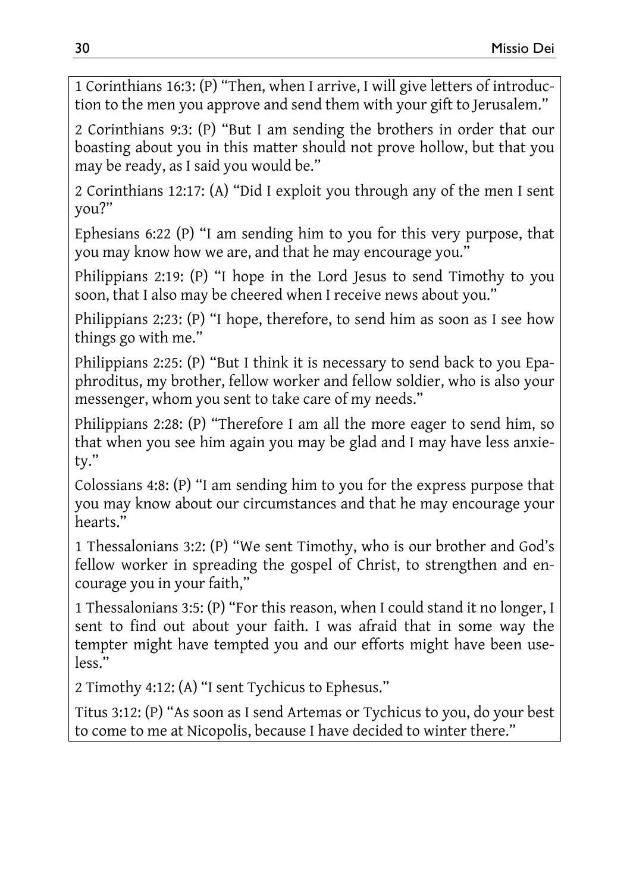1 Corinthians 16:3: (P) "Then, when I arrive, I will give letters of introduction to the men you approve and send them with your gift to Jerusalem."

2 Corinthians 9:3: (P) "But I am sending the brothers in order that our boasting about you in this matter should not prove hollow, but that you may be ready, as I said you would be."

2 Corinthians 12:17: (A) "Did I exploit you through any of the men I sent you?"

Ephesians 6:22 (P) "I am sending him to you for this very purpose, that you may know how we are, and that he may encourage you."

Philippians 2:19: (P) "I hope in the Lord Jesus to send Timothy to you soon, that I also may be cheered when I receive news about you."

Philippians 2:23: (P) "I hope, therefore, to send him as soon as I see how things go with me."

Philippians 2:25: (P) "But I think it is necessary to send back to you Epaphroditus, my brother, fellow worker and fellow soldier, who is also your messenger, whom you sent to take care of my needs."

Philippians 2:28: (P) "Therefore I am all the more eager to send him, so that when you see him again you may be glad and I may have less anxiety."

Colossians 4:8: (P) "I am sending him to you for the express purpose that you may know about our circumstances and that he may encourage your hearts."

1 Thessalonians 3:2: (P) "We sent Timothy, who is our brother and God's fellow worker in spreading the gospel of Christ, to strengthen and encourage you in your faith,"

1 Thessalonians 3:5: (P) "For this reason, when I could stand it no longer, I sent to find out about your faith. I was afraid that in some way the tempter might have tempted you and our efforts might have been useless."

2 Timothy 4:12: (A) "I sent Tychicus to Ephesus."

Titus 3:12: (P) "As soon as I send Artemas or Tychicus to you, do your best to come to me at Nicopolis, because I have decided to winter there."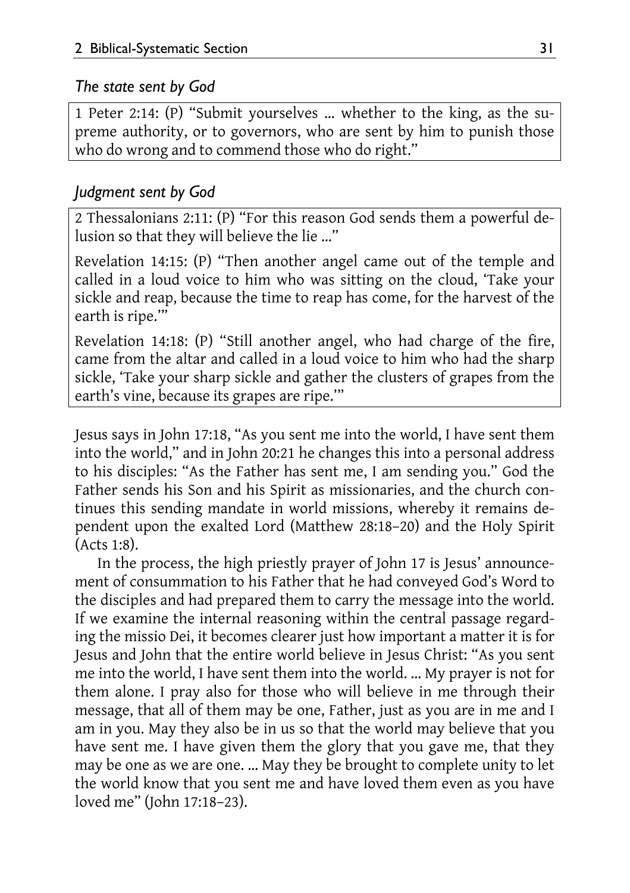*The state sent by God*

1 Peter 2:14: (P) "Submit yourselves ... whether to the king, as the supreme authority, or to governors, who are sent by him to punish those who do wrong and to commend those who do right."

*Judgment sent by God*

2 Thessalonians 2:11: (P) "For this reason God sends them a powerful delusion so that they will believe the lie ..."

Revelation 14:15: (P) "Then another angel came out of the temple and called in a loud voice to him who was sitting on the cloud, 'Take your sickle and reap, because the time to reap has come, for the harvest of the earth is ripe.'"

Revelation 14:18: (P) "Still another angel, who had charge of the fire, came from the altar and called in a loud voice to him who had the sharp sickle, 'Take your sharp sickle and gather the clusters of grapes from the earth's vine, because its grapes are ripe.'"

Jesus says in John 17:18, "As you sent me into the world, I have sent them into the world," and in John 20:21 he changes this into a personal address to his disciples: "As the Father has sent me, I am sending you." God the Father sends his Son and his Spirit as missionaries, and the church continues this sending mandate in world missions, whereby it remains dependent upon the exalted Lord (Matthew 28:18–20) and the Holy Spirit (Acts 1:8).

In the process, the high priestly prayer of John 17 is Jesus' announcement of consummation to his Father that he had conveyed God's Word to the disciples and had prepared them to carry the message into the world. If we examine the internal reasoning within the central passage regarding the missio Dei, it becomes clearer just how important a matter it is for Jesus and John that the entire world believe in Jesus Christ: "As you sent me into the world, I have sent them into the world. ... My prayer is not for them alone. I pray also for those who will believe in me through their message, that all of them may be one, Father, just as you are in me and I am in you. May they also be in us so that the world may believe that you have sent me. I have given them the glory that you gave me, that they may be one as we are one. ... May they be brought to complete unity to let the world know that you sent me and have loved them even as you have loved me" (John 17:18–23).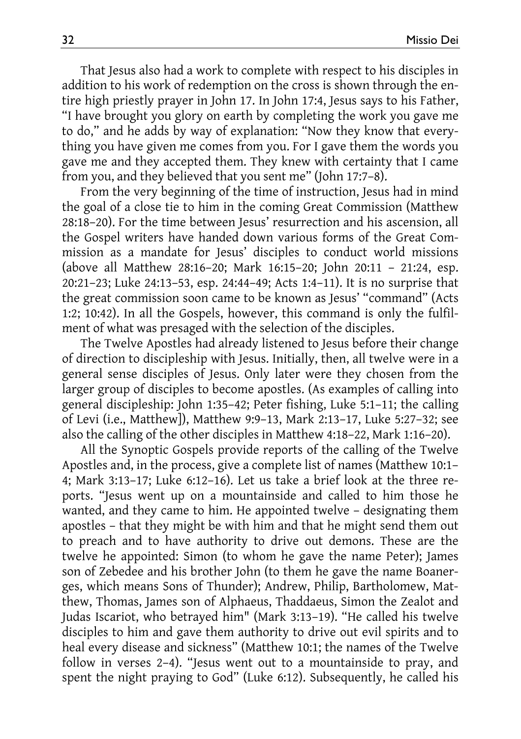That Jesus also had a work to complete with respect to his disciples in addition to his work of redemption on the cross is shown through the entire high priestly prayer in John 17. In John 17:4, Jesus says to his Father, “I have brought you glory on earth by completing the work you gave me to do,” and he adds by way of explanation: “Now they know that everything you have given me comes from you. For I gave them the words you gave me and they accepted them. They knew with certainty that I came from you, and they believed that you sent me” (John 17:7–8).

From the very beginning of the time of instruction, Jesus had in mind the goal of a close tie to him in the coming Great Commission (Matthew 28:18–20). For the time between Jesus' resurrection and his ascension, all the Gospel writers have handed down various forms of the Great Commission as a mandate for Jesus' disciples to conduct world missions (above all Matthew 28:16–20; Mark 16:15–20; John 20:11 – 21:24, esp. 20:21–23; Luke 24:13–53, esp. 24:44–49; Acts 1:4–11). It is no surprise that the great commission soon came to be known as Jesus' “command” (Acts 1:2; 10:42). In all the Gospels, however, this command is only the fulfilment of what was presaged with the selection of the disciples.

The Twelve Apostles had already listened to Jesus before their change of direction to discipleship with Jesus. Initially, then, all twelve were in a general sense disciples of Jesus. Only later were they chosen from the larger group of disciples to become apostles. (As examples of calling into general discipleship: John 1:35–42; Peter fishing, Luke 5:1–11; the calling of Levi (i.e., Matthew]), Matthew 9:9–13, Mark 2:13–17, Luke 5:27–32; see also the calling of the other disciples in Matthew 4:18–22, Mark 1:16–20).

All the Synoptic Gospels provide reports of the calling of the Twelve Apostles and, in the process, give a complete list of names (Matthew 10:1–4; Mark 3:13–17; Luke 6:12–16). Let us take a brief look at the three reports. “Jesus went up on a mountainside and called to him those he wanted, and they came to him. He appointed twelve – designating them apostles – that they might be with him and that he might send them out to preach and to have authority to drive out demons. These are the twelve he appointed: Simon (to whom he gave the name Peter); James son of Zebedee and his brother John (to them he gave the name Boanerges, which means Sons of Thunder); Andrew, Philip, Bartholomew, Matthew, Thomas, James son of Alphaeus, Thaddaeus, Simon the Zealot and Judas Iscariot, who betrayed him" (Mark 3:13–19). “He called his twelve disciples to him and gave them authority to drive out evil spirits and to heal every disease and sickness” (Matthew 10:1; the names of the Twelve follow in verses 2–4). “Jesus went out to a mountainside to pray, and spent the night praying to God” (Luke 6:12). Subsequently, he called his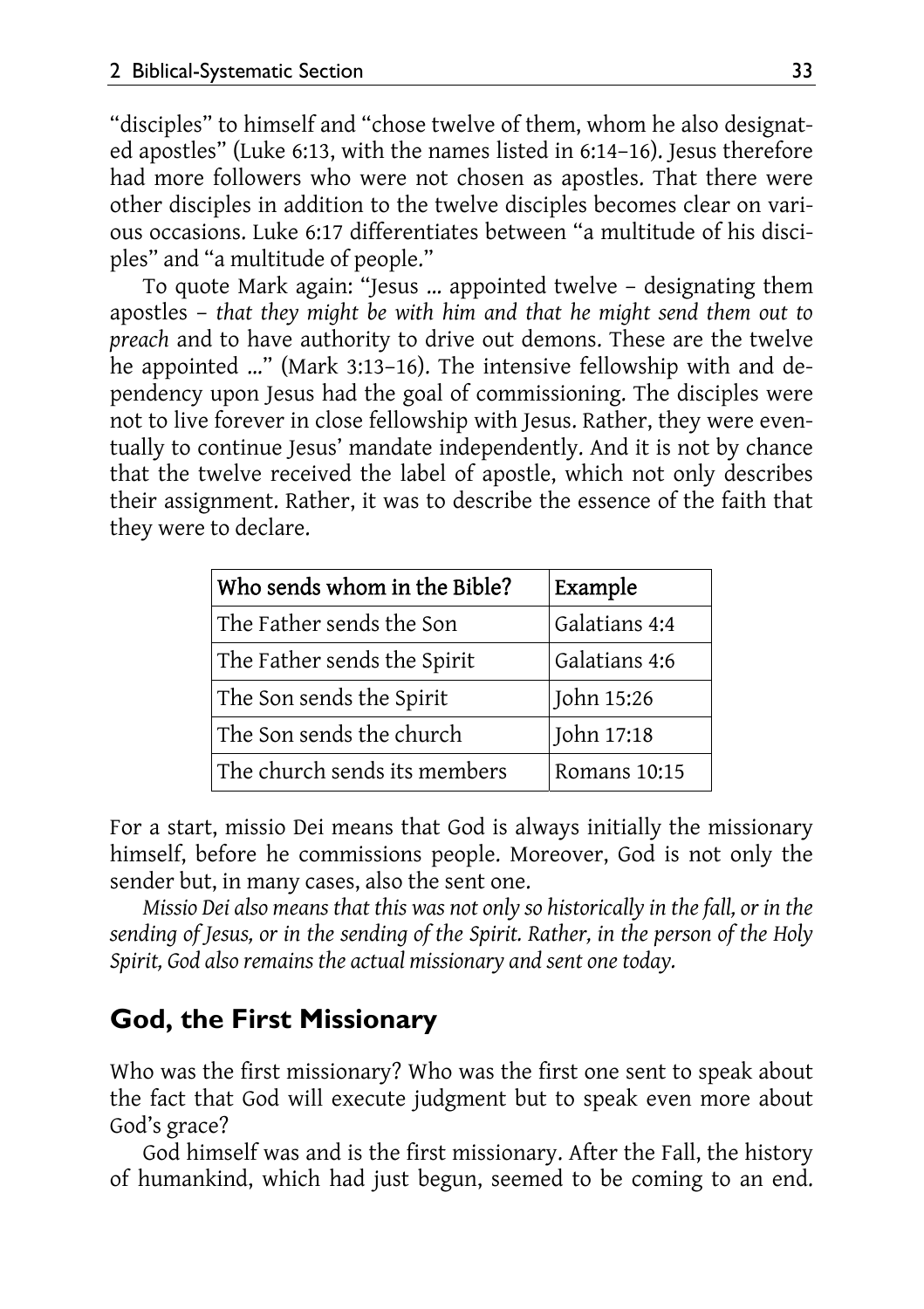"disciples" to himself and "chose twelve of them, whom he also designated apostles" (Luke 6:13, with the names listed in 6:14–16). Jesus therefore had more followers who were not chosen as apostles. That there were other disciples in addition to the twelve disciples becomes clear on various occasions. Luke 6:17 differentiates between "a multitude of his disciples" and "a multitude of people."

To quote Mark again: "Jesus ... appointed twelve – designating them apostles – *that they might be with him and that he might send them out to preach* and to have authority to drive out demons. These are the twelve he appointed ..." (Mark 3:13–16). The intensive fellowship with and dependency upon Jesus had the goal of commissioning. The disciples were not to live forever in close fellowship with Jesus. Rather, they were eventually to continue Jesus' mandate independently. And it is not by chance that the twelve received the label of apostle, which not only describes their assignment. Rather, it was to describe the essence of the faith that they were to declare.

| Who sends whom in the Bible? | Example |
|---|---|
| The Father sends the Son | Galatians 4:4 |
| The Father sends the Spirit | Galatians 4:6 |
| The Son sends the Spirit | John 15:26 |
| The Son sends the church | John 17:18 |
| The church sends its members | Romans 10:15 |

For a start, missio Dei means that God is always initially the missionary himself, before he commissions people. Moreover, God is not only the sender but, in many cases, also the sent one.

*Missio Dei also means that this was not only so historically in the fall, or in the sending of Jesus, or in the sending of the Spirit. Rather, in the person of the Holy Spirit, God also remains the actual missionary and sent one today.*

## God, the First Missionary

Who was the first missionary? Who was the first one sent to speak about the fact that God will execute judgment but to speak even more about God's grace?

God himself was and is the first missionary. After the Fall, the history of humankind, which had just begun, seemed to be coming to an end.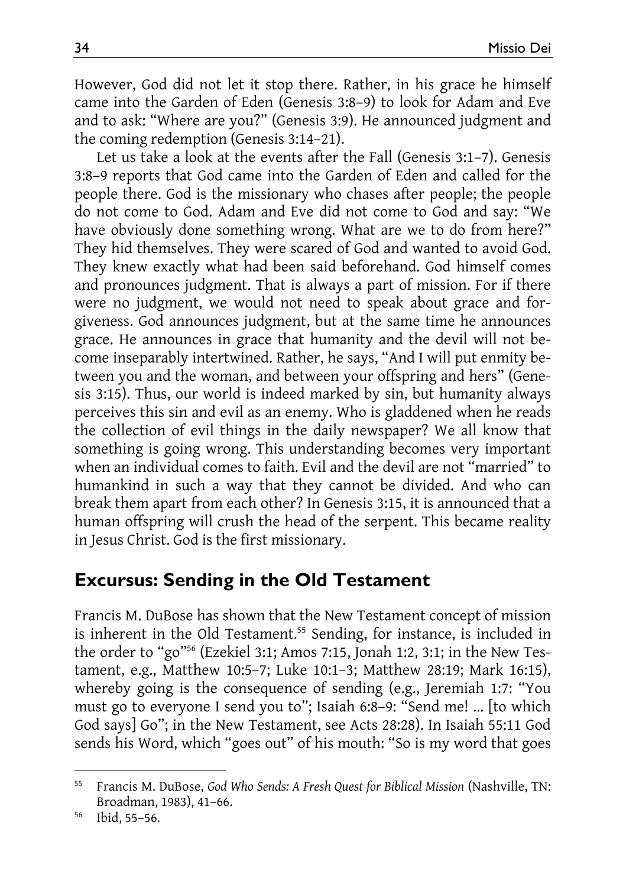However, God did not let it stop there. Rather, in his grace he himself came into the Garden of Eden (Genesis 3:8–9) to look for Adam and Eve and to ask: "Where are you?" (Genesis 3:9). He announced judgment and the coming redemption (Genesis 3:14–21).

Let us take a look at the events after the Fall (Genesis 3:1–7). Genesis 3:8–9 reports that God came into the Garden of Eden and called for the people there. God is the missionary who chases after people; the people do not come to God. Adam and Eve did not come to God and say: "We have obviously done something wrong. What are we to do from here?" They hid themselves. They were scared of God and wanted to avoid God. They knew exactly what had been said beforehand. God himself comes and pronounces judgment. That is always a part of mission. For if there were no judgment, we would not need to speak about grace and forgiveness. God announces judgment, but at the same time he announces grace. He announces in grace that humanity and the devil will not become inseparably intertwined. Rather, he says, "And I will put enmity between you and the woman, and between your offspring and hers" (Genesis 3:15). Thus, our world is indeed marked by sin, but humanity always perceives this sin and evil as an enemy. Who is gladdened when he reads the collection of evil things in the daily newspaper? We all know that something is going wrong. This understanding becomes very important when an individual comes to faith. Evil and the devil are not "married" to humankind in such a way that they cannot be divided. And who can break them apart from each other? In Genesis 3:15, it is announced that a human offspring will crush the head of the serpent. This became reality in Jesus Christ. God is the first missionary.

## Excursus: Sending in the Old Testament

Francis M. DuBose has shown that the New Testament concept of mission is inherent in the Old Testament.[55] Sending, for instance, is included in the order to "go"[56] (Ezekiel 3:1; Amos 7:15, Jonah 1:2, 3:1; in the New Testament, e.g., Matthew 10:5–7; Luke 10:1–3; Matthew 28:19; Mark 16:15), whereby going is the consequence of sending (e.g., Jeremiah 1:7: "You must go to everyone I send you to"; Isaiah 6:8–9: "Send me! ... [to which God says] Go"; in the New Testament, see Acts 28:28). In Isaiah 55:11 God sends his Word, which "goes out" of his mouth: "So is my word that goes

---

[55] Francis M. DuBose, *God Who Sends: A Fresh Quest for Biblical Mission* (Nashville, TN: Broadman, 1983), 41–66.

[56] Ibid, 55–56.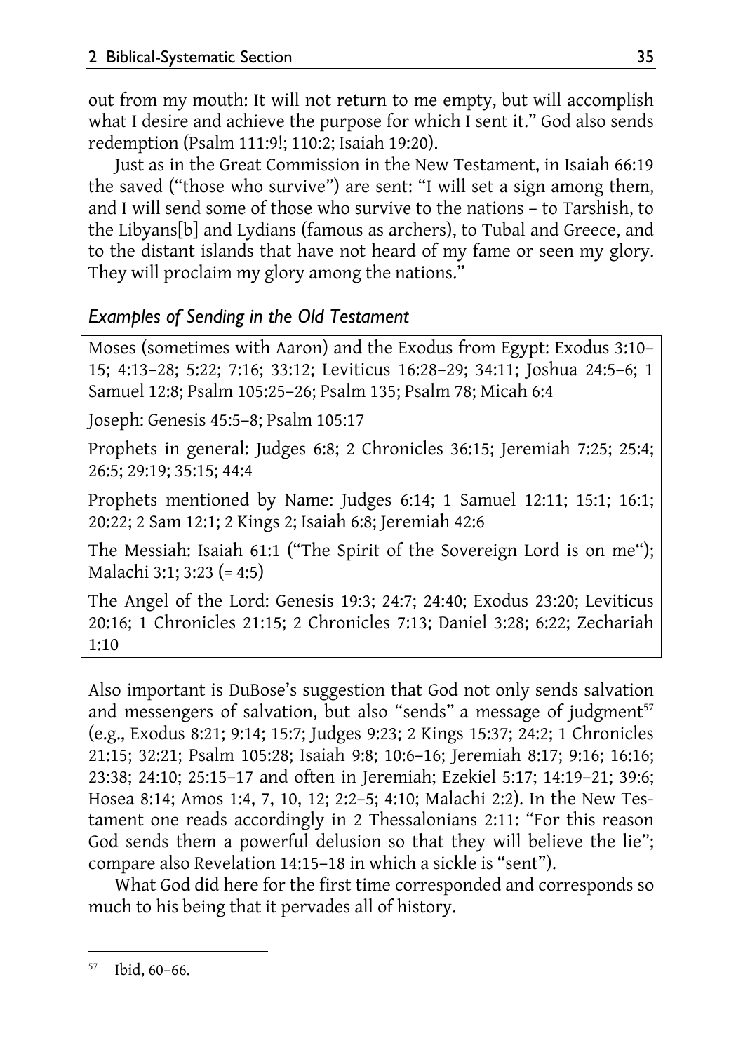out from my mouth: It will not return to me empty, but will accomplish what I desire and achieve the purpose for which I sent it." God also sends redemption (Psalm 111:9!; 110:2; Isaiah 19:20).

Just as in the Great Commission in the New Testament, in Isaiah 66:19 the saved ("those who survive") are sent: "I will set a sign among them, and I will send some of those who survive to the nations – to Tarshish, to the Libyans[b] and Lydians (famous as archers), to Tubal and Greece, and to the distant islands that have not heard of my fame or seen my glory. They will proclaim my glory among the nations."

### *Examples of Sending in the Old Testament*

| |
|---|
| Moses (sometimes with Aaron) and the Exodus from Egypt: Exodus 3:10–15; 4:13–28; 5:22; 7:16; 33:12; Leviticus 16:28–29; 34:11; Joshua 24:5–6; 1 Samuel 12:8; Psalm 105:25–26; Psalm 135; Psalm 78; Micah 6:4 |
| Joseph: Genesis 45:5–8; Psalm 105:17 |
| Prophets in general: Judges 6:8; 2 Chronicles 36:15; Jeremiah 7:25; 25:4; 26:5; 29:19; 35:15; 44:4 |
| Prophets mentioned by Name: Judges 6:14; 1 Samuel 12:11; 15:1; 16:1; 20:22; 2 Sam 12:1; 2 Kings 2; Isaiah 6:8; Jeremiah 42:6 |
| The Messiah: Isaiah 61:1 ("The Spirit of the Sovereign Lord is on me"); Malachi 3:1; 3:23 (= 4:5) |
| The Angel of the Lord: Genesis 19:3; 24:7; 24:40; Exodus 23:20; Leviticus 20:16; 1 Chronicles 21:15; 2 Chronicles 7:13; Daniel 3:28; 6:22; Zechariah 1:10 |

Also important is DuBose's suggestion that God not only sends salvation and messengers of salvation, but also "sends" a message of judgment[57] (e.g., Exodus 8:21; 9:14; 15:7; Judges 9:23; 2 Kings 15:37; 24:2; 1 Chronicles 21:15; 32:21; Psalm 105:28; Isaiah 9:8; 10:6–16; Jeremiah 8:17; 9:16; 16:16; 23:38; 24:10; 25:15–17 and often in Jeremiah; Ezekiel 5:17; 14:19–21; 39:6; Hosea 8:14; Amos 1:4, 7, 10, 12; 2:2–5; 4:10; Malachi 2:2). In the New Testament one reads accordingly in 2 Thessalonians 2:11: "For this reason God sends them a powerful delusion so that they will believe the lie"; compare also Revelation 14:15–18 in which a sickle is "sent").

What God did here for the first time corresponded and corresponds so much to his being that it pervades all of history.

---

[57] Ibid, 60–66.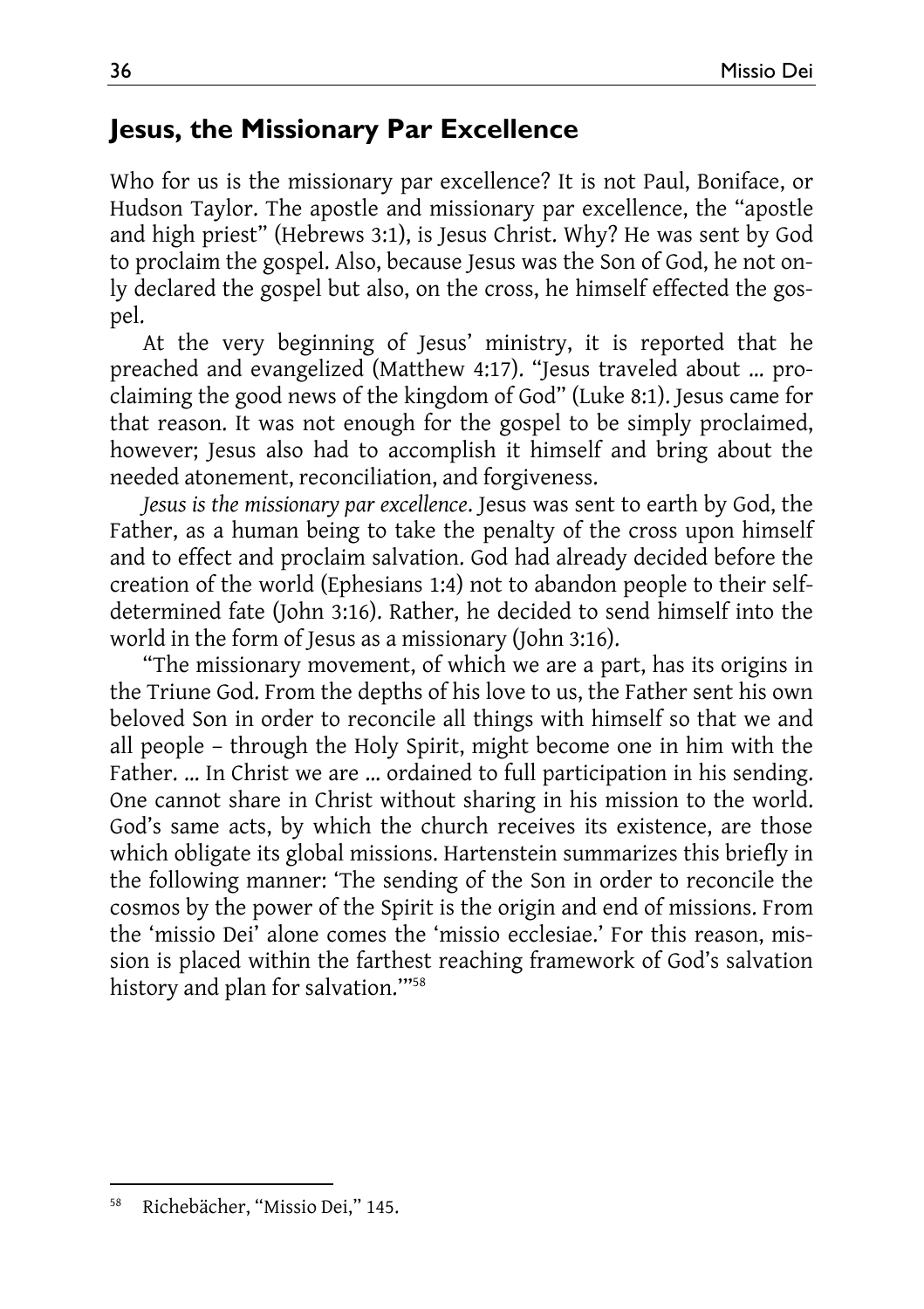## Jesus, the Missionary Par Excellence

Who for us is the missionary par excellence? It is not Paul, Boniface, or Hudson Taylor. The apostle and missionary par excellence, the "apostle and high priest" (Hebrews 3:1), is Jesus Christ. Why? He was sent by God to proclaim the gospel. Also, because Jesus was the Son of God, he not only declared the gospel but also, on the cross, he himself effected the gospel.

At the very beginning of Jesus' ministry, it is reported that he preached and evangelized (Matthew 4:17). "Jesus traveled about ... proclaiming the good news of the kingdom of God" (Luke 8:1). Jesus came for that reason. It was not enough for the gospel to be simply proclaimed, however; Jesus also had to accomplish it himself and bring about the needed atonement, reconciliation, and forgiveness.

*Jesus is the missionary par excellence*. Jesus was sent to earth by God, the Father, as a human being to take the penalty of the cross upon himself and to effect and proclaim salvation. God had already decided before the creation of the world (Ephesians 1:4) not to abandon people to their self-determined fate (John 3:16). Rather, he decided to send himself into the world in the form of Jesus as a missionary (John 3:16).

"The missionary movement, of which we are a part, has its origins in the Triune God. From the depths of his love to us, the Father sent his own beloved Son in order to reconcile all things with himself so that we and all people – through the Holy Spirit, might become one in him with the Father. ... In Christ we are ... ordained to full participation in his sending. One cannot share in Christ without sharing in his mission to the world. God's same acts, by which the church receives its existence, are those which obligate its global missions. Hartenstein summarizes this briefly in the following manner: 'The sending of the Son in order to reconcile the cosmos by the power of the Spirit is the origin and end of missions. From the 'missio Dei' alone comes the 'missio ecclesiae.' For this reason, mission is placed within the farthest reaching framework of God's salvation history and plan for salvation.'"[58]

---

[58] Richebächer, "Missio Dei," 145.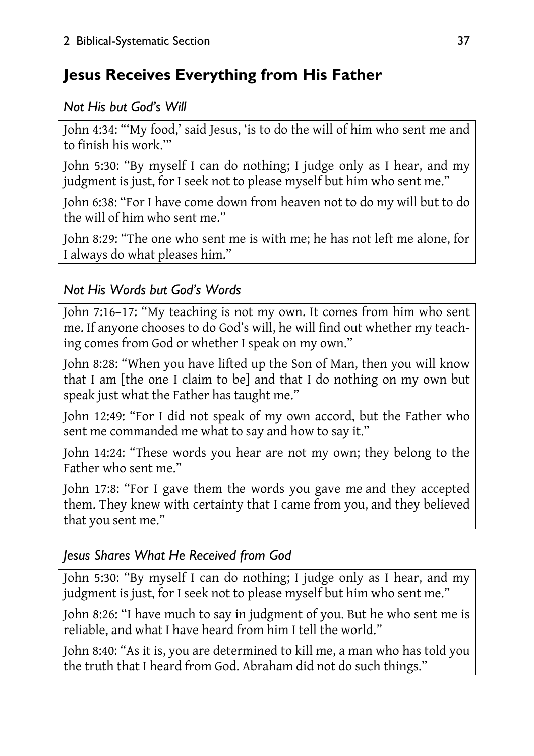## Jesus Receives Everything from His Father

### *Not His but God's Will*

John 4:34: "'My food,' said Jesus, 'is to do the will of him who sent me and to finish his work.'"

John 5:30: "By myself I can do nothing; I judge only as I hear, and my judgment is just, for I seek not to please myself but him who sent me."

John 6:38: "For I have come down from heaven not to do my will but to do the will of him who sent me."

John 8:29: "The one who sent me is with me; he has not left me alone, for I always do what pleases him."

### *Not His Words but God's Words*

John 7:16–17: "My teaching is not my own. It comes from him who sent me. If anyone chooses to do God's will, he will find out whether my teaching comes from God or whether I speak on my own."

John 8:28: "When you have lifted up the Son of Man, then you will know that I am [the one I claim to be] and that I do nothing on my own but speak just what the Father has taught me."

John 12:49: "For I did not speak of my own accord, but the Father who sent me commanded me what to say and how to say it."

John 14:24: "These words you hear are not my own; they belong to the Father who sent me."

John 17:8: "For I gave them the words you gave me and they accepted them. They knew with certainty that I came from you, and they believed that you sent me."

### *Jesus Shares What He Received from God*

John 5:30: "By myself I can do nothing; I judge only as I hear, and my judgment is just, for I seek not to please myself but him who sent me."

John 8:26: "I have much to say in judgment of you. But he who sent me is reliable, and what I have heard from him I tell the world."

John 8:40: "As it is, you are determined to kill me, a man who has told you the truth that I heard from God. Abraham did not do such things."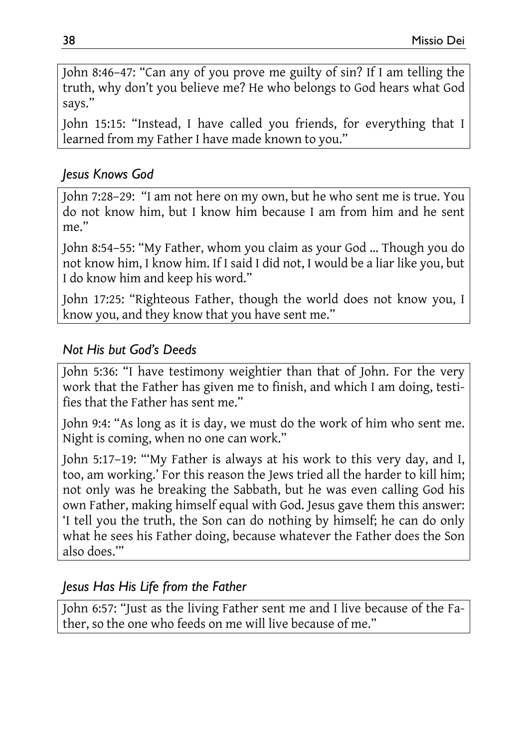John 8:46–47: "Can any of you prove me guilty of sin? If I am telling the truth, why don't you believe me? He who belongs to God hears what God says."

John 15:15: "Instead, I have called you friends, for everything that I learned from my Father I have made known to you."

### *Jesus Knows God*

John 7:28–29: "I am not here on my own, but he who sent me is true. You do not know him, but I know him because I am from him and he sent me."

John 8:54–55: "My Father, whom you claim as your God ... Though you do not know him, I know him. If I said I did not, I would be a liar like you, but I do know him and keep his word."

John 17:25: "Righteous Father, though the world does not know you, I know you, and they know that you have sent me."

### *Not His but God's Deeds*

John 5:36: "I have testimony weightier than that of John. For the very work that the Father has given me to finish, and which I am doing, testifies that the Father has sent me."

John 9:4: "As long as it is day, we must do the work of him who sent me. Night is coming, when no one can work."

John 5:17–19: "'My Father is always at his work to this very day, and I, too, am working.' For this reason the Jews tried all the harder to kill him; not only was he breaking the Sabbath, but he was even calling God his own Father, making himself equal with God. Jesus gave them this answer: 'I tell you the truth, the Son can do nothing by himself; he can do only what he sees his Father doing, because whatever the Father does the Son also does.'"

### *Jesus Has His Life from the Father*

John 6:57: "Just as the living Father sent me and I live because of the Father, so the one who feeds on me will live because of me."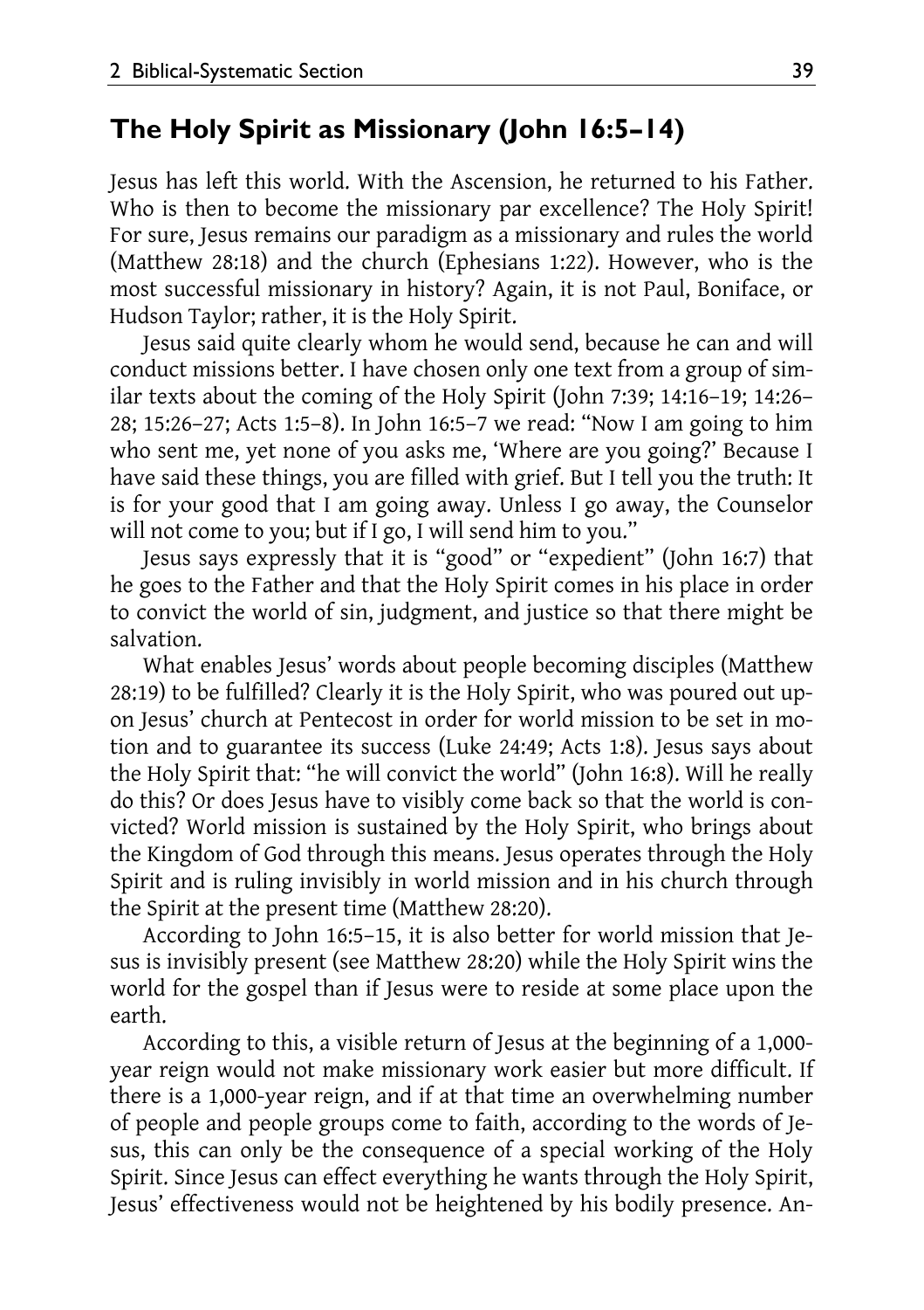## The Holy Spirit as Missionary (John 16:5–14)

Jesus has left this world. With the Ascension, he returned to his Father. Who is then to become the missionary par excellence? The Holy Spirit! For sure, Jesus remains our paradigm as a missionary and rules the world (Matthew 28:18) and the church (Ephesians 1:22). However, who is the most successful missionary in history? Again, it is not Paul, Boniface, or Hudson Taylor; rather, it is the Holy Spirit.

Jesus said quite clearly whom he would send, because he can and will conduct missions better. I have chosen only one text from a group of similar texts about the coming of the Holy Spirit (John 7:39; 14:16–19; 14:26–28; 15:26–27; Acts 1:5–8). In John 16:5–7 we read: "Now I am going to him who sent me, yet none of you asks me, 'Where are you going?' Because I have said these things, you are filled with grief. But I tell you the truth: It is for your good that I am going away. Unless I go away, the Counselor will not come to you; but if I go, I will send him to you."

Jesus says expressly that it is "good" or "expedient" (John 16:7) that he goes to the Father and that the Holy Spirit comes in his place in order to convict the world of sin, judgment, and justice so that there might be salvation.

What enables Jesus' words about people becoming disciples (Matthew 28:19) to be fulfilled? Clearly it is the Holy Spirit, who was poured out upon Jesus' church at Pentecost in order for world mission to be set in motion and to guarantee its success (Luke 24:49; Acts 1:8). Jesus says about the Holy Spirit that: "he will convict the world" (John 16:8). Will he really do this? Or does Jesus have to visibly come back so that the world is convicted? World mission is sustained by the Holy Spirit, who brings about the Kingdom of God through this means. Jesus operates through the Holy Spirit and is ruling invisibly in world mission and in his church through the Spirit at the present time (Matthew 28:20).

According to John 16:5–15, it is also better for world mission that Jesus is invisibly present (see Matthew 28:20) while the Holy Spirit wins the world for the gospel than if Jesus were to reside at some place upon the earth.

According to this, a visible return of Jesus at the beginning of a 1,000-year reign would not make missionary work easier but more difficult. If there is a 1,000-year reign, and if at that time an overwhelming number of people and people groups come to faith, according to the words of Jesus, this can only be the consequence of a special working of the Holy Spirit. Since Jesus can effect everything he wants through the Holy Spirit, Jesus' effectiveness would not be heightened by his bodily presence. An-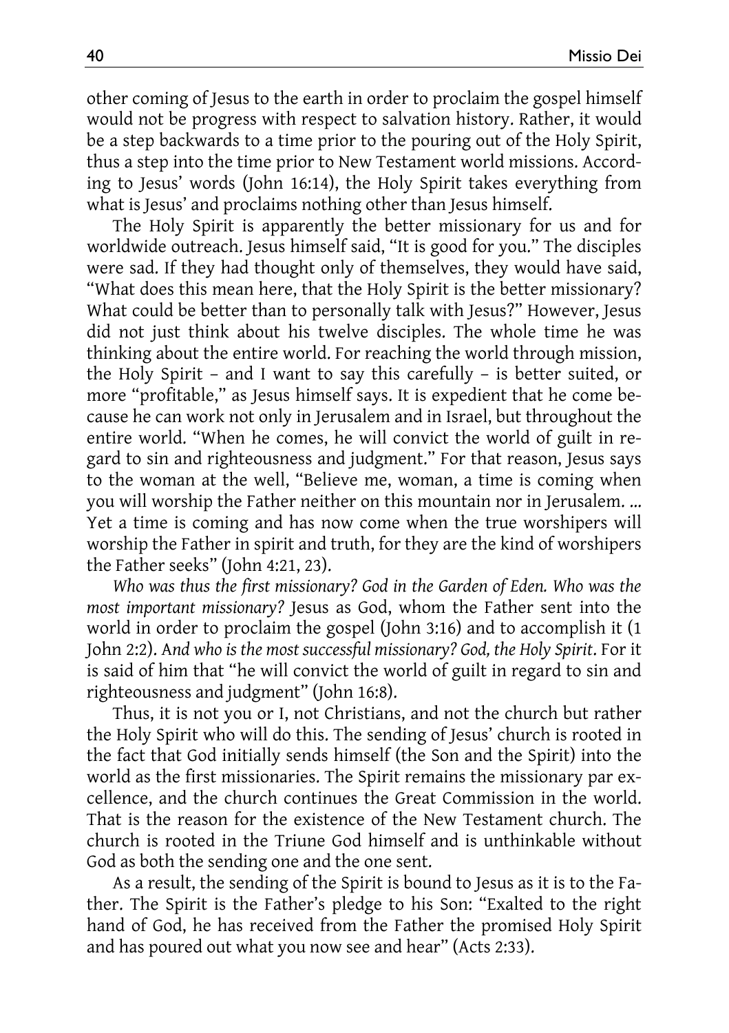other coming of Jesus to the earth in order to proclaim the gospel himself would not be progress with respect to salvation history. Rather, it would be a step backwards to a time prior to the pouring out of the Holy Spirit, thus a step into the time prior to New Testament world missions. According to Jesus' words (John 16:14), the Holy Spirit takes everything from what is Jesus' and proclaims nothing other than Jesus himself.

The Holy Spirit is apparently the better missionary for us and for worldwide outreach. Jesus himself said, "It is good for you." The disciples were sad. If they had thought only of themselves, they would have said, "What does this mean here, that the Holy Spirit is the better missionary? What could be better than to personally talk with Jesus?" However, Jesus did not just think about his twelve disciples. The whole time he was thinking about the entire world. For reaching the world through mission, the Holy Spirit – and I want to say this carefully – is better suited, or more "profitable," as Jesus himself says. It is expedient that he come because he can work not only in Jerusalem and in Israel, but throughout the entire world. "When he comes, he will convict the world of guilt in regard to sin and righteousness and judgment." For that reason, Jesus says to the woman at the well, "Believe me, woman, a time is coming when you will worship the Father neither on this mountain nor in Jerusalem. ... Yet a time is coming and has now come when the true worshipers will worship the Father in spirit and truth, for they are the kind of worshipers the Father seeks" (John 4:21, 23).

*Who was thus the first missionary? God in the Garden of Eden. Who was the most important missionary?* Jesus as God, whom the Father sent into the world in order to proclaim the gospel (John 3:16) and to accomplish it (1 John 2:2). *And who is the most successful missionary? God, the Holy Spirit*. For it is said of him that "he will convict the world of guilt in regard to sin and righteousness and judgment" (John 16:8).

Thus, it is not you or I, not Christians, and not the church but rather the Holy Spirit who will do this. The sending of Jesus' church is rooted in the fact that God initially sends himself (the Son and the Spirit) into the world as the first missionaries. The Spirit remains the missionary par excellence, and the church continues the Great Commission in the world. That is the reason for the existence of the New Testament church. The church is rooted in the Triune God himself and is unthinkable without God as both the sending one and the one sent.

As a result, the sending of the Spirit is bound to Jesus as it is to the Father. The Spirit is the Father's pledge to his Son: "Exalted to the right hand of God, he has received from the Father the promised Holy Spirit and has poured out what you now see and hear" (Acts 2:33).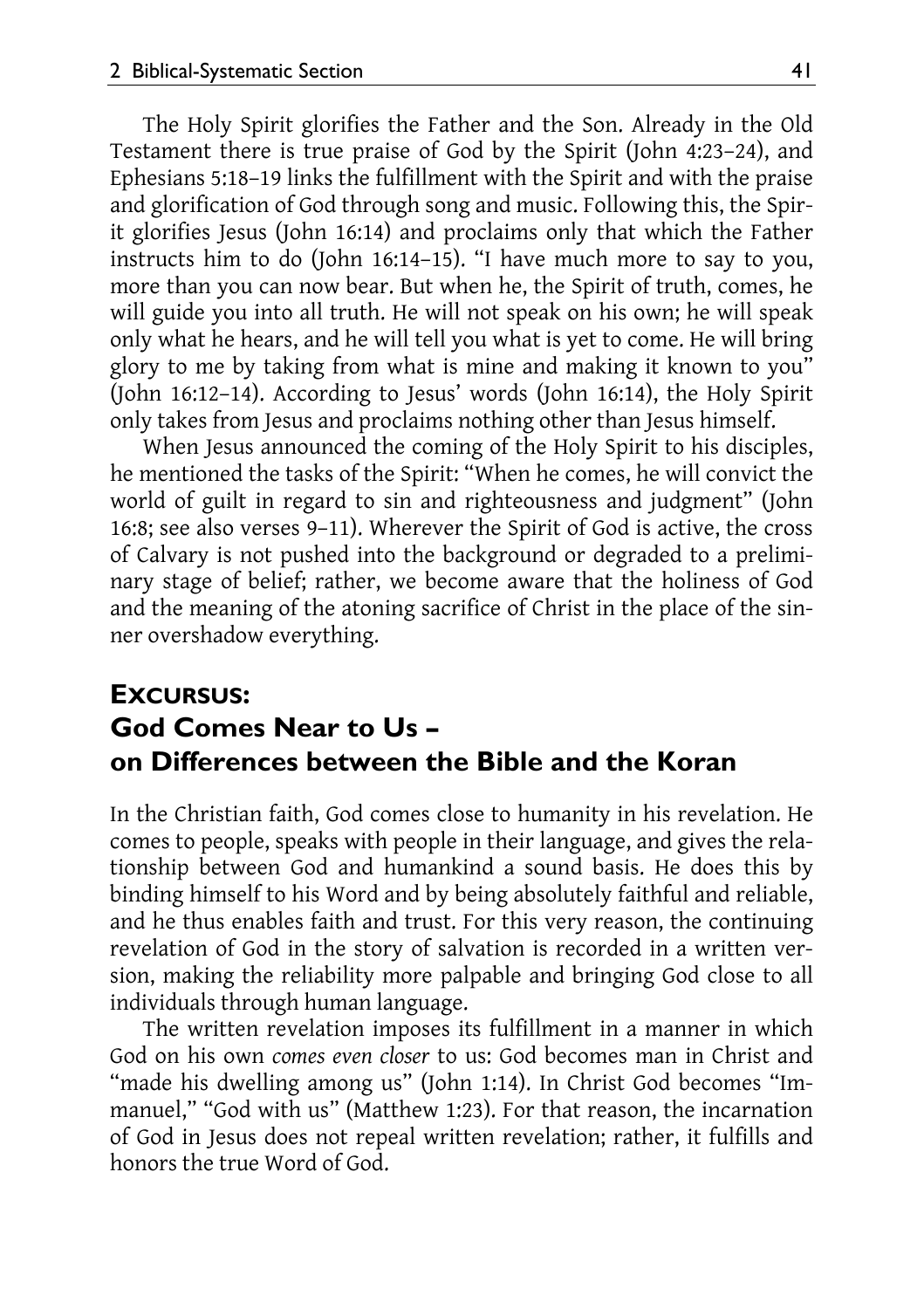The Holy Spirit glorifies the Father and the Son. Already in the Old Testament there is true praise of God by the Spirit (John 4:23–24), and Ephesians 5:18–19 links the fulfillment with the Spirit and with the praise and glorification of God through song and music. Following this, the Spirit glorifies Jesus (John 16:14) and proclaims only that which the Father instructs him to do (John 16:14–15). "I have much more to say to you, more than you can now bear. But when he, the Spirit of truth, comes, he will guide you into all truth. He will not speak on his own; he will speak only what he hears, and he will tell you what is yet to come. He will bring glory to me by taking from what is mine and making it known to you" (John 16:12–14). According to Jesus' words (John 16:14), the Holy Spirit only takes from Jesus and proclaims nothing other than Jesus himself.

When Jesus announced the coming of the Holy Spirit to his disciples, he mentioned the tasks of the Spirit: "When he comes, he will convict the world of guilt in regard to sin and righteousness and judgment" (John 16:8; see also verses 9–11). Wherever the Spirit of God is active, the cross of Calvary is not pushed into the background or degraded to a preliminary stage of belief; rather, we become aware that the holiness of God and the meaning of the atoning sacrifice of Christ in the place of the sinner overshadow everything.

## Excursus: God Comes Near to Us – on Differences between the Bible and the Koran

In the Christian faith, God comes close to humanity in his revelation. He comes to people, speaks with people in their language, and gives the relationship between God and humankind a sound basis. He does this by binding himself to his Word and by being absolutely faithful and reliable, and he thus enables faith and trust. For this very reason, the continuing revelation of God in the story of salvation is recorded in a written version, making the reliability more palpable and bringing God close to all individuals through human language.

The written revelation imposes its fulfillment in a manner in which God on his own *comes even closer* to us: God becomes man in Christ and "made his dwelling among us" (John 1:14). In Christ God becomes "Immanuel," "God with us" (Matthew 1:23). For that reason, the incarnation of God in Jesus does not repeal written revelation; rather, it fulfills and honors the true Word of God.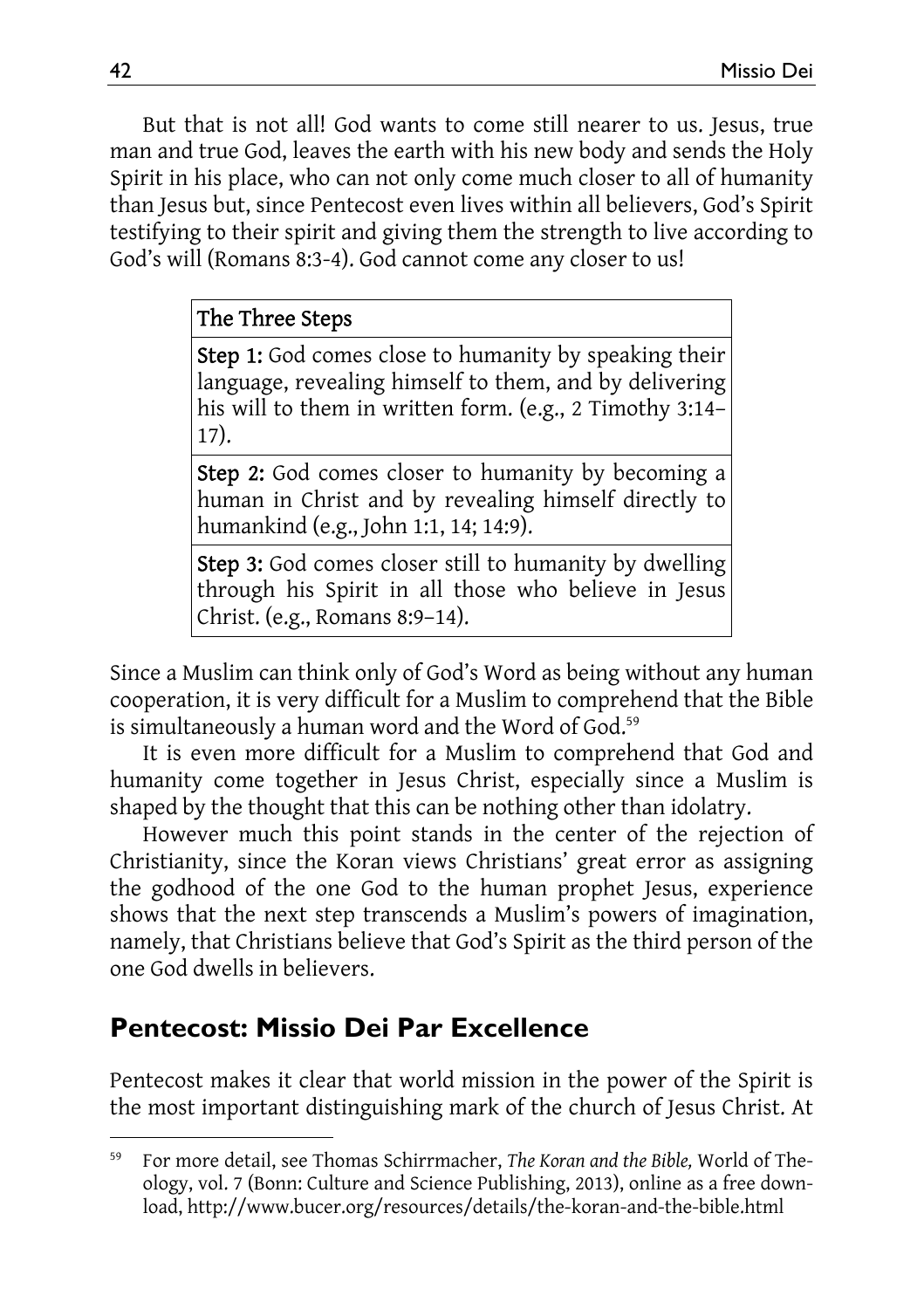But that is not all! God wants to come still nearer to us. Jesus, true man and true God, leaves the earth with his new body and sends the Holy Spirit in his place, who can not only come much closer to all of humanity than Jesus but, since Pentecost even lives within all believers, God's Spirit testifying to their spirit and giving them the strength to live according to God's will (Romans 8:3-4). God cannot come any closer to us!

| The Three Steps |
|---|
| **Step 1:** God comes close to humanity by speaking their language, revealing himself to them, and by delivering his will to them in written form. (e.g., 2 Timothy 3:14–17). |
| **Step 2:** God comes closer to humanity by becoming a human in Christ and by revealing himself directly to humankind (e.g., John 1:1, 14; 14:9). |
| **Step 3:** God comes closer still to humanity by dwelling through his Spirit in all those who believe in Jesus Christ. (e.g., Romans 8:9–14). |

Since a Muslim can think only of God's Word as being without any human cooperation, it is very difficult for a Muslim to comprehend that the Bible is simultaneously a human word and the Word of God.[59]

It is even more difficult for a Muslim to comprehend that God and humanity come together in Jesus Christ, especially since a Muslim is shaped by the thought that this can be nothing other than idolatry.

However much this point stands in the center of the rejection of Christianity, since the Koran views Christians' great error as assigning the godhood of the one God to the human prophet Jesus, experience shows that the next step transcends a Muslim's powers of imagination, namely, that Christians believe that God's Spirit as the third person of the one God dwells in believers.

## Pentecost: Missio Dei Par Excellence

Pentecost makes it clear that world mission in the power of the Spirit is the most important distinguishing mark of the church of Jesus Christ. At

---

[59] For more detail, see Thomas Schirrmacher, *The Koran and the Bible,* World of Theology, vol. 7 (Bonn: Culture and Science Publishing, 2013), online as a free download, http://www.bucer.org/resources/details/the-koran-and-the-bible.html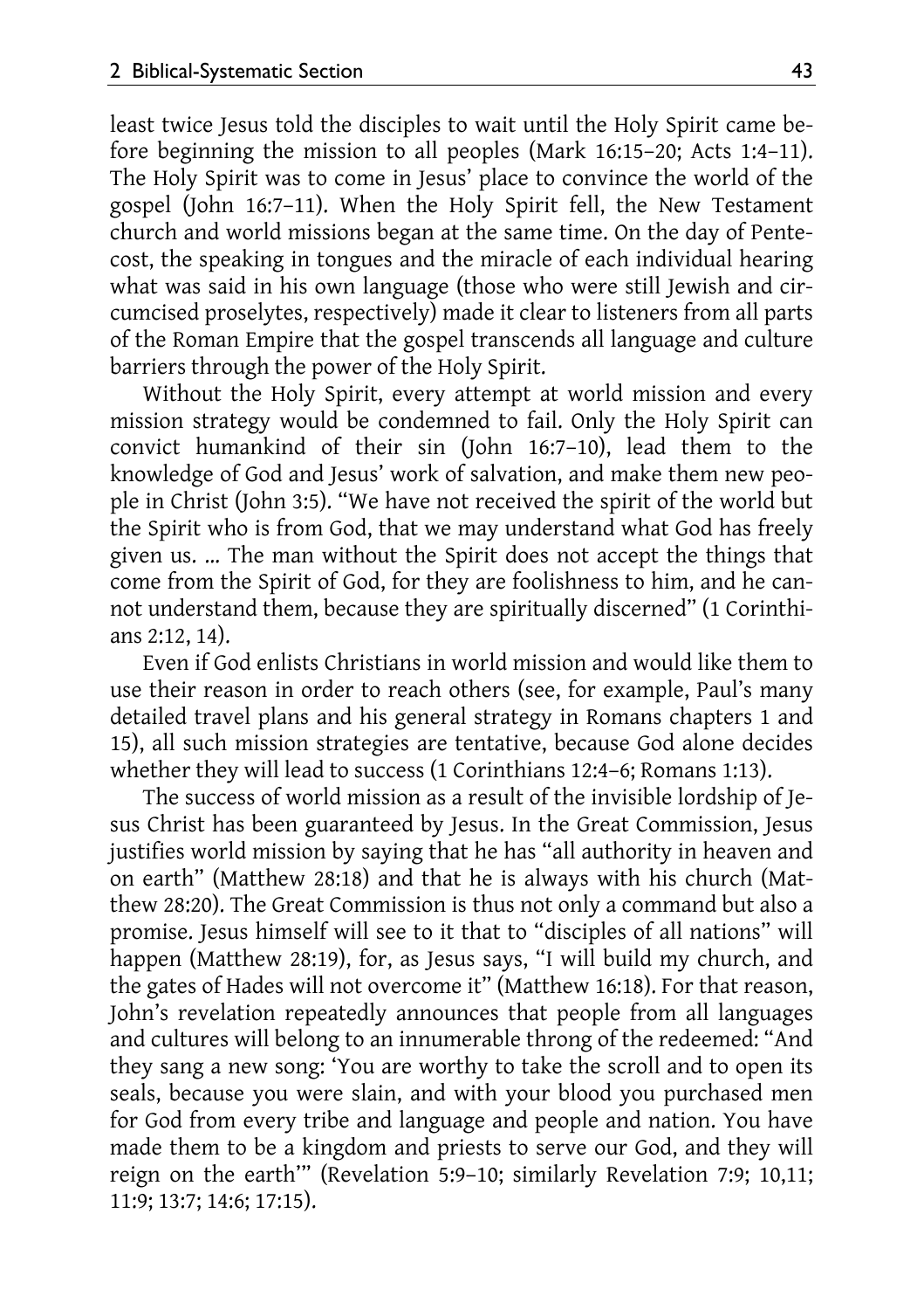least twice Jesus told the disciples to wait until the Holy Spirit came before beginning the mission to all peoples (Mark 16:15–20; Acts 1:4–11). The Holy Spirit was to come in Jesus' place to convince the world of the gospel (John 16:7–11). When the Holy Spirit fell, the New Testament church and world missions began at the same time. On the day of Pentecost, the speaking in tongues and the miracle of each individual hearing what was said in his own language (those who were still Jewish and circumcised proselytes, respectively) made it clear to listeners from all parts of the Roman Empire that the gospel transcends all language and culture barriers through the power of the Holy Spirit.

Without the Holy Spirit, every attempt at world mission and every mission strategy would be condemned to fail. Only the Holy Spirit can convict humankind of their sin (John 16:7–10), lead them to the knowledge of God and Jesus' work of salvation, and make them new people in Christ (John 3:5). "We have not received the spirit of the world but the Spirit who is from God, that we may understand what God has freely given us. ... The man without the Spirit does not accept the things that come from the Spirit of God, for they are foolishness to him, and he cannot understand them, because they are spiritually discerned" (1 Corinthians 2:12, 14).

Even if God enlists Christians in world mission and would like them to use their reason in order to reach others (see, for example, Paul's many detailed travel plans and his general strategy in Romans chapters 1 and 15), all such mission strategies are tentative, because God alone decides whether they will lead to success (1 Corinthians 12:4–6; Romans 1:13).

The success of world mission as a result of the invisible lordship of Jesus Christ has been guaranteed by Jesus. In the Great Commission, Jesus justifies world mission by saying that he has "all authority in heaven and on earth" (Matthew 28:18) and that he is always with his church (Matthew 28:20). The Great Commission is thus not only a command but also a promise. Jesus himself will see to it that to "disciples of all nations" will happen (Matthew 28:19), for, as Jesus says, "I will build my church, and the gates of Hades will not overcome it" (Matthew 16:18). For that reason, John's revelation repeatedly announces that people from all languages and cultures will belong to an innumerable throng of the redeemed: "And they sang a new song: 'You are worthy to take the scroll and to open its seals, because you were slain, and with your blood you purchased men for God from every tribe and language and people and nation. You have made them to be a kingdom and priests to serve our God, and they will reign on the earth'" (Revelation 5:9–10; similarly Revelation 7:9; 10,11; 11:9; 13:7; 14:6; 17:15).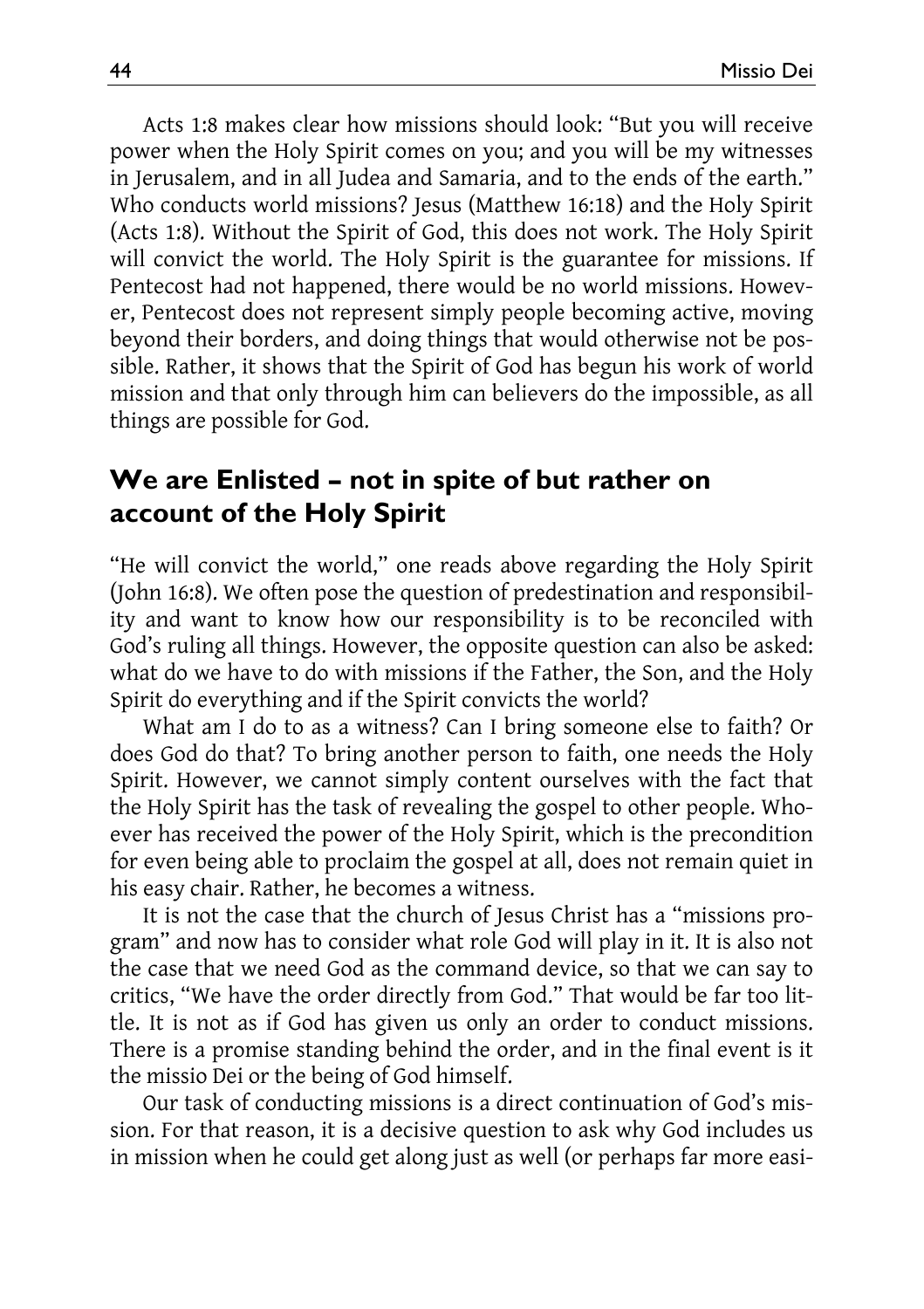Acts 1:8 makes clear how missions should look: "But you will receive power when the Holy Spirit comes on you; and you will be my witnesses in Jerusalem, and in all Judea and Samaria, and to the ends of the earth." Who conducts world missions? Jesus (Matthew 16:18) and the Holy Spirit (Acts 1:8). Without the Spirit of God, this does not work. The Holy Spirit will convict the world. The Holy Spirit is the guarantee for missions. If Pentecost had not happened, there would be no world missions. However, Pentecost does not represent simply people becoming active, moving beyond their borders, and doing things that would otherwise not be possible. Rather, it shows that the Spirit of God has begun his work of world mission and that only through him can believers do the impossible, as all things are possible for God.

## We are Enlisted – not in spite of but rather on account of the Holy Spirit

"He will convict the world," one reads above regarding the Holy Spirit (John 16:8). We often pose the question of predestination and responsibility and want to know how our responsibility is to be reconciled with God's ruling all things. However, the opposite question can also be asked: what do we have to do with missions if the Father, the Son, and the Holy Spirit do everything and if the Spirit convicts the world?

What am I do to as a witness? Can I bring someone else to faith? Or does God do that? To bring another person to faith, one needs the Holy Spirit. However, we cannot simply content ourselves with the fact that the Holy Spirit has the task of revealing the gospel to other people. Whoever has received the power of the Holy Spirit, which is the precondition for even being able to proclaim the gospel at all, does not remain quiet in his easy chair. Rather, he becomes a witness.

It is not the case that the church of Jesus Christ has a "missions program" and now has to consider what role God will play in it. It is also not the case that we need God as the command device, so that we can say to critics, "We have the order directly from God." That would be far too little. It is not as if God has given us only an order to conduct missions. There is a promise standing behind the order, and in the final event is it the missio Dei or the being of God himself.

Our task of conducting missions is a direct continuation of God's mission. For that reason, it is a decisive question to ask why God includes us in mission when he could get along just as well (or perhaps far more easi-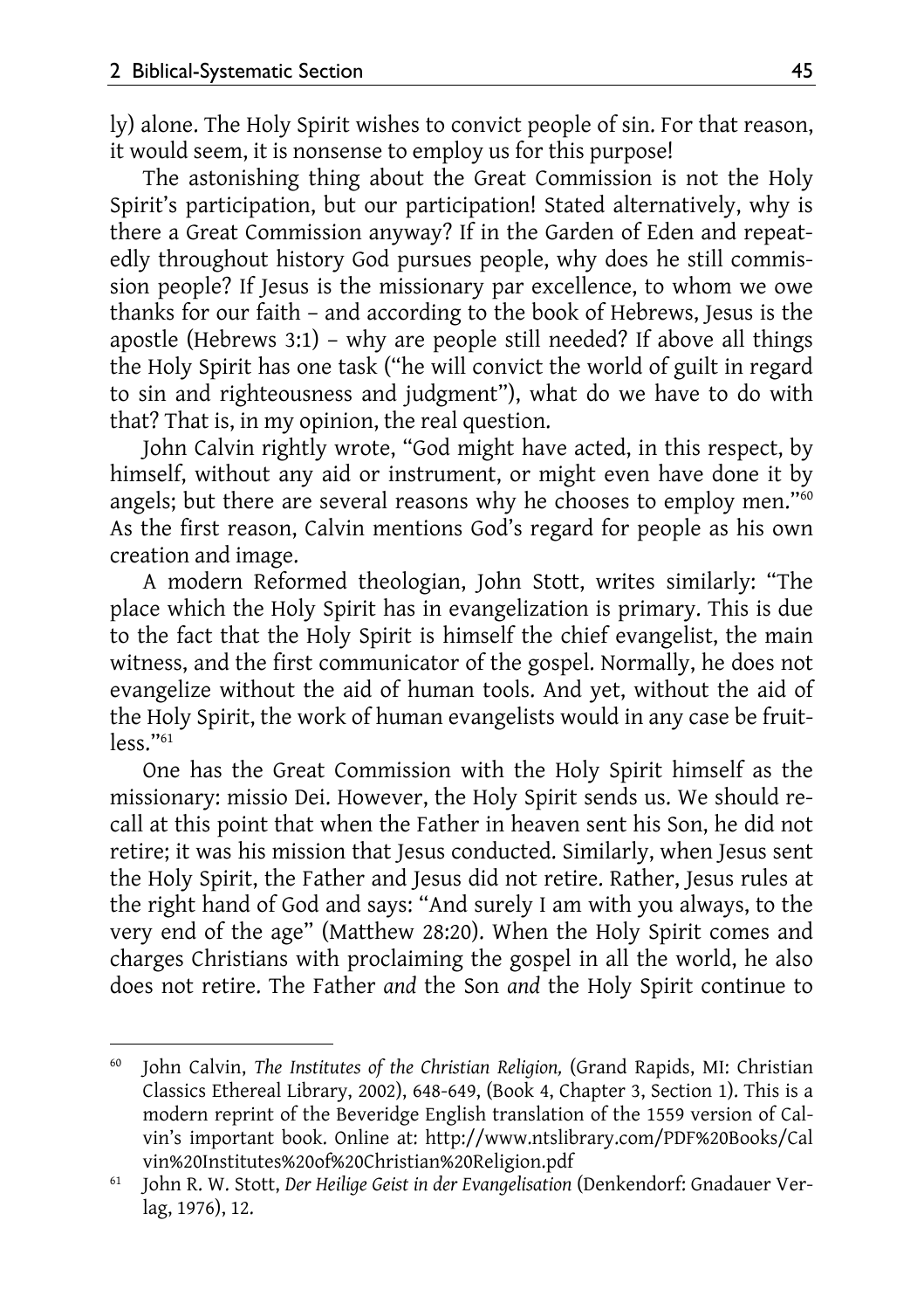ly) alone. The Holy Spirit wishes to convict people of sin. For that reason, it would seem, it is nonsense to employ us for this purpose!

The astonishing thing about the Great Commission is not the Holy Spirit's participation, but our participation! Stated alternatively, why is there a Great Commission anyway? If in the Garden of Eden and repeatedly throughout history God pursues people, why does he still commission people? If Jesus is the missionary par excellence, to whom we owe thanks for our faith – and according to the book of Hebrews, Jesus is the apostle (Hebrews 3:1) – why are people still needed? If above all things the Holy Spirit has one task ("he will convict the world of guilt in regard to sin and righteousness and judgment"), what do we have to do with that? That is, in my opinion, the real question.

John Calvin rightly wrote, "God might have acted, in this respect, by himself, without any aid or instrument, or might even have done it by angels; but there are several reasons why he chooses to employ men."[60] As the first reason, Calvin mentions God's regard for people as his own creation and image.

A modern Reformed theologian, John Stott, writes similarly: "The place which the Holy Spirit has in evangelization is primary. This is due to the fact that the Holy Spirit is himself the chief evangelist, the main witness, and the first communicator of the gospel. Normally, he does not evangelize without the aid of human tools. And yet, without the aid of the Holy Spirit, the work of human evangelists would in any case be fruitless."[61]

One has the Great Commission with the Holy Spirit himself as the missionary: missio Dei. However, the Holy Spirit sends us. We should recall at this point that when the Father in heaven sent his Son, he did not retire; it was his mission that Jesus conducted. Similarly, when Jesus sent the Holy Spirit, the Father and Jesus did not retire. Rather, Jesus rules at the right hand of God and says: "And surely I am with you always, to the very end of the age" (Matthew 28:20). When the Holy Spirit comes and charges Christians with proclaiming the gospel in all the world, he also does not retire. The Father *and* the Son *and* the Holy Spirit continue to

---

[60] John Calvin, *The Institutes of the Christian Religion,* (Grand Rapids, MI: Christian Classics Ethereal Library, 2002), 648-649, (Book 4, Chapter 3, Section 1). This is a modern reprint of the Beveridge English translation of the 1559 version of Calvin's important book. Online at: http://www.ntslibrary.com/PDF%20Books/Calvin%20Institutes%20of%20Christian%20Religion.pdf

[61] John R. W. Stott, *Der Heilige Geist in der Evangelisation* (Denkendorf: Gnadauer Verlag, 1976), 12.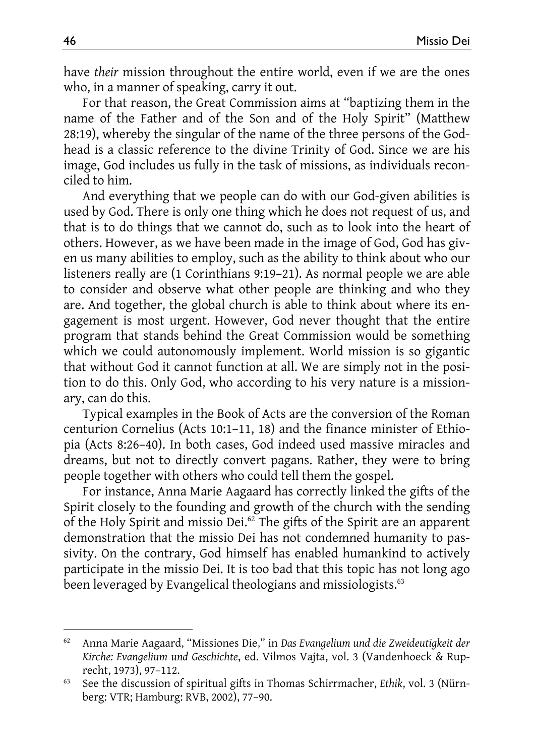have *their* mission throughout the entire world, even if we are the ones who, in a manner of speaking, carry it out.

For that reason, the Great Commission aims at "baptizing them in the name of the Father and of the Son and of the Holy Spirit" (Matthew 28:19), whereby the singular of the name of the three persons of the Godhead is a classic reference to the divine Trinity of God. Since we are his image, God includes us fully in the task of missions, as individuals reconciled to him.

And everything that we people can do with our God-given abilities is used by God. There is only one thing which he does not request of us, and that is to do things that we cannot do, such as to look into the heart of others. However, as we have been made in the image of God, God has given us many abilities to employ, such as the ability to think about who our listeners really are (1 Corinthians 9:19–21). As normal people we are able to consider and observe what other people are thinking and who they are. And together, the global church is able to think about where its engagement is most urgent. However, God never thought that the entire program that stands behind the Great Commission would be something which we could autonomously implement. World mission is so gigantic that without God it cannot function at all. We are simply not in the position to do this. Only God, who according to his very nature is a missionary, can do this.

Typical examples in the Book of Acts are the conversion of the Roman centurion Cornelius (Acts 10:1–11, 18) and the finance minister of Ethiopia (Acts 8:26–40). In both cases, God indeed used massive miracles and dreams, but not to directly convert pagans. Rather, they were to bring people together with others who could tell them the gospel.

For instance, Anna Marie Aagaard has correctly linked the gifts of the Spirit closely to the founding and growth of the church with the sending of the Holy Spirit and missio Dei.[62] The gifts of the Spirit are an apparent demonstration that the missio Dei has not condemned humanity to passivity. On the contrary, God himself has enabled humankind to actively participate in the missio Dei. It is too bad that this topic has not long ago been leveraged by Evangelical theologians and missiologists.[63]

---

[62] Anna Marie Aagaard, "Missiones Die," in *Das Evangelium und die Zweideutigkeit der Kirche: Evangelium und Geschichte*, ed. Vilmos Vajta, vol. 3 (Vandenhoeck & Ruprecht, 1973), 97–112.

[63] See the discussion of spiritual gifts in Thomas Schirrmacher, *Ethik*, vol. 3 (Nürnberg: VTR; Hamburg: RVB, 2002), 77–90.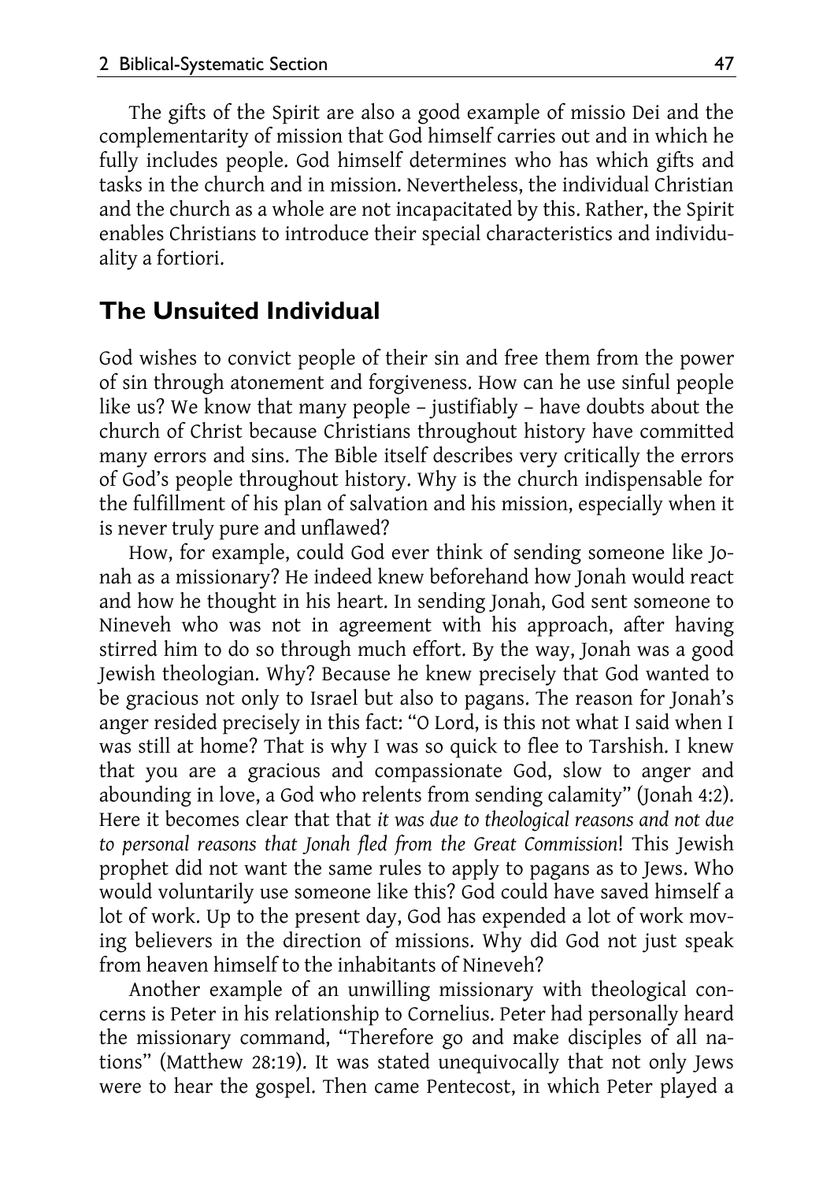The gifts of the Spirit are also a good example of missio Dei and the complementarity of mission that God himself carries out and in which he fully includes people. God himself determines who has which gifts and tasks in the church and in mission. Nevertheless, the individual Christian and the church as a whole are not incapacitated by this. Rather, the Spirit enables Christians to introduce their special characteristics and individuality a fortiori.

## The Unsuited Individual

God wishes to convict people of their sin and free them from the power of sin through atonement and forgiveness. How can he use sinful people like us? We know that many people – justifiably – have doubts about the church of Christ because Christians throughout history have committed many errors and sins. The Bible itself describes very critically the errors of God's people throughout history. Why is the church indispensable for the fulfillment of his plan of salvation and his mission, especially when it is never truly pure and unflawed?

How, for example, could God ever think of sending someone like Jonah as a missionary? He indeed knew beforehand how Jonah would react and how he thought in his heart. In sending Jonah, God sent someone to Nineveh who was not in agreement with his approach, after having stirred him to do so through much effort. By the way, Jonah was a good Jewish theologian. Why? Because he knew precisely that God wanted to be gracious not only to Israel but also to pagans. The reason for Jonah's anger resided precisely in this fact: "O Lord, is this not what I said when I was still at home? That is why I was so quick to flee to Tarshish. I knew that you are a gracious and compassionate God, slow to anger and abounding in love, a God who relents from sending calamity" (Jonah 4:2). Here it becomes clear that that *it was due to theological reasons and not due to personal reasons that Jonah fled from the Great Commission*! This Jewish prophet did not want the same rules to apply to pagans as to Jews. Who would voluntarily use someone like this? God could have saved himself a lot of work. Up to the present day, God has expended a lot of work moving believers in the direction of missions. Why did God not just speak from heaven himself to the inhabitants of Nineveh?

Another example of an unwilling missionary with theological concerns is Peter in his relationship to Cornelius. Peter had personally heard the missionary command, "Therefore go and make disciples of all nations" (Matthew 28:19). It was stated unequivocally that not only Jews were to hear the gospel. Then came Pentecost, in which Peter played a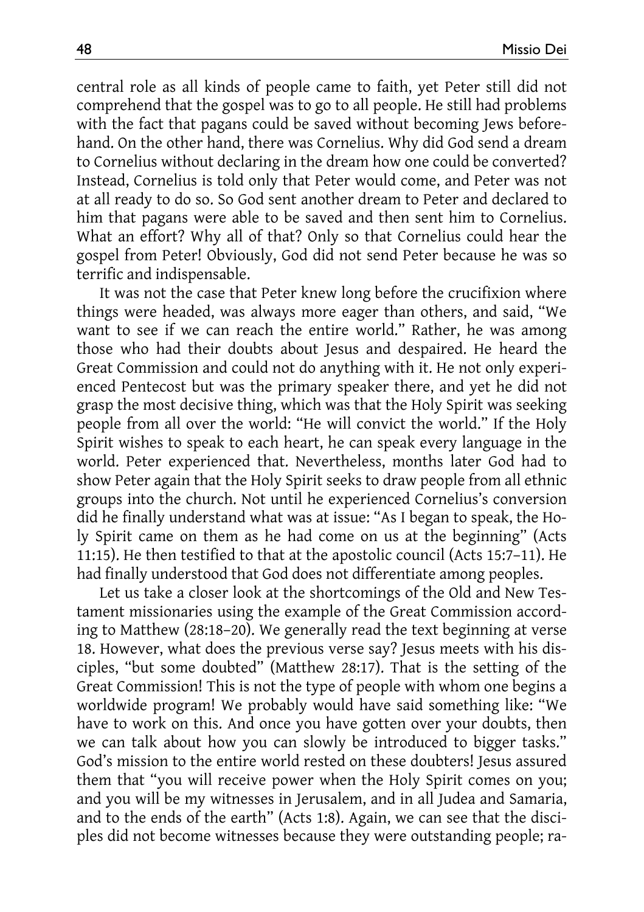central role as all kinds of people came to faith, yet Peter still did not comprehend that the gospel was to go to all people. He still had problems with the fact that pagans could be saved without becoming Jews beforehand. On the other hand, there was Cornelius. Why did God send a dream to Cornelius without declaring in the dream how one could be converted? Instead, Cornelius is told only that Peter would come, and Peter was not at all ready to do so. So God sent another dream to Peter and declared to him that pagans were able to be saved and then sent him to Cornelius. What an effort? Why all of that? Only so that Cornelius could hear the gospel from Peter! Obviously, God did not send Peter because he was so terrific and indispensable.

It was not the case that Peter knew long before the crucifixion where things were headed, was always more eager than others, and said, "We want to see if we can reach the entire world." Rather, he was among those who had their doubts about Jesus and despaired. He heard the Great Commission and could not do anything with it. He not only experienced Pentecost but was the primary speaker there, and yet he did not grasp the most decisive thing, which was that the Holy Spirit was seeking people from all over the world: "He will convict the world." If the Holy Spirit wishes to speak to each heart, he can speak every language in the world. Peter experienced that. Nevertheless, months later God had to show Peter again that the Holy Spirit seeks to draw people from all ethnic groups into the church. Not until he experienced Cornelius's conversion did he finally understand what was at issue: "As I began to speak, the Holy Spirit came on them as he had come on us at the beginning" (Acts 11:15). He then testified to that at the apostolic council (Acts 15:7–11). He had finally understood that God does not differentiate among peoples.

Let us take a closer look at the shortcomings of the Old and New Testament missionaries using the example of the Great Commission according to Matthew (28:18–20). We generally read the text beginning at verse 18. However, what does the previous verse say? Jesus meets with his disciples, "but some doubted" (Matthew 28:17). That is the setting of the Great Commission! This is not the type of people with whom one begins a worldwide program! We probably would have said something like: "We have to work on this. And once you have gotten over your doubts, then we can talk about how you can slowly be introduced to bigger tasks." God's mission to the entire world rested on these doubters! Jesus assured them that "you will receive power when the Holy Spirit comes on you; and you will be my witnesses in Jerusalem, and in all Judea and Samaria, and to the ends of the earth" (Acts 1:8). Again, we can see that the disciples did not become witnesses because they were outstanding people; ra-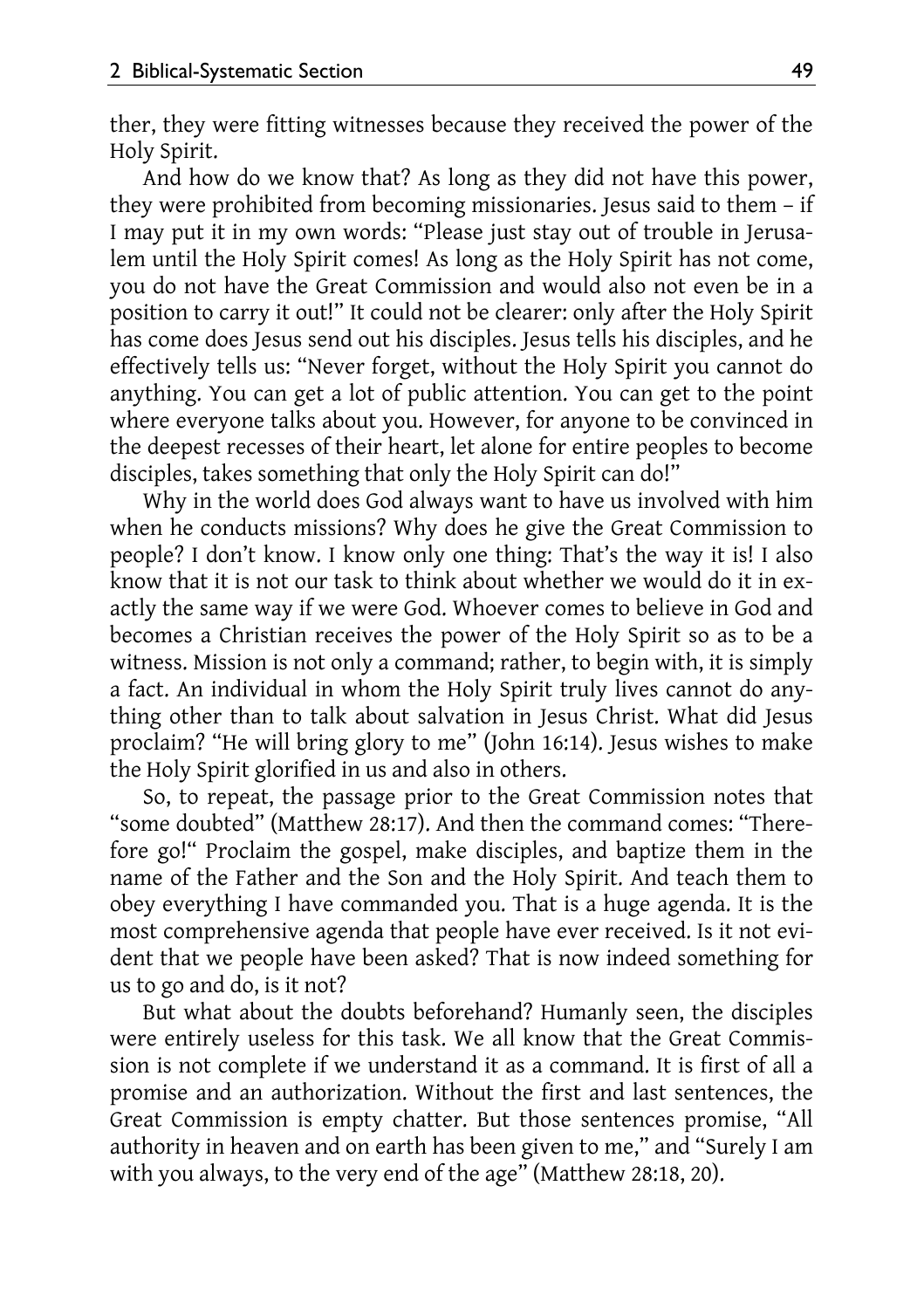ther, they were fitting witnesses because they received the power of the Holy Spirit.

And how do we know that? As long as they did not have this power, they were prohibited from becoming missionaries. Jesus said to them – if I may put it in my own words: "Please just stay out of trouble in Jerusalem until the Holy Spirit comes! As long as the Holy Spirit has not come, you do not have the Great Commission and would also not even be in a position to carry it out!" It could not be clearer: only after the Holy Spirit has come does Jesus send out his disciples. Jesus tells his disciples, and he effectively tells us: "Never forget, without the Holy Spirit you cannot do anything. You can get a lot of public attention. You can get to the point where everyone talks about you. However, for anyone to be convinced in the deepest recesses of their heart, let alone for entire peoples to become disciples, takes something that only the Holy Spirit can do!"

Why in the world does God always want to have us involved with him when he conducts missions? Why does he give the Great Commission to people? I don't know. I know only one thing: That's the way it is! I also know that it is not our task to think about whether we would do it in exactly the same way if we were God. Whoever comes to believe in God and becomes a Christian receives the power of the Holy Spirit so as to be a witness. Mission is not only a command; rather, to begin with, it is simply a fact. An individual in whom the Holy Spirit truly lives cannot do anything other than to talk about salvation in Jesus Christ. What did Jesus proclaim? "He will bring glory to me" (John 16:14). Jesus wishes to make the Holy Spirit glorified in us and also in others.

So, to repeat, the passage prior to the Great Commission notes that "some doubted" (Matthew 28:17). And then the command comes: "Therefore go!" Proclaim the gospel, make disciples, and baptize them in the name of the Father and the Son and the Holy Spirit. And teach them to obey everything I have commanded you. That is a huge agenda. It is the most comprehensive agenda that people have ever received. Is it not evident that we people have been asked? That is now indeed something for us to go and do, is it not?

But what about the doubts beforehand? Humanly seen, the disciples were entirely useless for this task. We all know that the Great Commission is not complete if we understand it as a command. It is first of all a promise and an authorization. Without the first and last sentences, the Great Commission is empty chatter. But those sentences promise, "All authority in heaven and on earth has been given to me," and "Surely I am with you always, to the very end of the age" (Matthew 28:18, 20).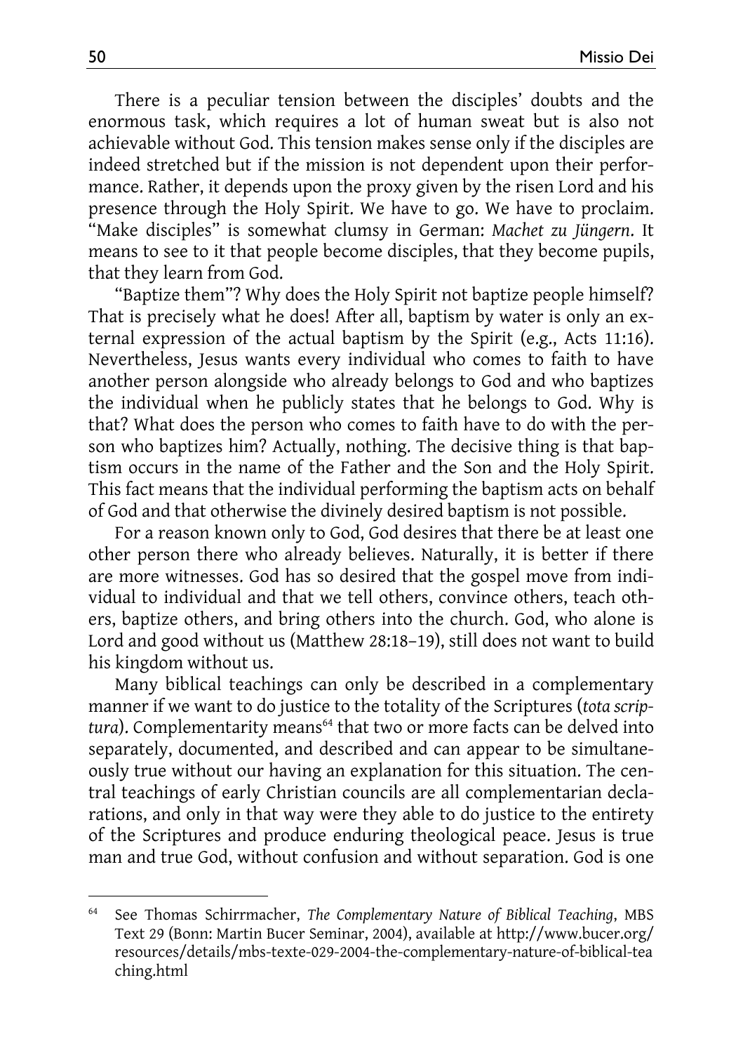There is a peculiar tension between the disciples' doubts and the enormous task, which requires a lot of human sweat but is also not achievable without God. This tension makes sense only if the disciples are indeed stretched but if the mission is not dependent upon their performance. Rather, it depends upon the proxy given by the risen Lord and his presence through the Holy Spirit. We have to go. We have to proclaim. "Make disciples" is somewhat clumsy in German: *Machet zu Jüngern*. It means to see to it that people become disciples, that they become pupils, that they learn from God.

"Baptize them"? Why does the Holy Spirit not baptize people himself? That is precisely what he does! After all, baptism by water is only an external expression of the actual baptism by the Spirit (e.g., Acts 11:16). Nevertheless, Jesus wants every individual who comes to faith to have another person alongside who already belongs to God and who baptizes the individual when he publicly states that he belongs to God. Why is that? What does the person who comes to faith have to do with the person who baptizes him? Actually, nothing. The decisive thing is that baptism occurs in the name of the Father and the Son and the Holy Spirit. This fact means that the individual performing the baptism acts on behalf of God and that otherwise the divinely desired baptism is not possible.

For a reason known only to God, God desires that there be at least one other person there who already believes. Naturally, it is better if there are more witnesses. God has so desired that the gospel move from individual to individual and that we tell others, convince others, teach others, baptize others, and bring others into the church. God, who alone is Lord and good without us (Matthew 28:18–19), still does not want to build his kingdom without us.

Many biblical teachings can only be described in a complementary manner if we want to do justice to the totality of the Scriptures (*tota scriptura*). Complementarity means[64] that two or more facts can be delved into separately, documented, and described and can appear to be simultaneously true without our having an explanation for this situation. The central teachings of early Christian councils are all complementarian declarations, and only in that way were they able to do justice to the entirety of the Scriptures and produce enduring theological peace. Jesus is true man and true God, without confusion and without separation. God is one

---

[64] See Thomas Schirrmacher, *The Complementary Nature of Biblical Teaching*, MBS Text 29 (Bonn: Martin Bucer Seminar, 2004), available at http://www.bucer.org/resources/details/mbs-texte-029-2004-the-complementary-nature-of-biblical-teaching.html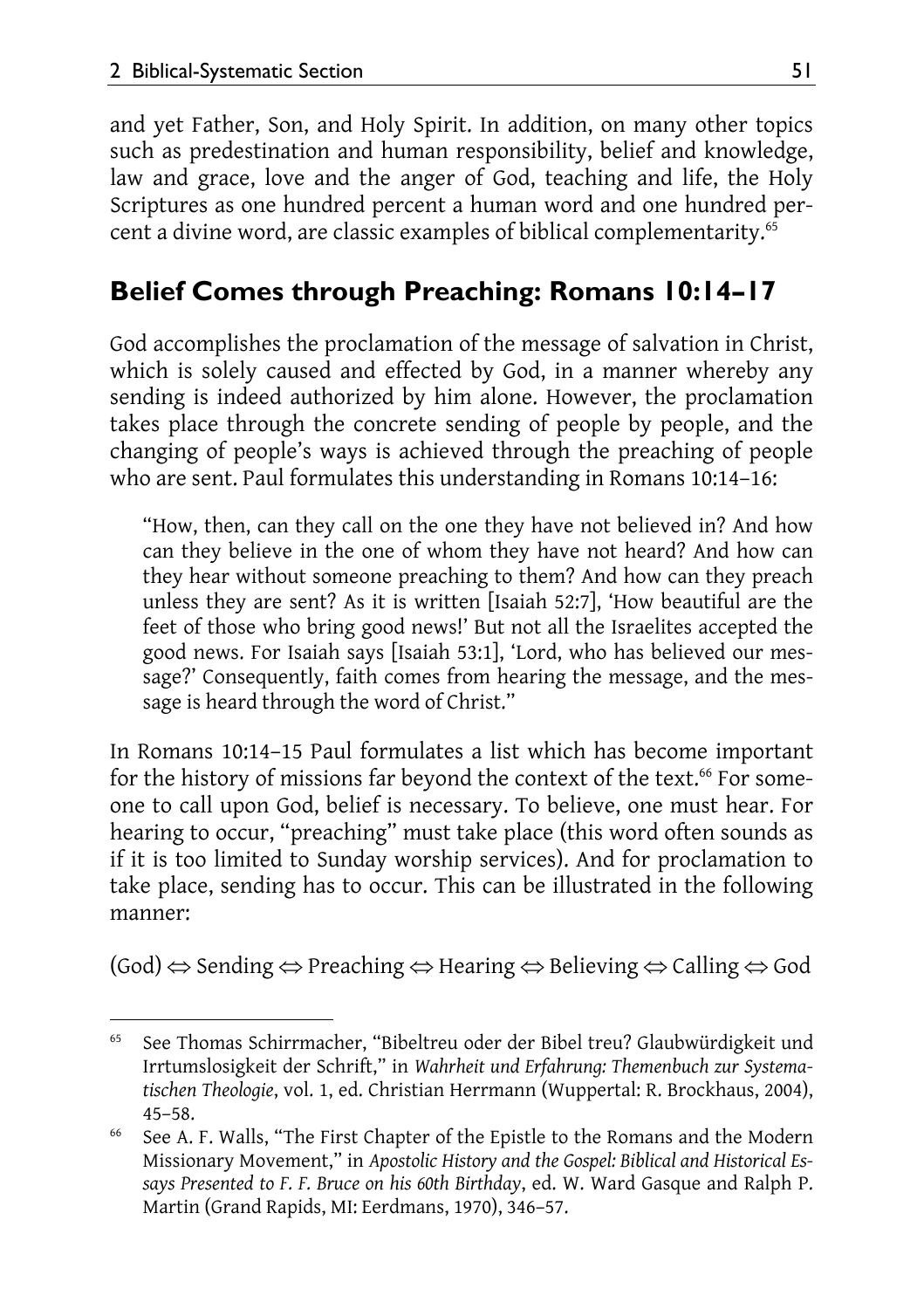and yet Father, Son, and Holy Spirit. In addition, on many other topics such as predestination and human responsibility, belief and knowledge, law and grace, love and the anger of God, teaching and life, the Holy Scriptures as one hundred percent a human word and one hundred percent a divine word, are classic examples of biblical complementarity.[65]

## Belief Comes through Preaching: Romans 10:14–17

God accomplishes the proclamation of the message of salvation in Christ, which is solely caused and effected by God, in a manner whereby any sending is indeed authorized by him alone. However, the proclamation takes place through the concrete sending of people by people, and the changing of people's ways is achieved through the preaching of people who are sent. Paul formulates this understanding in Romans 10:14–16:

> "How, then, can they call on the one they have not believed in? And how can they believe in the one of whom they have not heard? And how can they hear without someone preaching to them? And how can they preach unless they are sent? As it is written [Isaiah 52:7], 'How beautiful are the feet of those who bring good news!' But not all the Israelites accepted the good news. For Isaiah says [Isaiah 53:1], 'Lord, who has believed our message?' Consequently, faith comes from hearing the message, and the message is heard through the word of Christ."

In Romans 10:14–15 Paul formulates a list which has become important for the history of missions far beyond the context of the text.[66] For someone to call upon God, belief is necessary. To believe, one must hear. For hearing to occur, "preaching" must take place (this word often sounds as if it is too limited to Sunday worship services). And for proclamation to take place, sending has to occur. This can be illustrated in the following manner:

(God) ⇔ Sending ⇔ Preaching ⇔ Hearing ⇔ Believing ⇔ Calling ⇔ God

---

[65] See Thomas Schirrmacher, "Bibeltreu oder der Bibel treu? Glaubwürdigkeit und Irrtumslosigkeit der Schrift," in *Wahrheit und Erfahrung: Themenbuch zur Systematischen Theologie*, vol. 1, ed. Christian Herrmann (Wuppertal: R. Brockhaus, 2004), 45–58.

[66] See A. F. Walls, "The First Chapter of the Epistle to the Romans and the Modern Missionary Movement," in *Apostolic History and the Gospel: Biblical and Historical Essays Presented to F. F. Bruce on his 60th Birthday*, ed. W. Ward Gasque and Ralph P. Martin (Grand Rapids, MI: Eerdmans, 1970), 346–57.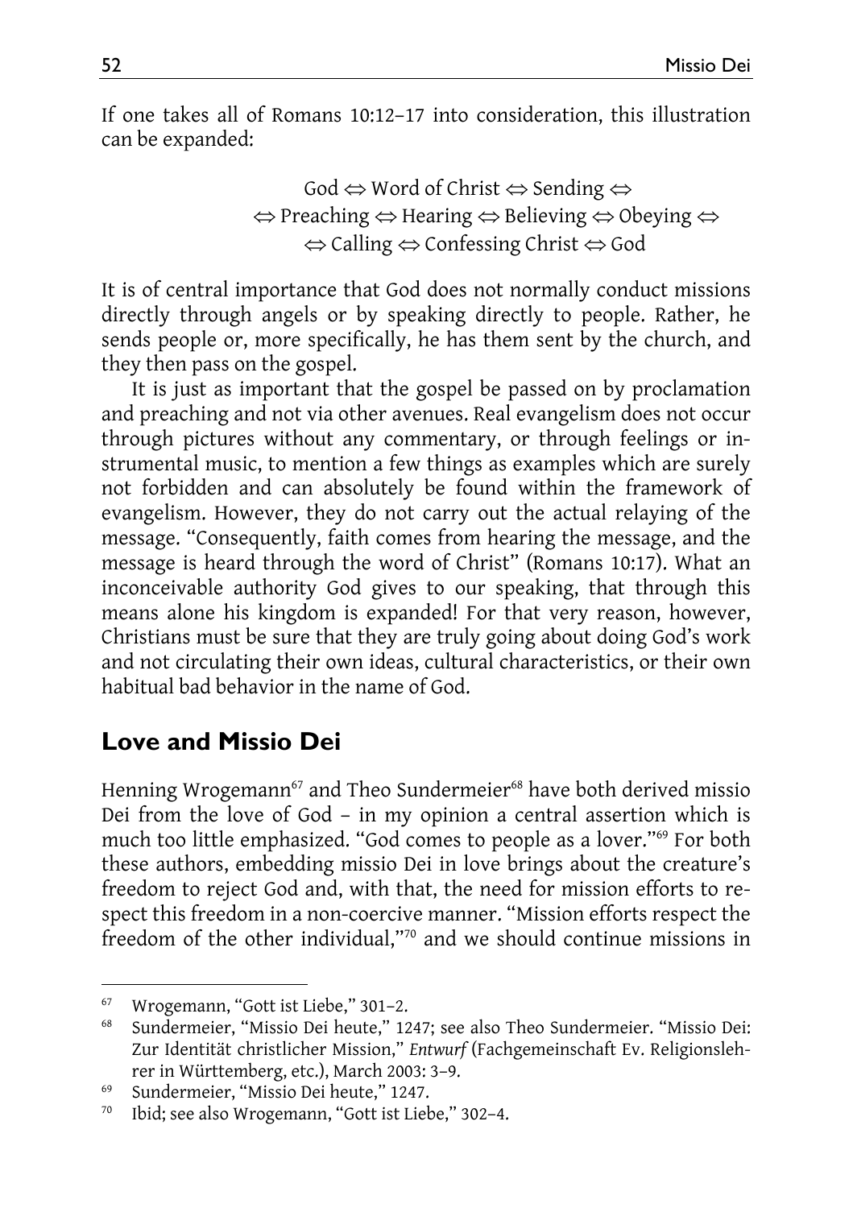If one takes all of Romans 10:12–17 into consideration, this illustration can be expanded:

God ⇔ Word of Christ ⇔ Sending ⇔
⇔ Preaching ⇔ Hearing ⇔ Believing ⇔ Obeying ⇔
⇔ Calling ⇔ Confessing Christ ⇔ God

It is of central importance that God does not normally conduct missions directly through angels or by speaking directly to people. Rather, he sends people or, more specifically, he has them sent by the church, and they then pass on the gospel.

It is just as important that the gospel be passed on by proclamation and preaching and not via other avenues. Real evangelism does not occur through pictures without any commentary, or through feelings or instrumental music, to mention a few things as examples which are surely not forbidden and can absolutely be found within the framework of evangelism. However, they do not carry out the actual relaying of the message. "Consequently, faith comes from hearing the message, and the message is heard through the word of Christ" (Romans 10:17). What an inconceivable authority God gives to our speaking, that through this means alone his kingdom is expanded! For that very reason, however, Christians must be sure that they are truly going about doing God's work and not circulating their own ideas, cultural characteristics, or their own habitual bad behavior in the name of God.

## Love and Missio Dei

Henning Wrogemann[67] and Theo Sundermeier[68] have both derived missio Dei from the love of God – in my opinion a central assertion which is much too little emphasized. "God comes to people as a lover."[69] For both these authors, embedding missio Dei in love brings about the creature's freedom to reject God and, with that, the need for mission efforts to respect this freedom in a non-coercive manner. "Mission efforts respect the freedom of the other individual,"[70] and we should continue missions in

---

[67] Wrogemann, "Gott ist Liebe," 301–2.

[68] Sundermeier, "Missio Dei heute," 1247; see also Theo Sundermeier. "Missio Dei: Zur Identität christlicher Mission," *Entwurf* (Fachgemeinschaft Ev. Religionslehrer in Württemberg, etc.), March 2003: 3–9.

[69] Sundermeier, "Missio Dei heute," 1247.

[70] Ibid; see also Wrogemann, "Gott ist Liebe," 302–4.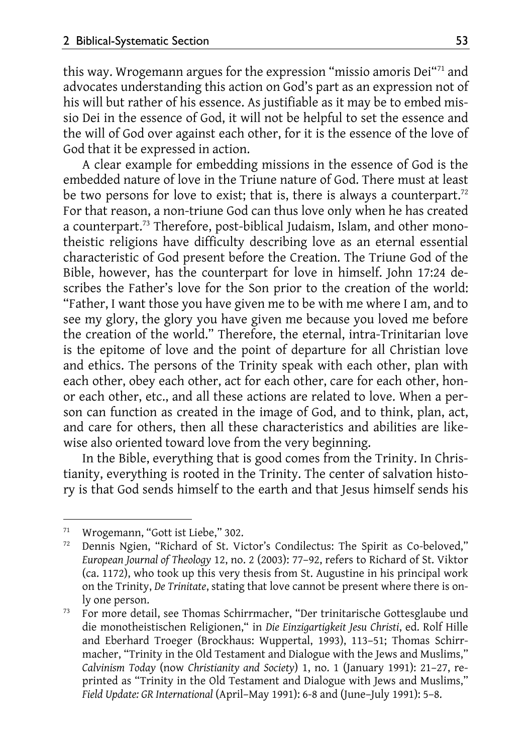this way. Wrogemann argues for the expression "missio amoris Dei"[71] and advocates understanding this action on God's part as an expression not of his will but rather of his essence. As justifiable as it may be to embed missio Dei in the essence of God, it will not be helpful to set the essence and the will of God over against each other, for it is the essence of the love of God that it be expressed in action.

A clear example for embedding missions in the essence of God is the embedded nature of love in the Triune nature of God. There must at least be two persons for love to exist; that is, there is always a counterpart.[72] For that reason, a non-triune God can thus love only when he has created a counterpart.[73] Therefore, post-biblical Judaism, Islam, and other monotheistic religions have difficulty describing love as an eternal essential characteristic of God present before the Creation. The Triune God of the Bible, however, has the counterpart for love in himself. John 17:24 describes the Father's love for the Son prior to the creation of the world: "Father, I want those you have given me to be with me where I am, and to see my glory, the glory you have given me because you loved me before the creation of the world." Therefore, the eternal, intra-Trinitarian love is the epitome of love and the point of departure for all Christian love and ethics. The persons of the Trinity speak with each other, plan with each other, obey each other, act for each other, care for each other, honor each other, etc., and all these actions are related to love. When a person can function as created in the image of God, and to think, plan, act, and care for others, then all these characteristics and abilities are likewise also oriented toward love from the very beginning.

In the Bible, everything that is good comes from the Trinity. In Christianity, everything is rooted in the Trinity. The center of salvation history is that God sends himself to the earth and that Jesus himself sends his

---

[71] Wrogemann, "Gott ist Liebe," 302.

[72] Dennis Ngien, "Richard of St. Victor's Condilectus: The Spirit as Co-beloved," *European Journal of Theology* 12, no. 2 (2003): 77–92, refers to Richard of St. Viktor (ca. 1172), who took up this very thesis from St. Augustine in his principal work on the Trinity, *De Trinitate*, stating that love cannot be present where there is only one person.

[73] For more detail, see Thomas Schirrmacher, "Der trinitarische Gottesglaube und die monotheistischen Religionen," in *Die Einzigartigkeit Jesu Christi*, ed. Rolf Hille and Eberhard Troeger (Brockhaus: Wuppertal, 1993), 113–51; Thomas Schirrmacher, "Trinity in the Old Testament and Dialogue with the Jews and Muslims," *Calvinism Today* (now *Christianity and Society*) 1, no. 1 (January 1991): 21–27, reprinted as "Trinity in the Old Testament and Dialogue with Jews and Muslims," *Field Update: GR International* (April–May 1991): 6-8 and (June–July 1991): 5–8.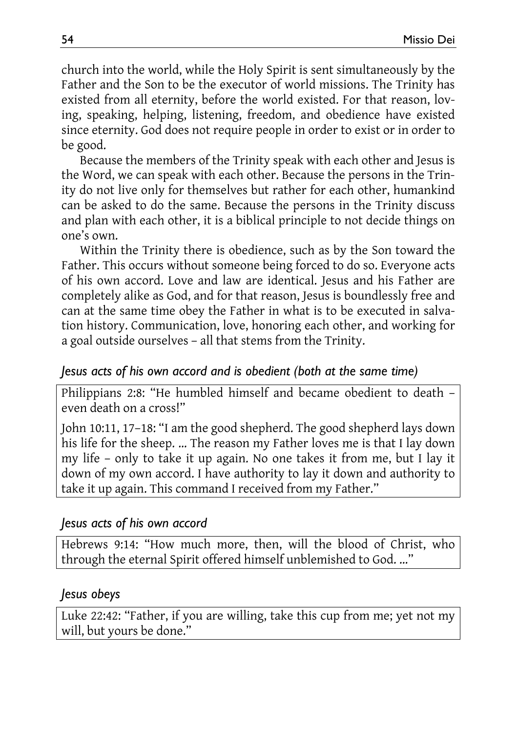church into the world, while the Holy Spirit is sent simultaneously by the Father and the Son to be the executor of world missions. The Trinity has existed from all eternity, before the world existed. For that reason, loving, speaking, helping, listening, freedom, and obedience have existed since eternity. God does not require people in order to exist or in order to be good.

Because the members of the Trinity speak with each other and Jesus is the Word, we can speak with each other. Because the persons in the Trinity do not live only for themselves but rather for each other, humankind can be asked to do the same. Because the persons in the Trinity discuss and plan with each other, it is a biblical principle to not decide things on one's own.

Within the Trinity there is obedience, such as by the Son toward the Father. This occurs without someone being forced to do so. Everyone acts of his own accord. Love and law are identical. Jesus and his Father are completely alike as God, and for that reason, Jesus is boundlessly free and can at the same time obey the Father in what is to be executed in salvation history. Communication, love, honoring each other, and working for a goal outside ourselves – all that stems from the Trinity.

*Jesus acts of his own accord and is obedient (both at the same time)*

> Philippians 2:8: "He humbled himself and became obedient to death – even death on a cross!"
>
> John 10:11, 17–18: "I am the good shepherd. The good shepherd lays down his life for the sheep. ... The reason my Father loves me is that I lay down my life – only to take it up again. No one takes it from me, but I lay it down of my own accord. I have authority to lay it down and authority to take it up again. This command I received from my Father."

*Jesus acts of his own accord*

> Hebrews 9:14: "How much more, then, will the blood of Christ, who through the eternal Spirit offered himself unblemished to God. ..."

*Jesus obeys*

> Luke 22:42: "Father, if you are willing, take this cup from me; yet not my will, but yours be done."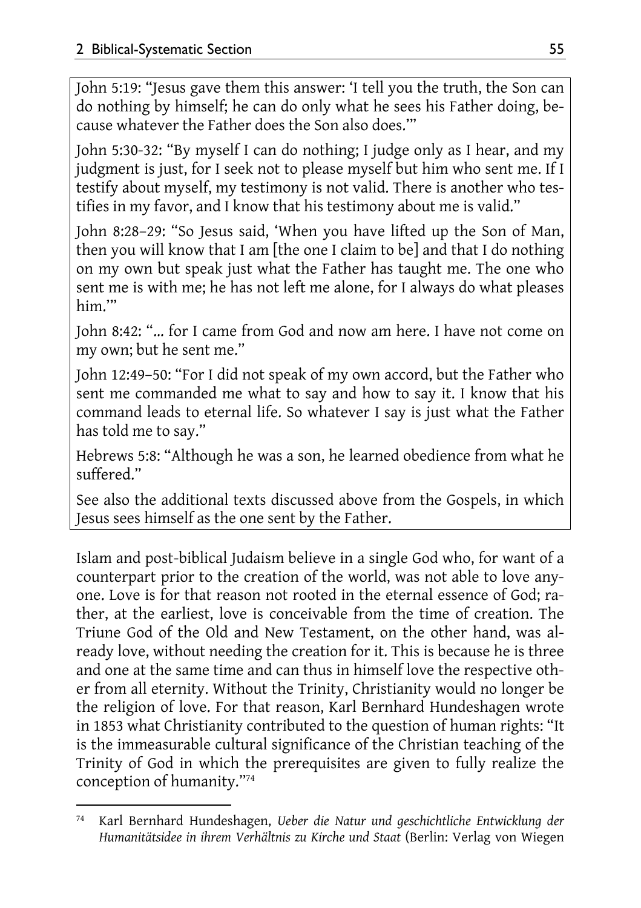John 5:19: "Jesus gave them this answer: 'I tell you the truth, the Son can do nothing by himself; he can do only what he sees his Father doing, because whatever the Father does the Son also does.'"

John 5:30-32: "By myself I can do nothing; I judge only as I hear, and my judgment is just, for I seek not to please myself but him who sent me. If I testify about myself, my testimony is not valid. There is another who testifies in my favor, and I know that his testimony about me is valid."

John 8:28–29: "So Jesus said, 'When you have lifted up the Son of Man, then you will know that I am [the one I claim to be] and that I do nothing on my own but speak just what the Father has taught me. The one who sent me is with me; he has not left me alone, for I always do what pleases him.'"

John 8:42: "... for I came from God and now am here. I have not come on my own; but he sent me."

John 12:49–50: "For I did not speak of my own accord, but the Father who sent me commanded me what to say and how to say it. I know that his command leads to eternal life. So whatever I say is just what the Father has told me to say."

Hebrews 5:8: "Although he was a son, he learned obedience from what he suffered."

See also the additional texts discussed above from the Gospels, in which Jesus sees himself as the one sent by the Father.

Islam and post-biblical Judaism believe in a single God who, for want of a counterpart prior to the creation of the world, was not able to love anyone. Love is for that reason not rooted in the eternal essence of God; rather, at the earliest, love is conceivable from the time of creation. The Triune God of the Old and New Testament, on the other hand, was already love, without needing the creation for it. This is because he is three and one at the same time and can thus in himself love the respective other from all eternity. Without the Trinity, Christianity would no longer be the religion of love. For that reason, Karl Bernhard Hundeshagen wrote in 1853 what Christianity contributed to the question of human rights: "It is the immeasurable cultural significance of the Christian teaching of the Trinity of God in which the prerequisites are given to fully realize the conception of humanity."[74]

---

[74] Karl Bernhard Hundeshagen, *Ueber die Natur und geschichtliche Entwicklung der Humanitätsidee in ihrem Verhältnis zu Kirche und Staat* (Berlin: Verlag von Wiegen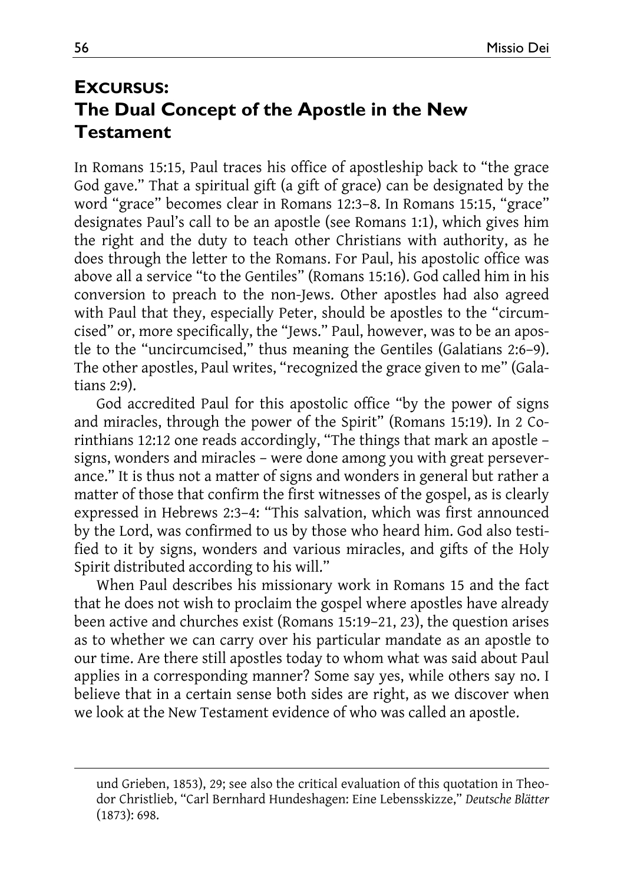## Excursus: The Dual Concept of the Apostle in the New Testament

In Romans 15:15, Paul traces his office of apostleship back to "the grace God gave." That a spiritual gift (a gift of grace) can be designated by the word "grace" becomes clear in Romans 12:3–8. In Romans 15:15, "grace" designates Paul's call to be an apostle (see Romans 1:1), which gives him the right and the duty to teach other Christians with authority, as he does through the letter to the Romans. For Paul, his apostolic office was above all a service "to the Gentiles" (Romans 15:16). God called him in his conversion to preach to the non-Jews. Other apostles had also agreed with Paul that they, especially Peter, should be apostles to the "circumcised" or, more specifically, the "Jews." Paul, however, was to be an apostle to the "uncircumcised," thus meaning the Gentiles (Galatians 2:6–9). The other apostles, Paul writes, "recognized the grace given to me" (Galatians 2:9).

God accredited Paul for this apostolic office "by the power of signs and miracles, through the power of the Spirit" (Romans 15:19). In 2 Corinthians 12:12 one reads accordingly, "The things that mark an apostle – signs, wonders and miracles – were done among you with great perseverance." It is thus not a matter of signs and wonders in general but rather a matter of those that confirm the first witnesses of the gospel, as is clearly expressed in Hebrews 2:3–4: "This salvation, which was first announced by the Lord, was confirmed to us by those who heard him. God also testified to it by signs, wonders and various miracles, and gifts of the Holy Spirit distributed according to his will."

When Paul describes his missionary work in Romans 15 and the fact that he does not wish to proclaim the gospel where apostles have already been active and churches exist (Romans 15:19–21, 23), the question arises as to whether we can carry over his particular mandate as an apostle to our time. Are there still apostles today to whom what was said about Paul applies in a corresponding manner? Some say yes, while others say no. I believe that in a certain sense both sides are right, as we discover when we look at the New Testament evidence of who was called an apostle.

---

und Grieben, 1853), 29; see also the critical evaluation of this quotation in Theodor Christlieb, "Carl Bernhard Hundeshagen: Eine Lebensskizze," *Deutsche Blätter* (1873): 698.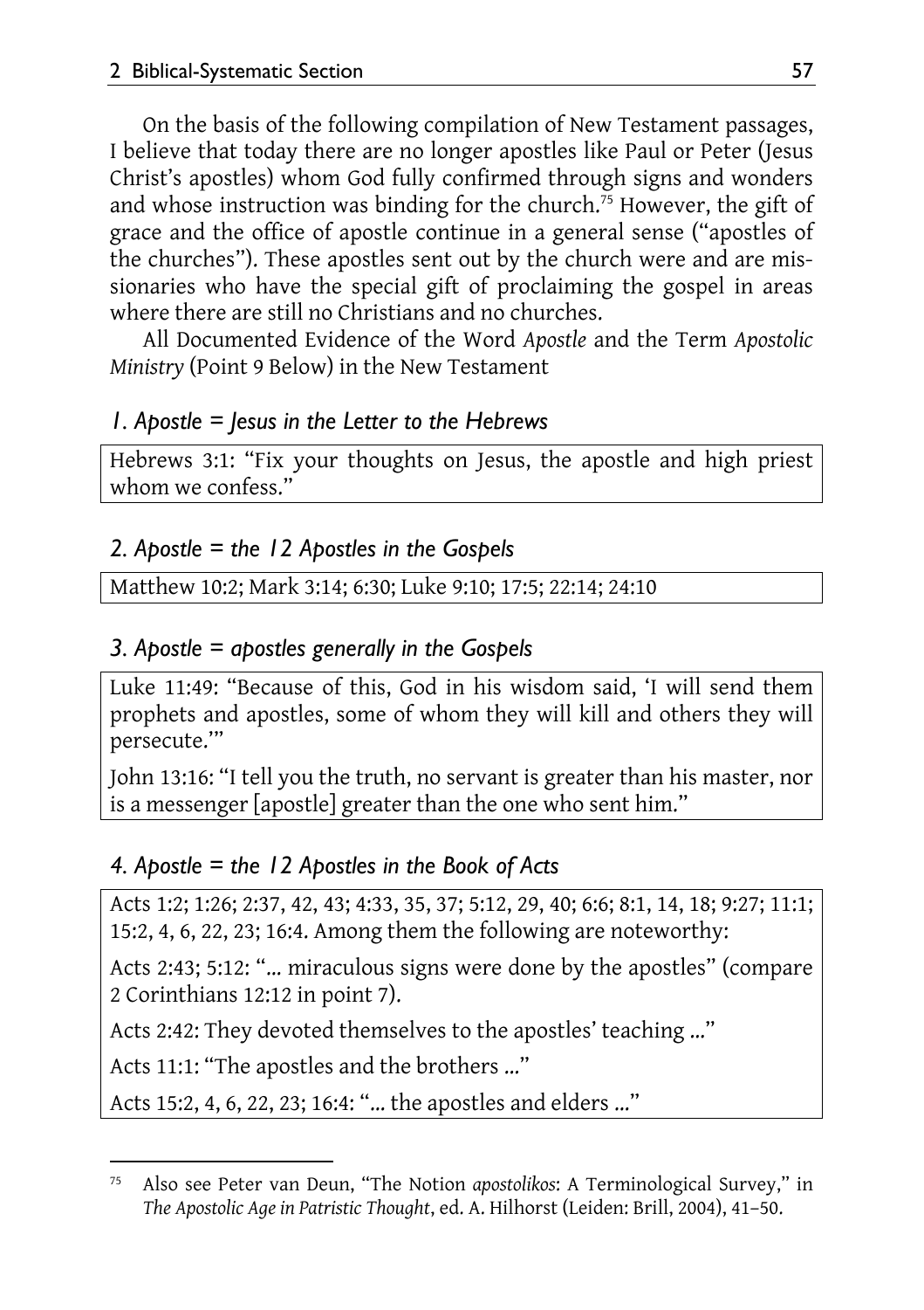On the basis of the following compilation of New Testament passages, I believe that today there are no longer apostles like Paul or Peter (Jesus Christ's apostles) whom God fully confirmed through signs and wonders and whose instruction was binding for the church.[75] However, the gift of grace and the office of apostle continue in a general sense ("apostles of the churches"). These apostles sent out by the church were and are missionaries who have the special gift of proclaiming the gospel in areas where there are still no Christians and no churches.

All Documented Evidence of the Word *Apostle* and the Term *Apostolic Ministry* (Point 9 Below) in the New Testament

### *1. Apostle = Jesus in the Letter to the Hebrews*

Hebrews 3:1: "Fix your thoughts on Jesus, the apostle and high priest whom we confess."

### *2. Apostle = the 12 Apostles in the Gospels*

Matthew 10:2; Mark 3:14; 6:30; Luke 9:10; 17:5; 22:14; 24:10

### *3. Apostle = apostles generally in the Gospels*

Luke 11:49: "Because of this, God in his wisdom said, 'I will send them prophets and apostles, some of whom they will kill and others they will persecute.'"

John 13:16: "I tell you the truth, no servant is greater than his master, nor is a messenger [apostle] greater than the one who sent him."

### *4. Apostle = the 12 Apostles in the Book of Acts*

Acts 1:2; 1:26; 2:37, 42, 43; 4:33, 35, 37; 5:12, 29, 40; 6:6; 8:1, 14, 18; 9:27; 11:1; 15:2, 4, 6, 22, 23; 16:4. Among them the following are noteworthy:

Acts 2:43; 5:12: "... miraculous signs were done by the apostles" (compare 2 Corinthians 12:12 in point 7).

Acts 2:42: They devoted themselves to the apostles' teaching ..."

Acts 11:1: "The apostles and the brothers ..."

Acts 15:2, 4, 6, 22, 23; 16:4: "... the apostles and elders ..."

---

[75] Also see Peter van Deun, "The Notion *apostolikos*: A Terminological Survey," in *The Apostolic Age in Patristic Thought*, ed. A. Hilhorst (Leiden: Brill, 2004), 41–50.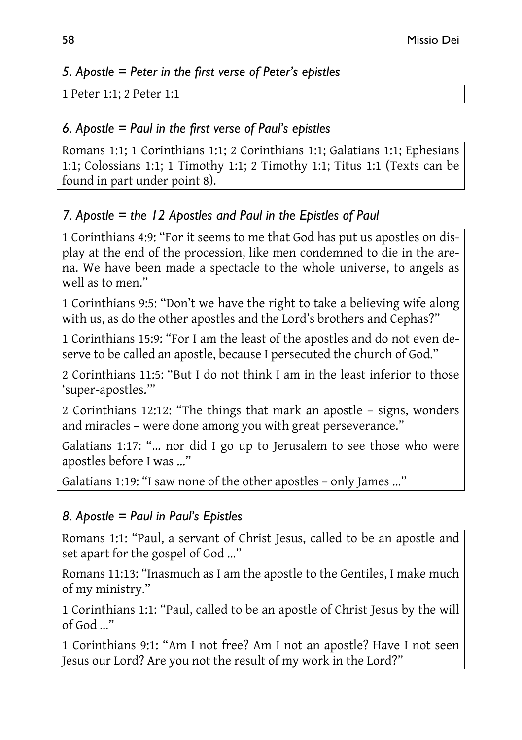### *5. Apostle = Peter in the first verse of Peter's epistles*

1 Peter 1:1; 2 Peter 1:1

### *6. Apostle = Paul in the first verse of Paul's epistles*

Romans 1:1; 1 Corinthians 1:1; 2 Corinthians 1:1; Galatians 1:1; Ephesians 1:1; Colossians 1:1; 1 Timothy 1:1; 2 Timothy 1:1; Titus 1:1 (Texts can be found in part under point 8).

### *7. Apostle = the 12 Apostles and Paul in the Epistles of Paul*

1 Corinthians 4:9: "For it seems to me that God has put us apostles on display at the end of the procession, like men condemned to die in the arena. We have been made a spectacle to the whole universe, to angels as well as to men."

1 Corinthians 9:5: "Don't we have the right to take a believing wife along with us, as do the other apostles and the Lord's brothers and Cephas?"

1 Corinthians 15:9: "For I am the least of the apostles and do not even deserve to be called an apostle, because I persecuted the church of God."

2 Corinthians 11:5: "But I do not think I am in the least inferior to those 'super-apostles.'"

2 Corinthians 12:12: "The things that mark an apostle – signs, wonders and miracles – were done among you with great perseverance."

Galatians 1:17: "... nor did I go up to Jerusalem to see those who were apostles before I was ..."

Galatians 1:19: "I saw none of the other apostles – only James ..."

### *8. Apostle = Paul in Paul's Epistles*

Romans 1:1: "Paul, a servant of Christ Jesus, called to be an apostle and set apart for the gospel of God ..."

Romans 11:13: "Inasmuch as I am the apostle to the Gentiles, I make much of my ministry."

1 Corinthians 1:1: "Paul, called to be an apostle of Christ Jesus by the will of God ..."

1 Corinthians 9:1: "Am I not free? Am I not an apostle? Have I not seen Jesus our Lord? Are you not the result of my work in the Lord?"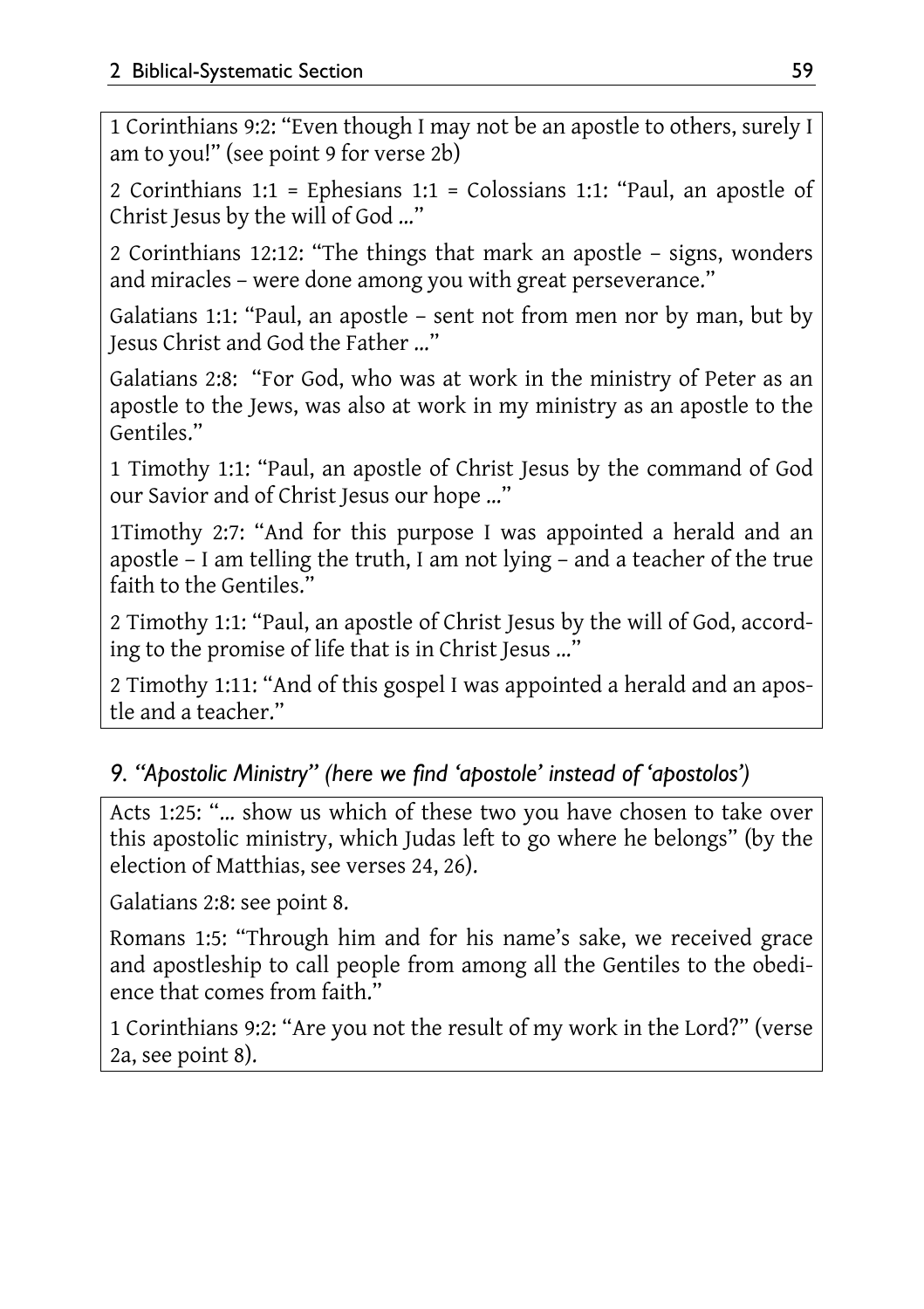1 Corinthians 9:2: "Even though I may not be an apostle to others, surely I am to you!" (see point 9 for verse 2b)

2 Corinthians 1:1 = Ephesians 1:1 = Colossians 1:1: "Paul, an apostle of Christ Jesus by the will of God ..."

2 Corinthians 12:12: "The things that mark an apostle – signs, wonders and miracles – were done among you with great perseverance."

Galatians 1:1: "Paul, an apostle – sent not from men nor by man, but by Jesus Christ and God the Father ..."

Galatians 2:8: "For God, who was at work in the ministry of Peter as an apostle to the Jews, was also at work in my ministry as an apostle to the Gentiles."

1 Timothy 1:1: "Paul, an apostle of Christ Jesus by the command of God our Savior and of Christ Jesus our hope ..."

1Timothy 2:7: "And for this purpose I was appointed a herald and an apostle – I am telling the truth, I am not lying – and a teacher of the true faith to the Gentiles."

2 Timothy 1:1: "Paul, an apostle of Christ Jesus by the will of God, according to the promise of life that is in Christ Jesus ..."

2 Timothy 1:11: "And of this gospel I was appointed a herald and an apostle and a teacher."

### *9. "Apostolic Ministry" (here we find 'apostole' instead of 'apostolos')*

Acts 1:25: "... show us which of these two you have chosen to take over this apostolic ministry, which Judas left to go where he belongs" (by the election of Matthias, see verses 24, 26).

Galatians 2:8: see point 8.

Romans 1:5: "Through him and for his name's sake, we received grace and apostleship to call people from among all the Gentiles to the obedience that comes from faith."

1 Corinthians 9:2: "Are you not the result of my work in the Lord?" (verse 2a, see point 8).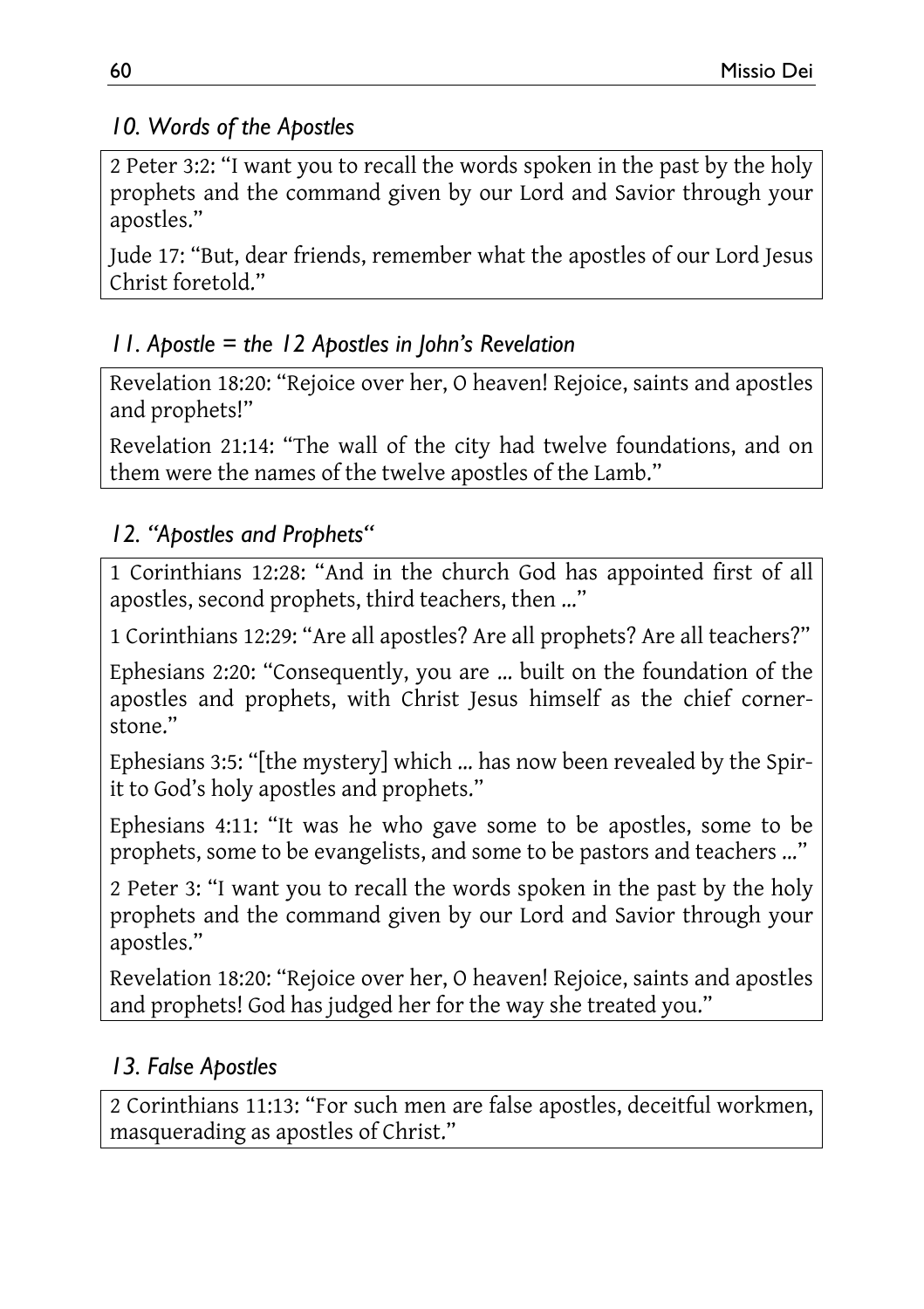### *10. Words of the Apostles*

2 Peter 3:2: "I want you to recall the words spoken in the past by the holy prophets and the command given by our Lord and Savior through your apostles."

Jude 17: "But, dear friends, remember what the apostles of our Lord Jesus Christ foretold."

### *11. Apostle = the 12 Apostles in John's Revelation*

Revelation 18:20: "Rejoice over her, O heaven! Rejoice, saints and apostles and prophets!"

Revelation 21:14: "The wall of the city had twelve foundations, and on them were the names of the twelve apostles of the Lamb."

### *12. "Apostles and Prophets"*

1 Corinthians 12:28: "And in the church God has appointed first of all apostles, second prophets, third teachers, then ..."

1 Corinthians 12:29: "Are all apostles? Are all prophets? Are all teachers?"

Ephesians 2:20: "Consequently, you are ... built on the foundation of the apostles and prophets, with Christ Jesus himself as the chief cornerstone."

Ephesians 3:5: "[the mystery] which ... has now been revealed by the Spirit to God's holy apostles and prophets."

Ephesians 4:11: "It was he who gave some to be apostles, some to be prophets, some to be evangelists, and some to be pastors and teachers ..."

2 Peter 3: "I want you to recall the words spoken in the past by the holy prophets and the command given by our Lord and Savior through your apostles."

Revelation 18:20: "Rejoice over her, O heaven! Rejoice, saints and apostles and prophets! God has judged her for the way she treated you."

### *13. False Apostles*

2 Corinthians 11:13: "For such men are false apostles, deceitful workmen, masquerading as apostles of Christ."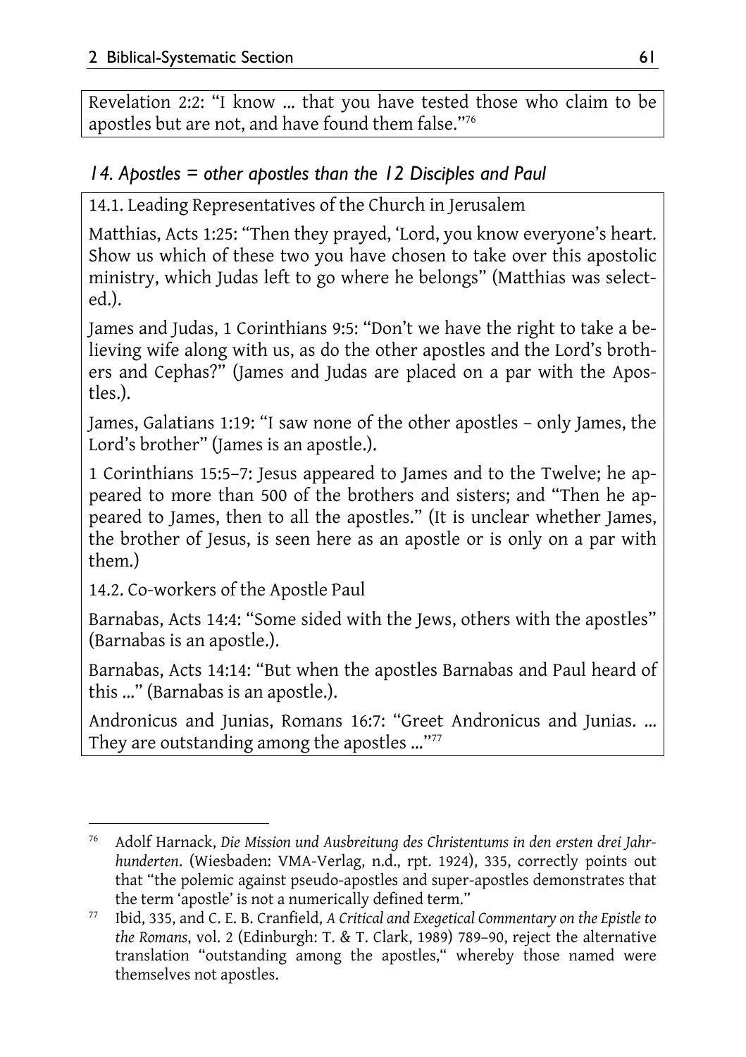Revelation 2:2: "I know ... that you have tested those who claim to be apostles but are not, and have found them false."[76]

### *14. Apostles = other apostles than the 12 Disciples and Paul*

14.1. Leading Representatives of the Church in Jerusalem

Matthias, Acts 1:25: "Then they prayed, 'Lord, you know everyone's heart. Show us which of these two you have chosen to take over this apostolic ministry, which Judas left to go where he belongs" (Matthias was selected.).

James and Judas, 1 Corinthians 9:5: "Don't we have the right to take a believing wife along with us, as do the other apostles and the Lord's brothers and Cephas?" (James and Judas are placed on a par with the Apostles.).

James, Galatians 1:19: "I saw none of the other apostles – only James, the Lord's brother" (James is an apostle.).

1 Corinthians 15:5–7: Jesus appeared to James and to the Twelve; he appeared to more than 500 of the brothers and sisters; and "Then he appeared to James, then to all the apostles." (It is unclear whether James, the brother of Jesus, is seen here as an apostle or is only on a par with them.)

14.2. Co-workers of the Apostle Paul

Barnabas, Acts 14:4: "Some sided with the Jews, others with the apostles" (Barnabas is an apostle.).

Barnabas, Acts 14:14: "But when the apostles Barnabas and Paul heard of this ..." (Barnabas is an apostle.).

Andronicus and Junias, Romans 16:7: "Greet Andronicus and Junias. ... They are outstanding among the apostles ..."[77]

---

[76] Adolf Harnack, *Die Mission und Ausbreitung des Christentums in den ersten drei Jahrhunderten*. (Wiesbaden: VMA-Verlag, n.d., rpt. 1924), 335, correctly points out that "the polemic against pseudo-apostles and super-apostles demonstrates that the term 'apostle' is not a numerically defined term."

[77] Ibid, 335, and C. E. B. Cranfield, *A Critical and Exegetical Commentary on the Epistle to the Romans*, vol. 2 (Edinburgh: T. & T. Clark, 1989) 789–90, reject the alternative translation "outstanding among the apostles," whereby those named were themselves not apostles.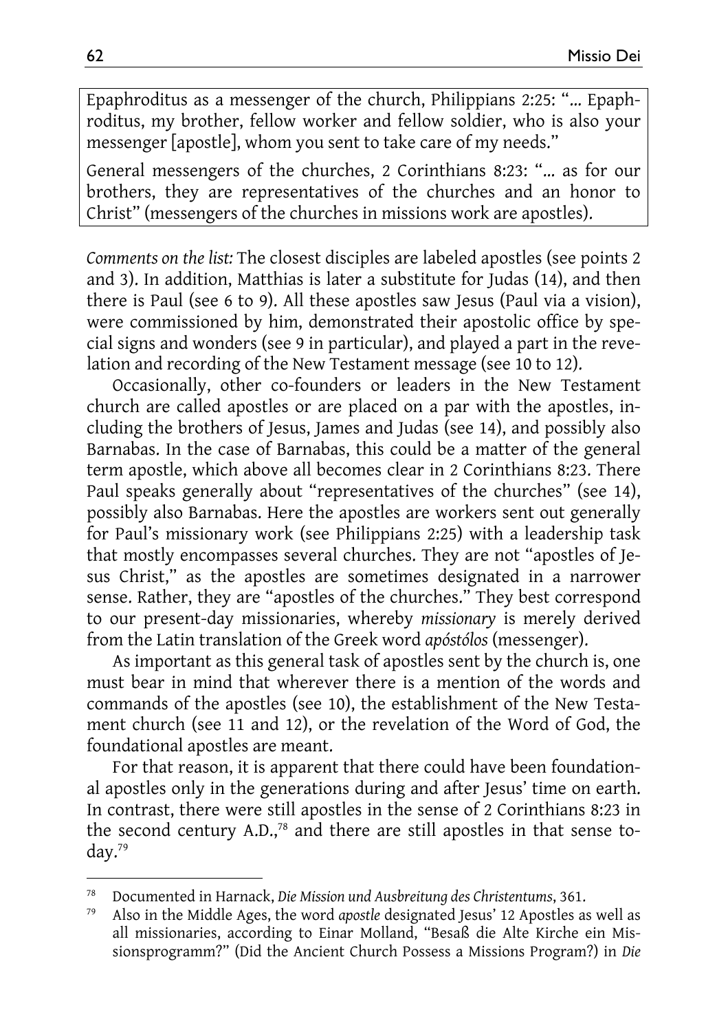Epaphroditus as a messenger of the church, Philippians 2:25: "... Epaphroditus, my brother, fellow worker and fellow soldier, who is also your messenger [apostle], whom you sent to take care of my needs."

General messengers of the churches, 2 Corinthians 8:23: "... as for our brothers, they are representatives of the churches and an honor to Christ" (messengers of the churches in missions work are apostles).

*Comments on the list:* The closest disciples are labeled apostles (see points 2 and 3). In addition, Matthias is later a substitute for Judas (14), and then there is Paul (see 6 to 9). All these apostles saw Jesus (Paul via a vision), were commissioned by him, demonstrated their apostolic office by special signs and wonders (see 9 in particular), and played a part in the revelation and recording of the New Testament message (see 10 to 12).

Occasionally, other co-founders or leaders in the New Testament church are called apostles or are placed on a par with the apostles, including the brothers of Jesus, James and Judas (see 14), and possibly also Barnabas. In the case of Barnabas, this could be a matter of the general term apostle, which above all becomes clear in 2 Corinthians 8:23. There Paul speaks generally about "representatives of the churches" (see 14), possibly also Barnabas. Here the apostles are workers sent out generally for Paul's missionary work (see Philippians 2:25) with a leadership task that mostly encompasses several churches. They are not "apostles of Jesus Christ," as the apostles are sometimes designated in a narrower sense. Rather, they are "apostles of the churches." They best correspond to our present-day missionaries, whereby *missionary* is merely derived from the Latin translation of the Greek word *apóstólos* (messenger).

As important as this general task of apostles sent by the church is, one must bear in mind that wherever there is a mention of the words and commands of the apostles (see 10), the establishment of the New Testament church (see 11 and 12), or the revelation of the Word of God, the foundational apostles are meant.

For that reason, it is apparent that there could have been foundational apostles only in the generations during and after Jesus' time on earth. In contrast, there were still apostles in the sense of 2 Corinthians 8:23 in the second century A.D.,[78] and there are still apostles in that sense today.[79]

---

[78] Documented in Harnack, *Die Mission und Ausbreitung des Christentums*, 361.

[79] Also in the Middle Ages, the word *apostle* designated Jesus' 12 Apostles as well as all missionaries, according to Einar Molland, "Besaß die Alte Kirche ein Missionsprogramm?" (Did the Ancient Church Possess a Missions Program?) in *Die*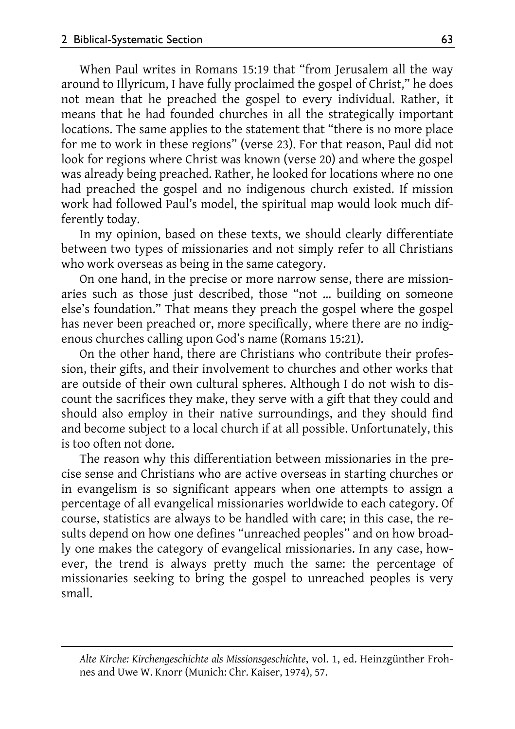When Paul writes in Romans 15:19 that "from Jerusalem all the way around to Illyricum, I have fully proclaimed the gospel of Christ," he does not mean that he preached the gospel to every individual. Rather, it means that he had founded churches in all the strategically important locations. The same applies to the statement that "there is no more place for me to work in these regions" (verse 23). For that reason, Paul did not look for regions where Christ was known (verse 20) and where the gospel was already being preached. Rather, he looked for locations where no one had preached the gospel and no indigenous church existed. If mission work had followed Paul's model, the spiritual map would look much differently today.

In my opinion, based on these texts, we should clearly differentiate between two types of missionaries and not simply refer to all Christians who work overseas as being in the same category.

On one hand, in the precise or more narrow sense, there are missionaries such as those just described, those "not … building on someone else's foundation." That means they preach the gospel where the gospel has never been preached or, more specifically, where there are no indigenous churches calling upon God's name (Romans 15:21).

On the other hand, there are Christians who contribute their profession, their gifts, and their involvement to churches and other works that are outside of their own cultural spheres. Although I do not wish to discount the sacrifices they make, they serve with a gift that they could and should also employ in their native surroundings, and they should find and become subject to a local church if at all possible. Unfortunately, this is too often not done.

The reason why this differentiation between missionaries in the precise sense and Christians who are active overseas in starting churches or in evangelism is so significant appears when one attempts to assign a percentage of all evangelical missionaries worldwide to each category. Of course, statistics are always to be handled with care; in this case, the results depend on how one defines "unreached peoples" and on how broadly one makes the category of evangelical missionaries. In any case, however, the trend is always pretty much the same: the percentage of missionaries seeking to bring the gospel to unreached peoples is very small.

---

*Alte Kirche: Kirchengeschichte als Missionsgeschichte*, vol. 1, ed. Heinzgünther Frohnes and Uwe W. Knorr (Munich: Chr. Kaiser, 1974), 57.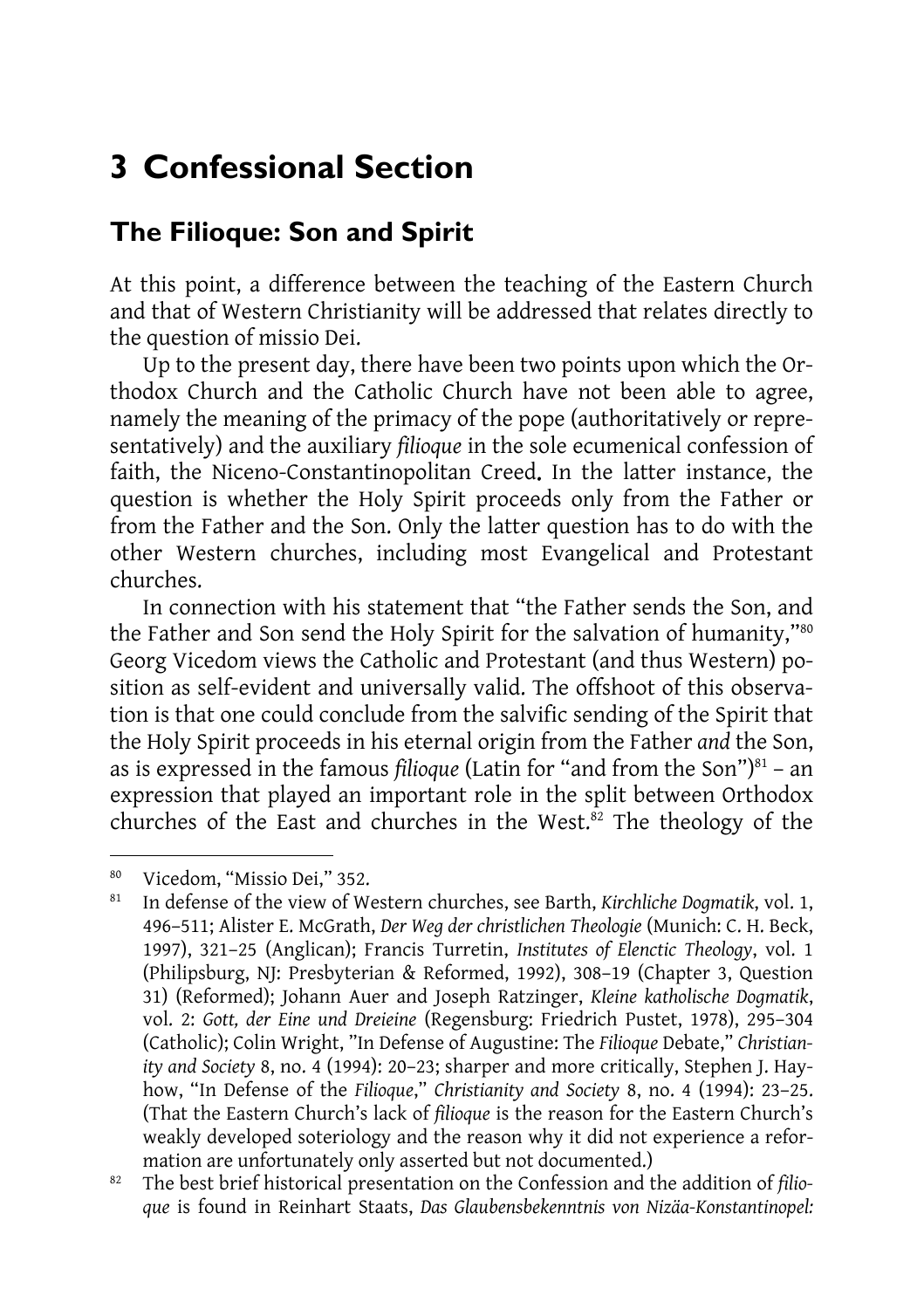# 3 Confessional Section

## The Filioque: Son and Spirit

At this point, a difference between the teaching of the Eastern Church and that of Western Christianity will be addressed that relates directly to the question of missio Dei.

Up to the present day, there have been two points upon which the Orthodox Church and the Catholic Church have not been able to agree, namely the meaning of the primacy of the pope (authoritatively or representatively) and the auxiliary *filioque* in the sole ecumenical confession of faith, the Niceno-Constantinopolitan Creed. In the latter instance, the question is whether the Holy Spirit proceeds only from the Father or from the Father and the Son. Only the latter question has to do with the other Western churches, including most Evangelical and Protestant churches.

In connection with his statement that "the Father sends the Son, and the Father and Son send the Holy Spirit for the salvation of humanity,"[80] Georg Vicedom views the Catholic and Protestant (and thus Western) position as self-evident and universally valid. The offshoot of this observation is that one could conclude from the salvific sending of the Spirit that the Holy Spirit proceeds in his eternal origin from the Father *and* the Son, as is expressed in the famous *filioque* (Latin for "and from the Son")[81] – an expression that played an important role in the split between Orthodox churches of the East and churches in the West.[82] The theology of the

---

[80] Vicedom, "Missio Dei," 352.

[81] In defense of the view of Western churches, see Barth, *Kirchliche Dogmatik*, vol. 1, 496–511; Alister E. McGrath, *Der Weg der christlichen Theologie* (Munich: C. H. Beck, 1997), 321–25 (Anglican); Francis Turretin, *Institutes of Elenctic Theology*, vol. 1 (Philipsburg, NJ: Presbyterian & Reformed, 1992), 308–19 (Chapter 3, Question 31) (Reformed); Johann Auer and Joseph Ratzinger, *Kleine katholische Dogmatik*, vol. 2: *Gott, der Eine und Dreieine* (Regensburg: Friedrich Pustet, 1978), 295–304 (Catholic); Colin Wright, "In Defense of Augustine: The *Filioque* Debate," *Christianity and Society* 8, no. 4 (1994): 20–23; sharper and more critically, Stephen J. Hayhow, "In Defense of the *Filioque*," *Christianity and Society* 8, no. 4 (1994): 23–25. (That the Eastern Church's lack of *filioque* is the reason for the Eastern Church's weakly developed soteriology and the reason why it did not experience a reformation are unfortunately only asserted but not documented.)

[82] The best brief historical presentation on the Confession and the addition of *filioque* is found in Reinhart Staats, *Das Glaubensbekenntnis von Nizäa-Konstantinopel:*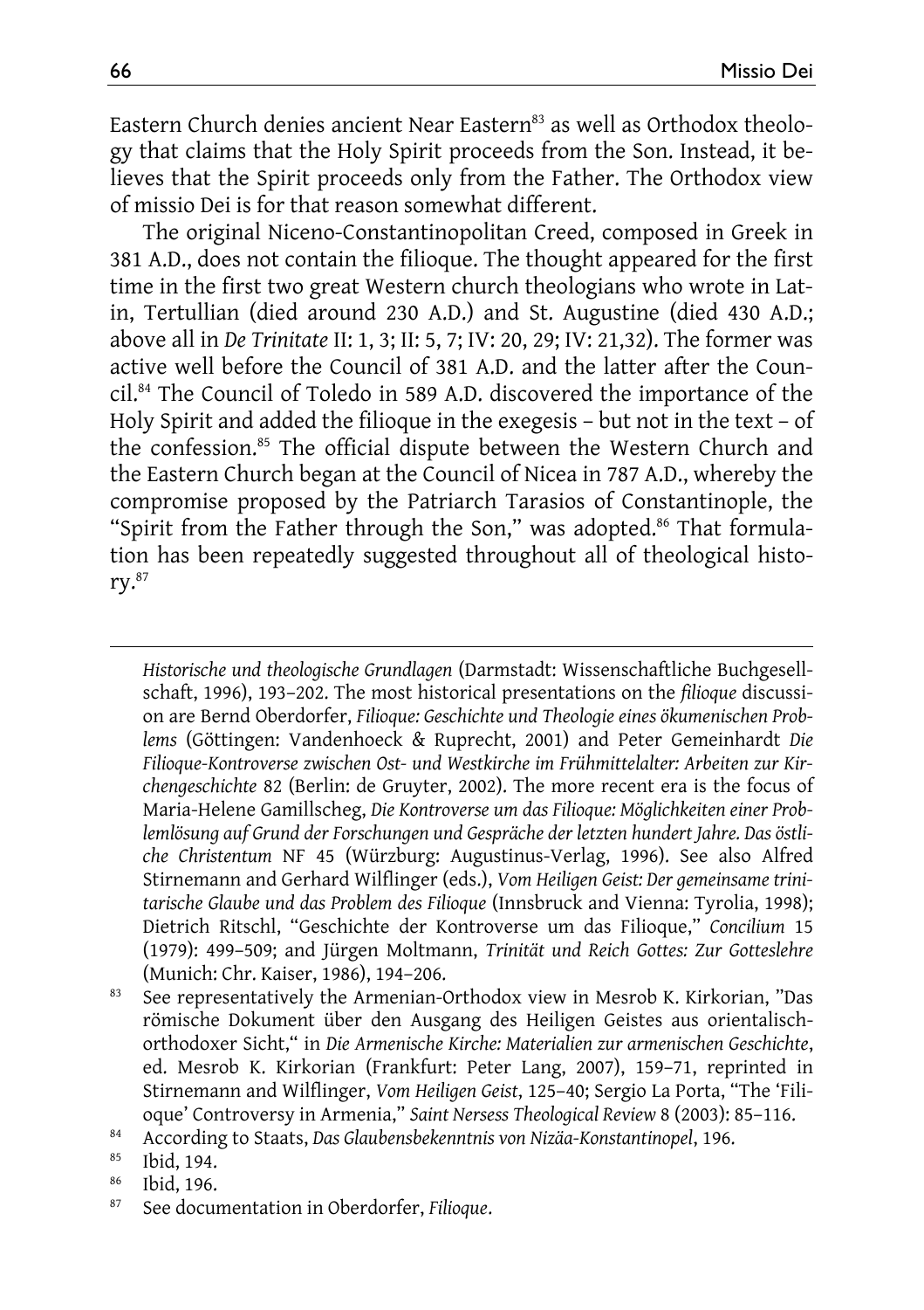Eastern Church denies ancient Near Eastern[83] as well as Orthodox theology that claims that the Holy Spirit proceeds from the Son. Instead, it believes that the Spirit proceeds only from the Father. The Orthodox view of missio Dei is for that reason somewhat different.

The original Niceno-Constantinopolitan Creed, composed in Greek in 381 A.D., does not contain the filioque. The thought appeared for the first time in the first two great Western church theologians who wrote in Latin, Tertullian (died around 230 A.D.) and St. Augustine (died 430 A.D.; above all in *De Trinitate* II: 1, 3; II: 5, 7; IV: 20, 29; IV: 21,32). The former was active well before the Council of 381 A.D. and the latter after the Council.[84] The Council of Toledo in 589 A.D. discovered the importance of the Holy Spirit and added the filioque in the exegesis – but not in the text – of the confession.[85] The official dispute between the Western Church and the Eastern Church began at the Council of Nicea in 787 A.D., whereby the compromise proposed by the Patriarch Tarasios of Constantinople, the "Spirit from the Father through the Son," was adopted.[86] That formulation has been repeatedly suggested throughout all of theological history.[87]

---

*Historische und theologische Grundlagen* (Darmstadt: Wissenschaftliche Buchgesellschaft, 1996), 193–202. The most historical presentations on the *filioque* discussion are Bernd Oberdorfer, *Filioque: Geschichte und Theologie eines ökumenischen Problems* (Göttingen: Vandenhoeck & Ruprecht, 2001) and Peter Gemeinhardt *Die Filioque-Kontroverse zwischen Ost- und Westkirche im Frühmittelalter: Arbeiten zur Kirchengeschichte* 82 (Berlin: de Gruyter, 2002). The more recent era is the focus of Maria-Helene Gamillscheg, *Die Kontroverse um das Filioque: Möglichkeiten einer Problemlösung auf Grund der Forschungen und Gespräche der letzten hundert Jahre. Das östliche Christentum* NF 45 (Würzburg: Augustinus-Verlag, 1996). See also Alfred Stirnemann and Gerhard Wilflinger (eds.), *Vom Heiligen Geist: Der gemeinsame trinitarische Glaube und das Problem des Filioque* (Innsbruck and Vienna: Tyrolia, 1998); Dietrich Ritschl, "Geschichte der Kontroverse um das Filioque," *Concilium* 15 (1979): 499–509; and Jürgen Moltmann, *Trinität und Reich Gottes: Zur Gotteslehre* (Munich: Chr. Kaiser, 1986), 194–206.

[83] See representatively the Armenian-Orthodox view in Mesrob K. Kirkorian, "Das römische Dokument über den Ausgang des Heiligen Geistes aus orientalisch-orthodoxer Sicht," in *Die Armenische Kirche: Materialien zur armenischen Geschichte*, ed. Mesrob K. Kirkorian (Frankfurt: Peter Lang, 2007), 159–71, reprinted in Stirnemann and Wilflinger, *Vom Heiligen Geist*, 125–40; Sergio La Porta, "The 'Filioque' Controversy in Armenia," *Saint Nersess Theological Review* 8 (2003): 85–116.

[84] According to Staats, *Das Glaubensbekenntnis von Nizäa-Konstantinopel*, 196.

[85] Ibid, 194.

[86] Ibid, 196.

[87] See documentation in Oberdorfer, *Filioque*.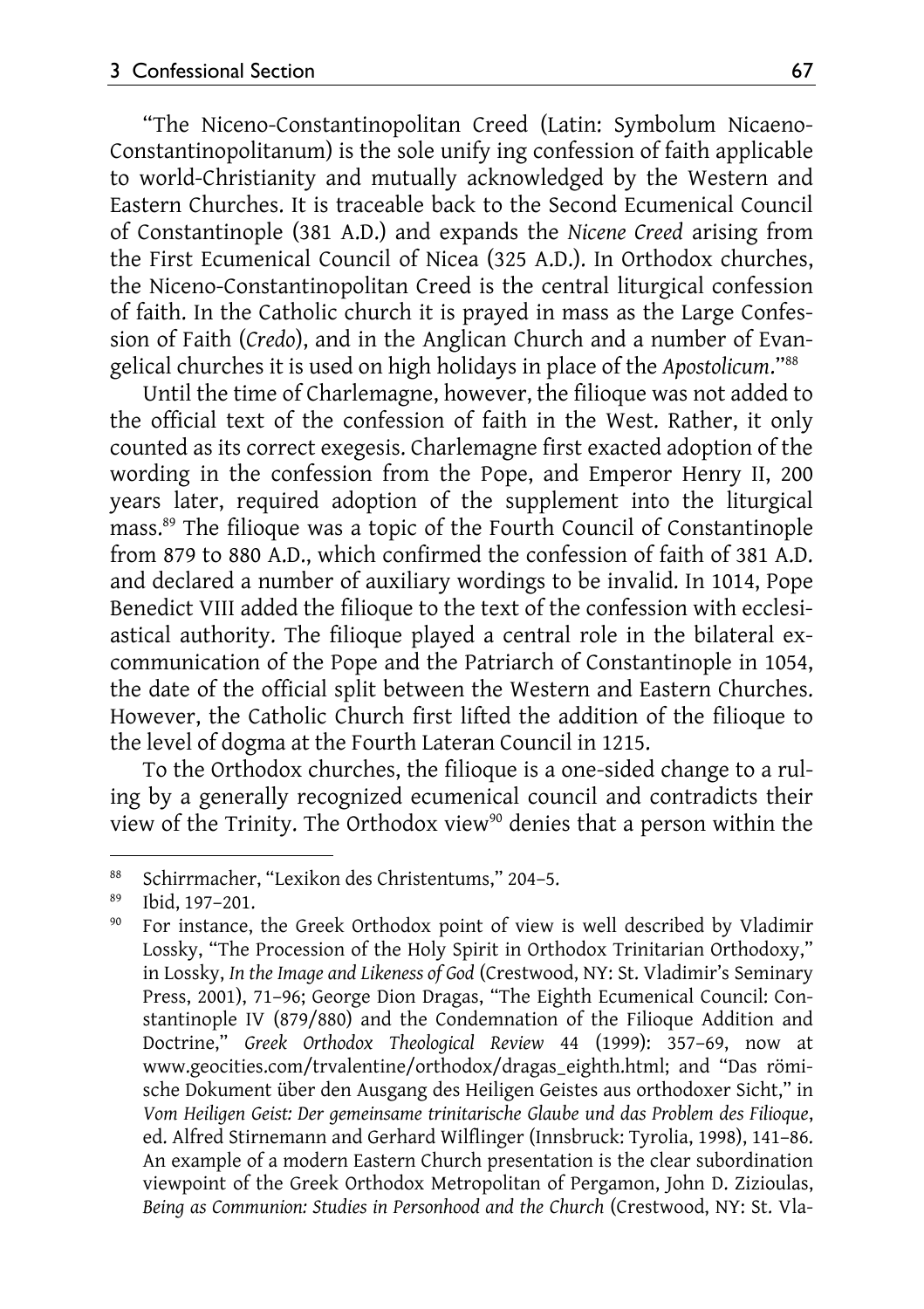"The Niceno-Constantinopolitan Creed (Latin: Symbolum Nicaeno-Constantinopolitanum) is the sole unify ing confession of faith applicable to world-Christianity and mutually acknowledged by the Western and Eastern Churches. It is traceable back to the Second Ecumenical Council of Constantinople (381 A.D.) and expands the *Nicene Creed* arising from the First Ecumenical Council of Nicea (325 A.D.). In Orthodox churches, the Niceno-Constantinopolitan Creed is the central liturgical confession of faith. In the Catholic church it is prayed in mass as the Large Confession of Faith (*Credo*), and in the Anglican Church and a number of Evangelical churches it is used on high holidays in place of the *Apostolicum*."[88]

Until the time of Charlemagne, however, the filioque was not added to the official text of the confession of faith in the West. Rather, it only counted as its correct exegesis. Charlemagne first exacted adoption of the wording in the confession from the Pope, and Emperor Henry II, 200 years later, required adoption of the supplement into the liturgical mass.[89] The filioque was a topic of the Fourth Council of Constantinople from 879 to 880 A.D., which confirmed the confession of faith of 381 A.D. and declared a number of auxiliary wordings to be invalid. In 1014, Pope Benedict VIII added the filioque to the text of the confession with ecclesiastical authority. The filioque played a central role in the bilateral excommunication of the Pope and the Patriarch of Constantinople in 1054, the date of the official split between the Western and Eastern Churches. However, the Catholic Church first lifted the addition of the filioque to the level of dogma at the Fourth Lateran Council in 1215.

To the Orthodox churches, the filioque is a one-sided change to a ruling by a generally recognized ecumenical council and contradicts their view of the Trinity. The Orthodox view[90] denies that a person within the

---

[88] Schirrmacher, "Lexikon des Christentums," 204–5.

[89] Ibid, 197–201.

[90] For instance, the Greek Orthodox point of view is well described by Vladimir Lossky, "The Procession of the Holy Spirit in Orthodox Trinitarian Orthodoxy," in Lossky, *In the Image and Likeness of God* (Crestwood, NY: St. Vladimir's Seminary Press, 2001), 71–96; George Dion Dragas, "The Eighth Ecumenical Council: Constantinople IV (879/880) and the Condemnation of the Filioque Addition and Doctrine," *Greek Orthodox Theological Review* 44 (1999): 357–69, now at www.geocities.com/trvalentine/orthodox/dragas_eighth.html; and "Das römische Dokument über den Ausgang des Heiligen Geistes aus orthodoxer Sicht," in *Vom Heiligen Geist: Der gemeinsame trinitarische Glaube und das Problem des Filioque*, ed. Alfred Stirnemann and Gerhard Wilflinger (Innsbruck: Tyrolia, 1998), 141–86. An example of a modern Eastern Church presentation is the clear subordination viewpoint of the Greek Orthodox Metropolitan of Pergamon, John D. Zizioulas, *Being as Communion: Studies in Personhood and the Church* (Crestwood, NY: St. Vla-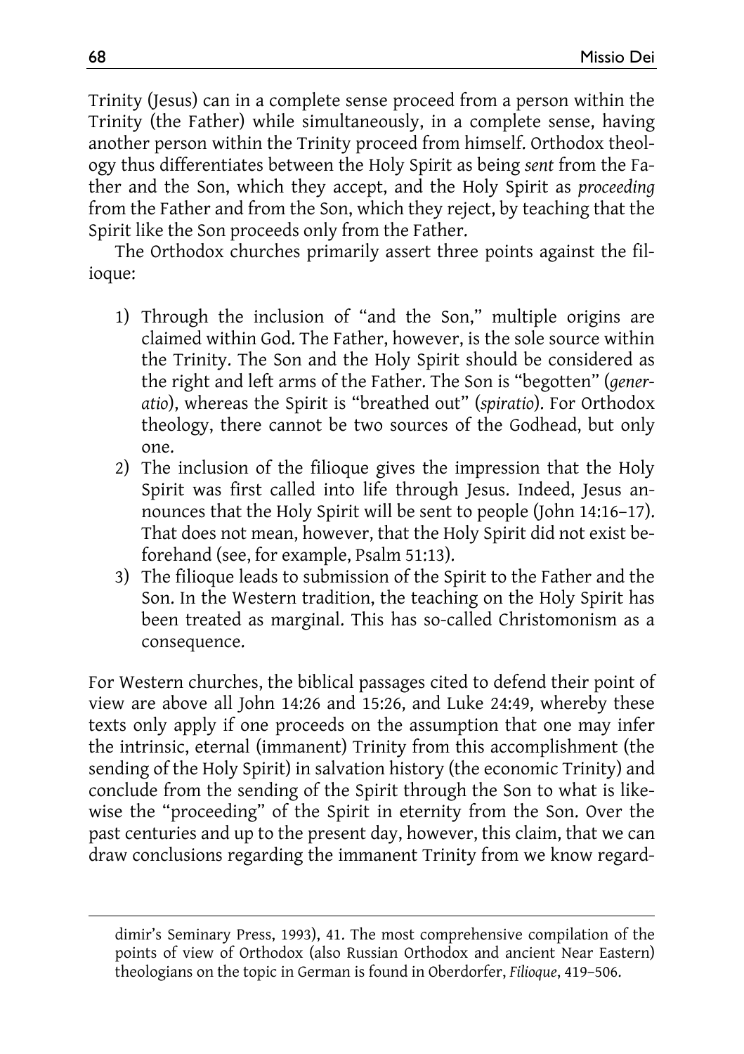Trinity (Jesus) can in a complete sense proceed from a person within the Trinity (the Father) while simultaneously, in a complete sense, having another person within the Trinity proceed from himself. Orthodox theology thus differentiates between the Holy Spirit as being *sent* from the Father and the Son, which they accept, and the Holy Spirit as *proceeding* from the Father and from the Son, which they reject, by teaching that the Spirit like the Son proceeds only from the Father.

The Orthodox churches primarily assert three points against the filioque:

1) Through the inclusion of "and the Son," multiple origins are claimed within God. The Father, however, is the sole source within the Trinity. The Son and the Holy Spirit should be considered as the right and left arms of the Father. The Son is "begotten" (*generatio*), whereas the Spirit is "breathed out" (*spiratio*). For Orthodox theology, there cannot be two sources of the Godhead, but only one.
2) The inclusion of the filioque gives the impression that the Holy Spirit was first called into life through Jesus. Indeed, Jesus announces that the Holy Spirit will be sent to people (John 14:16–17). That does not mean, however, that the Holy Spirit did not exist beforehand (see, for example, Psalm 51:13).
3) The filioque leads to submission of the Spirit to the Father and the Son. In the Western tradition, the teaching on the Holy Spirit has been treated as marginal. This has so-called Christomonism as a consequence.

For Western churches, the biblical passages cited to defend their point of view are above all John 14:26 and 15:26, and Luke 24:49, whereby these texts only apply if one proceeds on the assumption that one may infer the intrinsic, eternal (immanent) Trinity from this accomplishment (the sending of the Holy Spirit) in salvation history (the economic Trinity) and conclude from the sending of the Spirit through the Son to what is likewise the "proceeding" of the Spirit in eternity from the Son. Over the past centuries and up to the present day, however, this claim, that we can draw conclusions regarding the immanent Trinity from we know regard-

dimir's Seminary Press, 1993), 41. The most comprehensive compilation of the points of view of Orthodox (also Russian Orthodox and ancient Near Eastern) theologians on the topic in German is found in Oberdorfer, *Filioque*, 419–506.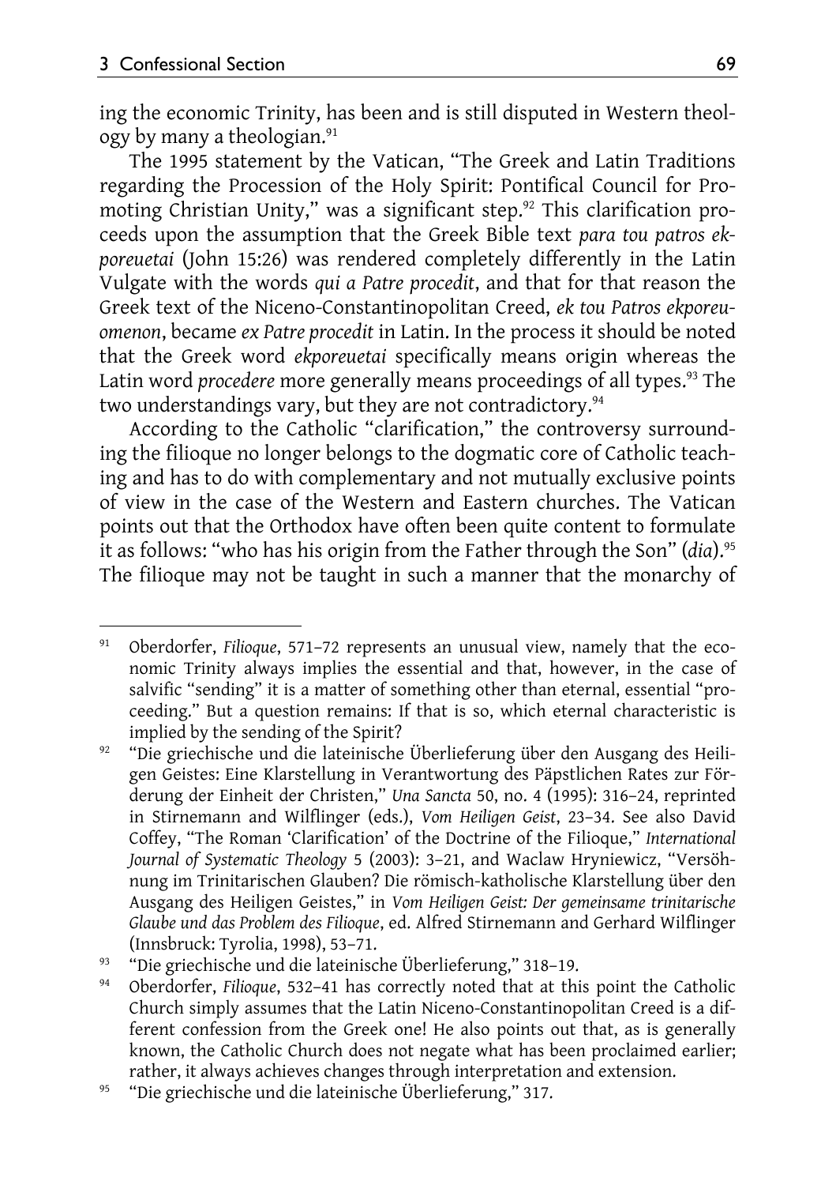ing the economic Trinity, has been and is still disputed in Western theology by many a theologian.[91]

The 1995 statement by the Vatican, "The Greek and Latin Traditions regarding the Procession of the Holy Spirit: Pontifical Council for Promoting Christian Unity," was a significant step.[92] This clarification proceeds upon the assumption that the Greek Bible text *para tou patros ekporeuetai* (John 15:26) was rendered completely differently in the Latin Vulgate with the words *qui a Patre procedit*, and that for that reason the Greek text of the Niceno-Constantinopolitan Creed, *ek tou Patros ekporeuomenon*, became *ex Patre procedit* in Latin. In the process it should be noted that the Greek word *ekporeuetai* specifically means origin whereas the Latin word *procedere* more generally means proceedings of all types.[93] The two understandings vary, but they are not contradictory.[94]

According to the Catholic "clarification," the controversy surrounding the filioque no longer belongs to the dogmatic core of Catholic teaching and has to do with complementary and not mutually exclusive points of view in the case of the Western and Eastern churches. The Vatican points out that the Orthodox have often been quite content to formulate it as follows: "who has his origin from the Father through the Son" (*dia*).[95] The filioque may not be taught in such a manner that the monarchy of

---

[91] Oberdorfer, *Filioque*, 571–72 represents an unusual view, namely that the economic Trinity always implies the essential and that, however, in the case of salvific "sending" it is a matter of something other than eternal, essential "proceeding." But a question remains: If that is so, which eternal characteristic is implied by the sending of the Spirit?

[92] "Die griechische und die lateinische Überlieferung über den Ausgang des Heiligen Geistes: Eine Klarstellung in Verantwortung des Päpstlichen Rates zur Förderung der Einheit der Christen," *Una Sancta* 50, no. 4 (1995): 316–24, reprinted in Stirnemann and Wilflinger (eds.), *Vom Heiligen Geist*, 23–34. See also David Coffey, "The Roman 'Clarification' of the Doctrine of the Filioque," *International Journal of Systematic Theology* 5 (2003): 3–21, and Waclaw Hryniewicz, "Versöhnung im Trinitarischen Glauben? Die römisch-katholische Klarstellung über den Ausgang des Heiligen Geistes," in *Vom Heiligen Geist: Der gemeinsame trinitarische Glaube und das Problem des Filioque*, ed. Alfred Stirnemann and Gerhard Wilflinger (Innsbruck: Tyrolia, 1998), 53–71.

[93] "Die griechische und die lateinische Überlieferung," 318–19.

[94] Oberdorfer, *Filioque*, 532–41 has correctly noted that at this point the Catholic Church simply assumes that the Latin Niceno-Constantinopolitan Creed is a different confession from the Greek one! He also points out that, as is generally known, the Catholic Church does not negate what has been proclaimed earlier; rather, it always achieves changes through interpretation and extension.

[95] "Die griechische und die lateinische Überlieferung," 317.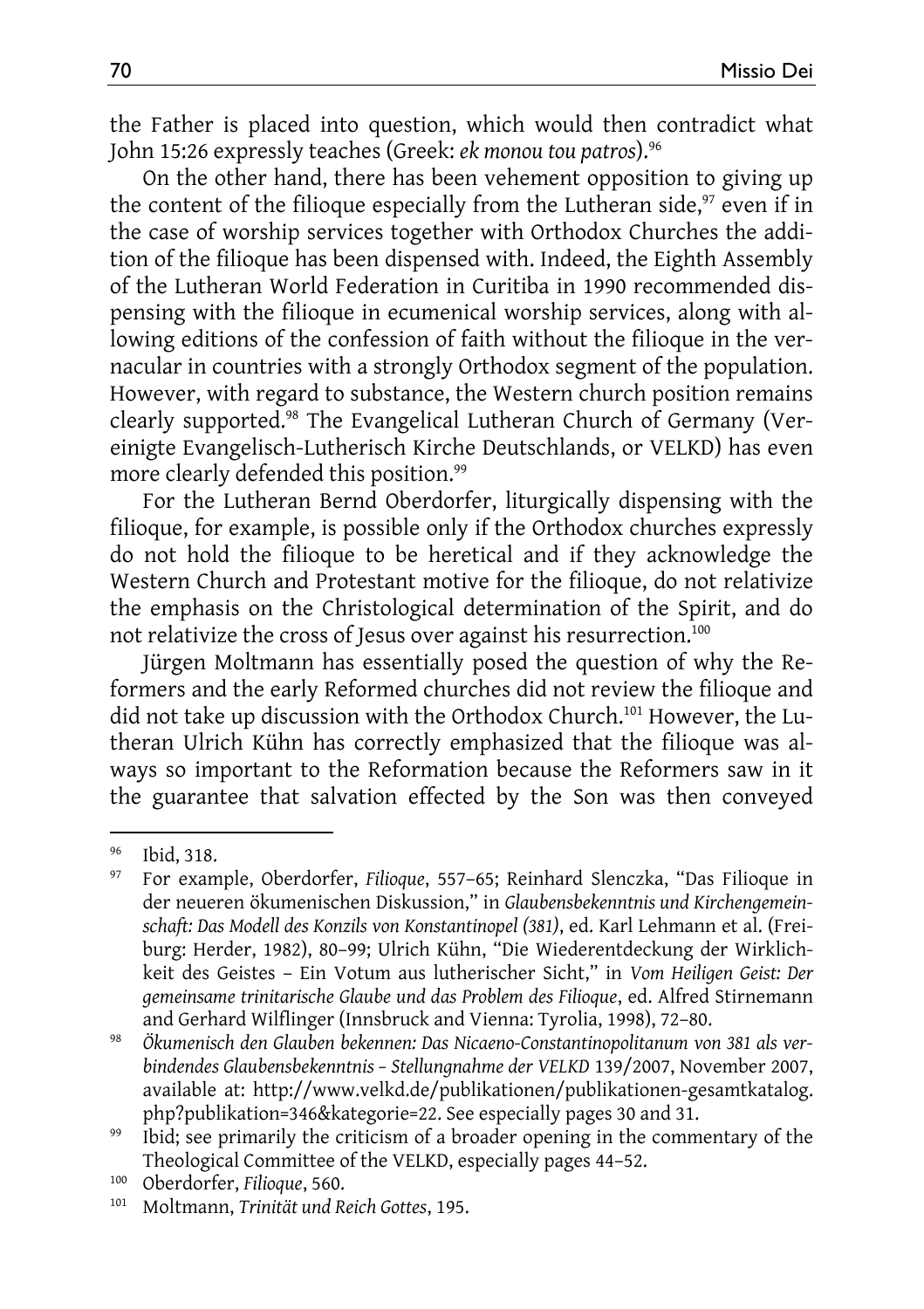the Father is placed into question, which would then contradict what John 15:26 expressly teaches (Greek: *ek monou tou patros*).[96]

On the other hand, there has been vehement opposition to giving up the content of the filioque especially from the Lutheran side,[97] even if in the case of worship services together with Orthodox Churches the addition of the filioque has been dispensed with. Indeed, the Eighth Assembly of the Lutheran World Federation in Curitiba in 1990 recommended dispensing with the filioque in ecumenical worship services, along with allowing editions of the confession of faith without the filioque in the vernacular in countries with a strongly Orthodox segment of the population. However, with regard to substance, the Western church position remains clearly supported.[98] The Evangelical Lutheran Church of Germany (Vereinigte Evangelisch-Lutherisch Kirche Deutschlands, or VELKD) has even more clearly defended this position.[99]

For the Lutheran Bernd Oberdorfer, liturgically dispensing with the filioque, for example, is possible only if the Orthodox churches expressly do not hold the filioque to be heretical and if they acknowledge the Western Church and Protestant motive for the filioque, do not relativize the emphasis on the Christological determination of the Spirit, and do not relativize the cross of Jesus over against his resurrection.[100]

Jürgen Moltmann has essentially posed the question of why the Reformers and the early Reformed churches did not review the filioque and did not take up discussion with the Orthodox Church.[101] However, the Lutheran Ulrich Kühn has correctly emphasized that the filioque was always so important to the Reformation because the Reformers saw in it the guarantee that salvation effected by the Son was then conveyed

---

[96] Ibid, 318.

[97] For example, Oberdorfer, *Filioque*, 557–65; Reinhard Slenczka, "Das Filioque in der neueren ökumenischen Diskussion," in *Glaubensbekenntnis und Kirchengemeinschaft: Das Modell des Konzils von Konstantinopel (381)*, ed. Karl Lehmann et al. (Freiburg: Herder, 1982), 80–99; Ulrich Kühn, "Die Wiederentdeckung der Wirklichkeit des Geistes – Ein Votum aus lutherischer Sicht," in *Vom Heiligen Geist: Der gemeinsame trinitarische Glaube und das Problem des Filioque*, ed. Alfred Stirnemann and Gerhard Wilflinger (Innsbruck and Vienna: Tyrolia, 1998), 72–80.

[98] *Ökumenisch den Glauben bekennen: Das Nicaeno-Constantinopolitanum von 381 als verbindendes Glaubensbekenntnis – Stellungnahme der VELKD* 139/2007, November 2007, available at: http://www.velkd.de/publikationen/publikationen-gesamtkatalog.php?publikation=346&kategorie=22. See especially pages 30 and 31.

[99] Ibid; see primarily the criticism of a broader opening in the commentary of the Theological Committee of the VELKD, especially pages 44–52.

[100] Oberdorfer, *Filioque*, 560.

[101] Moltmann, *Trinität und Reich Gottes*, 195.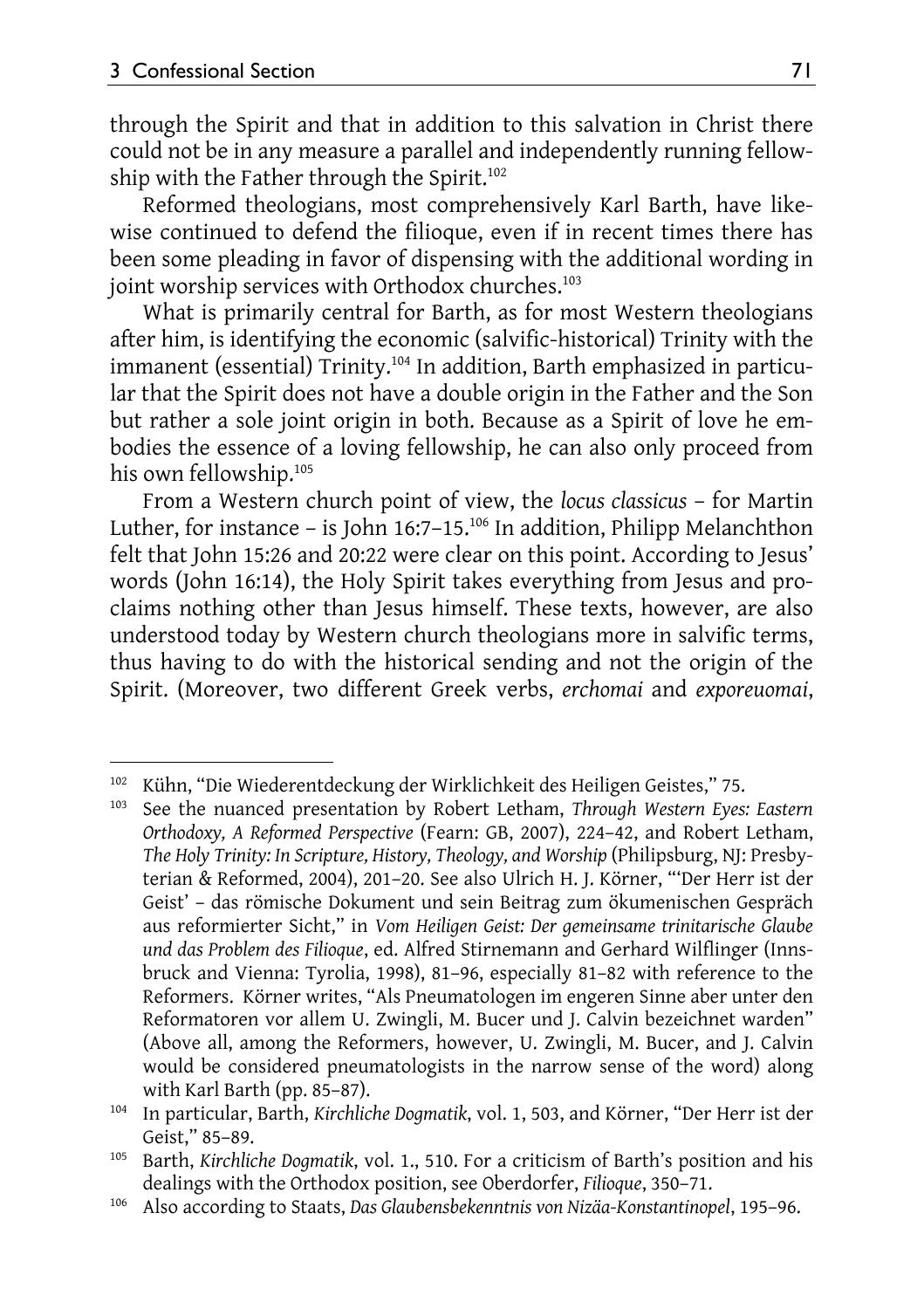through the Spirit and that in addition to this salvation in Christ there could not be in any measure a parallel and independently running fellowship with the Father through the Spirit.[102]

Reformed theologians, most comprehensively Karl Barth, have likewise continued to defend the filioque, even if in recent times there has been some pleading in favor of dispensing with the additional wording in joint worship services with Orthodox churches.[103]

What is primarily central for Barth, as for most Western theologians after him, is identifying the economic (salvific-historical) Trinity with the immanent (essential) Trinity.[104] In addition, Barth emphasized in particular that the Spirit does not have a double origin in the Father and the Son but rather a sole joint origin in both. Because as a Spirit of love he embodies the essence of a loving fellowship, he can also only proceed from his own fellowship.[105]

From a Western church point of view, the *locus classicus* – for Martin Luther, for instance – is John 16:7–15.[106] In addition, Philipp Melanchthon felt that John 15:26 and 20:22 were clear on this point. According to Jesus' words (John 16:14), the Holy Spirit takes everything from Jesus and proclaims nothing other than Jesus himself. These texts, however, are also understood today by Western church theologians more in salvific terms, thus having to do with the historical sending and not the origin of the Spirit. (Moreover, two different Greek verbs, *erchomai* and *exporeuomai*,

---

[102] Kühn, "Die Wiederentdeckung der Wirklichkeit des Heiligen Geistes," 75.

[103] See the nuanced presentation by Robert Letham, *Through Western Eyes: Eastern Orthodoxy, A Reformed Perspective* (Fearn: GB, 2007), 224–42, and Robert Letham, *The Holy Trinity: In Scripture, History, Theology, and Worship* (Philipsburg, NJ: Presbyterian & Reformed, 2004), 201–20. See also Ulrich H. J. Körner, "'Der Herr ist der Geist' – das römische Dokument und sein Beitrag zum ökumenischen Gespräch aus reformierter Sicht," in *Vom Heiligen Geist: Der gemeinsame trinitarische Glaube und das Problem des Filioque*, ed. Alfred Stirnemann and Gerhard Wilflinger (Innsbruck and Vienna: Tyrolia, 1998), 81–96, especially 81–82 with reference to the Reformers. Körner writes, "Als Pneumatologen im engeren Sinne aber unter den Reformatoren vor allem U. Zwingli, M. Bucer und J. Calvin bezeichnet warden" (Above all, among the Reformers, however, U. Zwingli, M. Bucer, and J. Calvin would be considered pneumatologists in the narrow sense of the word) along with Karl Barth (pp. 85–87).

[104] In particular, Barth, *Kirchliche Dogmatik*, vol. 1, 503, and Körner, "Der Herr ist der Geist," 85–89.

[105] Barth, *Kirchliche Dogmatik*, vol. 1., 510. For a criticism of Barth's position and his dealings with the Orthodox position, see Oberdorfer, *Filioque*, 350–71.

[106] Also according to Staats, *Das Glaubensbekenntnis von Nizäa-Konstantinopel*, 195–96.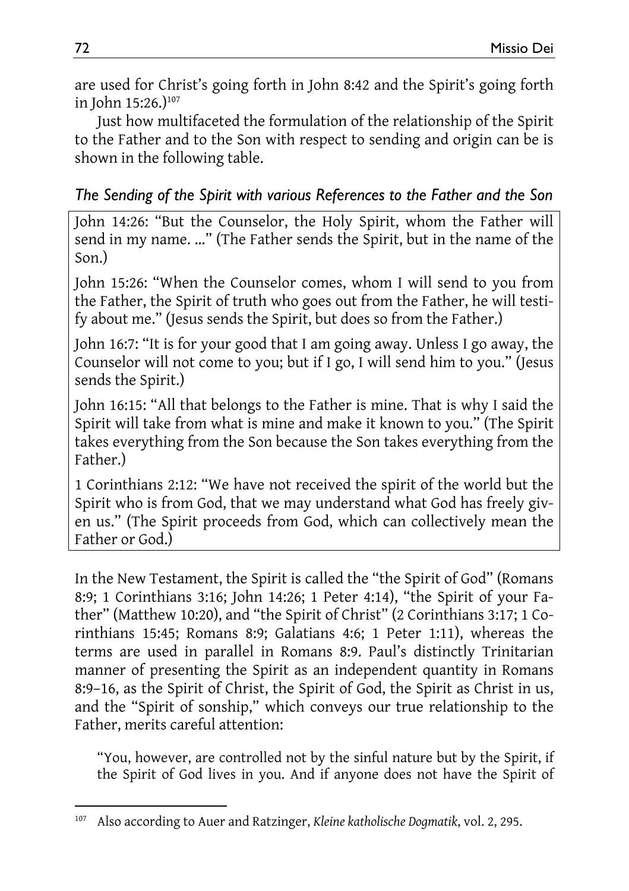are used for Christ's going forth in John 8:42 and the Spirit's going forth in John 15:26.)[107]

Just how multifaceted the formulation of the relationship of the Spirit to the Father and to the Son with respect to sending and origin can be is shown in the following table.

### *The Sending of the Spirit with various References to the Father and the Son*

| |
|---|
| John 14:26: "But the Counselor, the Holy Spirit, whom the Father will send in my name. ..." (The Father sends the Spirit, but in the name of the Son.) |
| John 15:26: "When the Counselor comes, whom I will send to you from the Father, the Spirit of truth who goes out from the Father, he will testify about me." (Jesus sends the Spirit, but does so from the Father.) |
| John 16:7: "It is for your good that I am going away. Unless I go away, the Counselor will not come to you; but if I go, I will send him to you." (Jesus sends the Spirit.) |
| John 16:15: "All that belongs to the Father is mine. That is why I said the Spirit will take from what is mine and make it known to you." (The Spirit takes everything from the Son because the Son takes everything from the Father.) |
| 1 Corinthians 2:12: "We have not received the spirit of the world but the Spirit who is from God, that we may understand what God has freely given us." (The Spirit proceeds from God, which can collectively mean the Father or God.) |

In the New Testament, the Spirit is called the "the Spirit of God" (Romans 8:9; 1 Corinthians 3:16; John 14:26; 1 Peter 4:14), "the Spirit of your Father" (Matthew 10:20), and "the Spirit of Christ" (2 Corinthians 3:17; 1 Corinthians 15:45; Romans 8:9; Galatians 4:6; 1 Peter 1:11), whereas the terms are used in parallel in Romans 8:9. Paul's distinctly Trinitarian manner of presenting the Spirit as an independent quantity in Romans 8:9–16, as the Spirit of Christ, the Spirit of God, the Spirit as Christ in us, and the "Spirit of sonship," which conveys our true relationship to the Father, merits careful attention:

> "You, however, are controlled not by the sinful nature but by the Spirit, if the Spirit of God lives in you. And if anyone does not have the Spirit of

[107] Also according to Auer and Ratzinger, *Kleine katholische Dogmatik*, vol. 2, 295.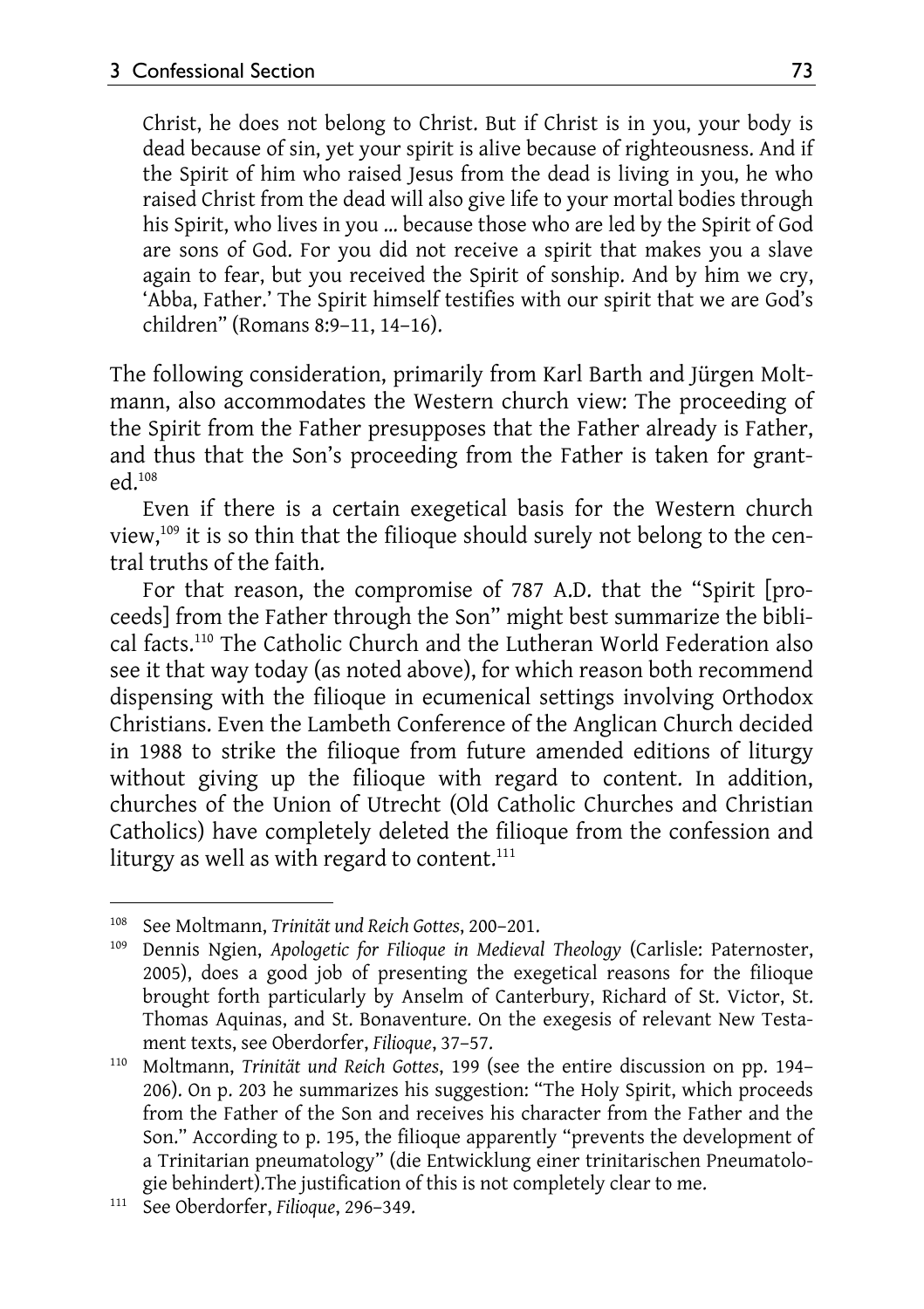> Christ, he does not belong to Christ. But if Christ is in you, your body is dead because of sin, yet your spirit is alive because of righteousness. And if the Spirit of him who raised Jesus from the dead is living in you, he who raised Christ from the dead will also give life to your mortal bodies through his Spirit, who lives in you ... because those who are led by the Spirit of God are sons of God. For you did not receive a spirit that makes you a slave again to fear, but you received the Spirit of sonship. And by him we cry, 'Abba, Father.' The Spirit himself testifies with our spirit that we are God's children" (Romans 8:9–11, 14–16).

The following consideration, primarily from Karl Barth and Jürgen Moltmann, also accommodates the Western church view: The proceeding of the Spirit from the Father presupposes that the Father already is Father, and thus that the Son's proceeding from the Father is taken for granted.[108]

Even if there is a certain exegetical basis for the Western church view,[109] it is so thin that the filioque should surely not belong to the central truths of the faith.

For that reason, the compromise of 787 A.D. that the "Spirit [proceeds] from the Father through the Son" might best summarize the biblical facts.[110] The Catholic Church and the Lutheran World Federation also see it that way today (as noted above), for which reason both recommend dispensing with the filioque in ecumenical settings involving Orthodox Christians. Even the Lambeth Conference of the Anglican Church decided in 1988 to strike the filioque from future amended editions of liturgy without giving up the filioque with regard to content. In addition, churches of the Union of Utrecht (Old Catholic Churches and Christian Catholics) have completely deleted the filioque from the confession and liturgy as well as with regard to content.[111]

---

[108] See Moltmann, *Trinität und Reich Gottes*, 200–201.

[109] Dennis Ngien, *Apologetic for Filioque in Medieval Theology* (Carlisle: Paternoster, 2005), does a good job of presenting the exegetical reasons for the filioque brought forth particularly by Anselm of Canterbury, Richard of St. Victor, St. Thomas Aquinas, and St. Bonaventure. On the exegesis of relevant New Testament texts, see Oberdorfer, *Filioque*, 37–57.

[110] Moltmann, *Trinität und Reich Gottes*, 199 (see the entire discussion on pp. 194–206). On p. 203 he summarizes his suggestion: "The Holy Spirit, which proceeds from the Father of the Son and receives his character from the Father and the Son." According to p. 195, the filioque apparently "prevents the development of a Trinitarian pneumatology" (die Entwicklung einer trinitarischen Pneumatologie behindert).The justification of this is not completely clear to me.

[111] See Oberdorfer, *Filioque*, 296–349.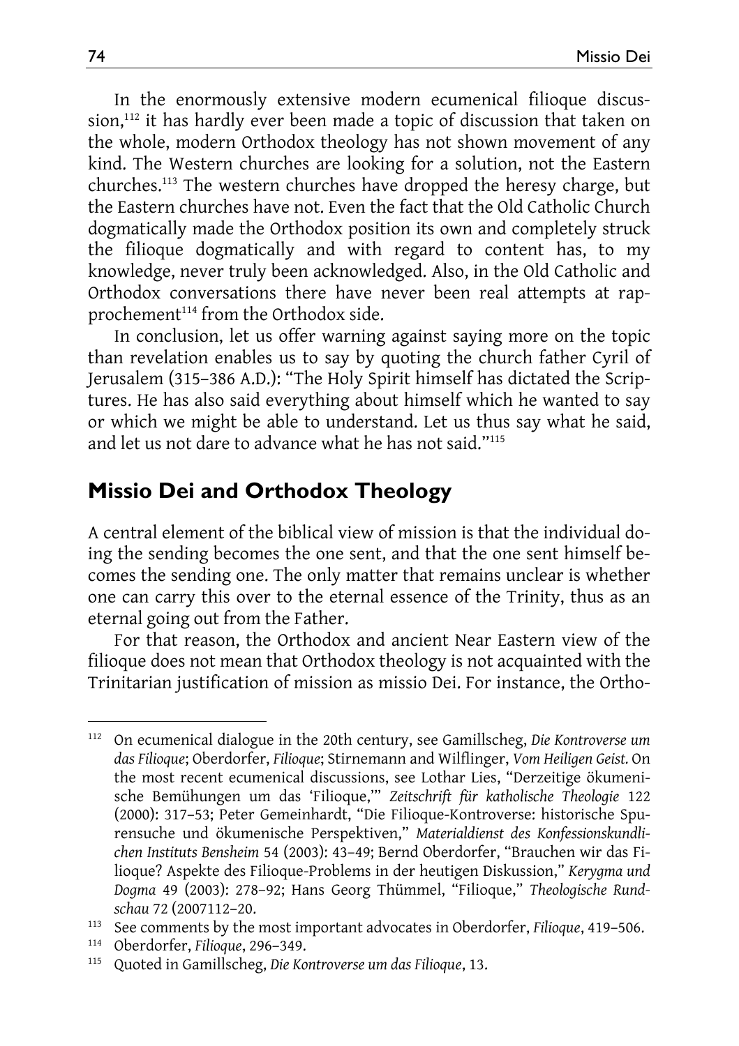In the enormously extensive modern ecumenical filioque discussion,[112] it has hardly ever been made a topic of discussion that taken on the whole, modern Orthodox theology has not shown movement of any kind. The Western churches are looking for a solution, not the Eastern churches.[113] The western churches have dropped the heresy charge, but the Eastern churches have not. Even the fact that the Old Catholic Church dogmatically made the Orthodox position its own and completely struck the filioque dogmatically and with regard to content has, to my knowledge, never truly been acknowledged. Also, in the Old Catholic and Orthodox conversations there have never been real attempts at rapprochement[114] from the Orthodox side.

In conclusion, let us offer warning against saying more on the topic than revelation enables us to say by quoting the church father Cyril of Jerusalem (315–386 A.D.): "The Holy Spirit himself has dictated the Scriptures. He has also said everything about himself which he wanted to say or which we might be able to understand. Let us thus say what he said, and let us not dare to advance what he has not said."[115]

## Missio Dei and Orthodox Theology

A central element of the biblical view of mission is that the individual doing the sending becomes the one sent, and that the one sent himself becomes the sending one. The only matter that remains unclear is whether one can carry this over to the eternal essence of the Trinity, thus as an eternal going out from the Father.

For that reason, the Orthodox and ancient Near Eastern view of the filioque does not mean that Orthodox theology is not acquainted with the Trinitarian justification of mission as missio Dei. For instance, the Ortho-

---

[112] On ecumenical dialogue in the 20th century, see Gamillscheg, *Die Kontroverse um das Filioque*; Oberdorfer, *Filioque*; Stirnemann and Wilflinger, *Vom Heiligen Geist.* On the most recent ecumenical discussions, see Lothar Lies, "Derzeitige ökumenische Bemühungen um das 'Filioque,'" *Zeitschrift für katholische Theologie* 122 (2000): 317–53; Peter Gemeinhardt, "Die Filioque-Kontroverse: historische Spurensuche und ökumenische Perspektiven," *Materialdienst des Konfessionskundlichen Instituts Bensheim* 54 (2003): 43–49; Bernd Oberdorfer, "Brauchen wir das Filioque? Aspekte des Filioque-Problems in der heutigen Diskussion," *Kerygma und Dogma* 49 (2003): 278–92; Hans Georg Thümmel, "Filioque," *Theologische Rundschau* 72 (2007112–20.

[113] See comments by the most important advocates in Oberdorfer, *Filioque*, 419–506.

[114] Oberdorfer, *Filioque*, 296–349.

[115] Quoted in Gamillscheg, *Die Kontroverse um das Filioque*, 13.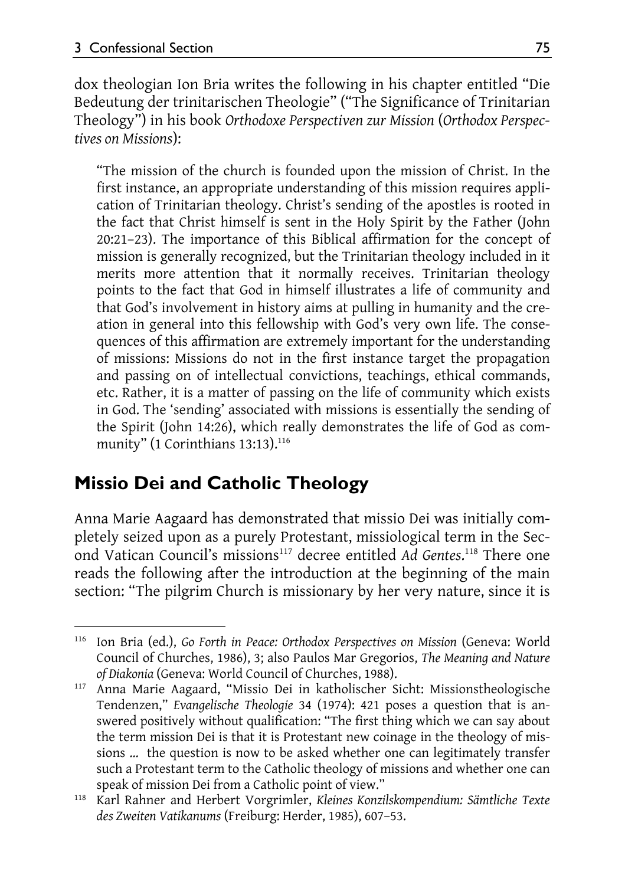dox theologian Ion Bria writes the following in his chapter entitled "Die Bedeutung der trinitarischen Theologie" ("The Significance of Trinitarian Theology") in his book *Orthodoxe Perspectiven zur Mission* (*Orthodox Perspectives on Missions*):

> "The mission of the church is founded upon the mission of Christ. In the first instance, an appropriate understanding of this mission requires application of Trinitarian theology. Christ's sending of the apostles is rooted in the fact that Christ himself is sent in the Holy Spirit by the Father (John 20:21–23). The importance of this Biblical affirmation for the concept of mission is generally recognized, but the Trinitarian theology included in it merits more attention that it normally receives. Trinitarian theology points to the fact that God in himself illustrates a life of community and that God's involvement in history aims at pulling in humanity and the creation in general into this fellowship with God's very own life. The consequences of this affirmation are extremely important for the understanding of missions: Missions do not in the first instance target the propagation and passing on of intellectual convictions, teachings, ethical commands, etc. Rather, it is a matter of passing on the life of community which exists in God. The 'sending' associated with missions is essentially the sending of the Spirit (John 14:26), which really demonstrates the life of God as community" (1 Corinthians 13:13).[116]

## Missio Dei and Catholic Theology

Anna Marie Aagaard has demonstrated that missio Dei was initially completely seized upon as a purely Protestant, missiological term in the Second Vatican Council's missions[117] decree entitled *Ad Gentes*.[118] There one reads the following after the introduction at the beginning of the main section: "The pilgrim Church is missionary by her very nature, since it is

---

[116] Ion Bria (ed.), *Go Forth in Peace: Orthodox Perspectives on Mission* (Geneva: World Council of Churches, 1986), 3; also Paulos Mar Gregorios, *The Meaning and Nature of Diakonia* (Geneva: World Council of Churches, 1988).

[117] Anna Marie Aagaard, "Missio Dei in katholischer Sicht: Missionstheologische Tendenzen," *Evangelische Theologie* 34 (1974): 421 poses a question that is answered positively without qualification: "The first thing which we can say about the term mission Dei is that it is Protestant new coinage in the theology of missions ... the question is now to be asked whether one can legitimately transfer such a Protestant term to the Catholic theology of missions and whether one can speak of mission Dei from a Catholic point of view."

[118] Karl Rahner and Herbert Vorgrimler, *Kleines Konzilskompendium: Sämtliche Texte des Zweiten Vatikanums* (Freiburg: Herder, 1985), 607–53.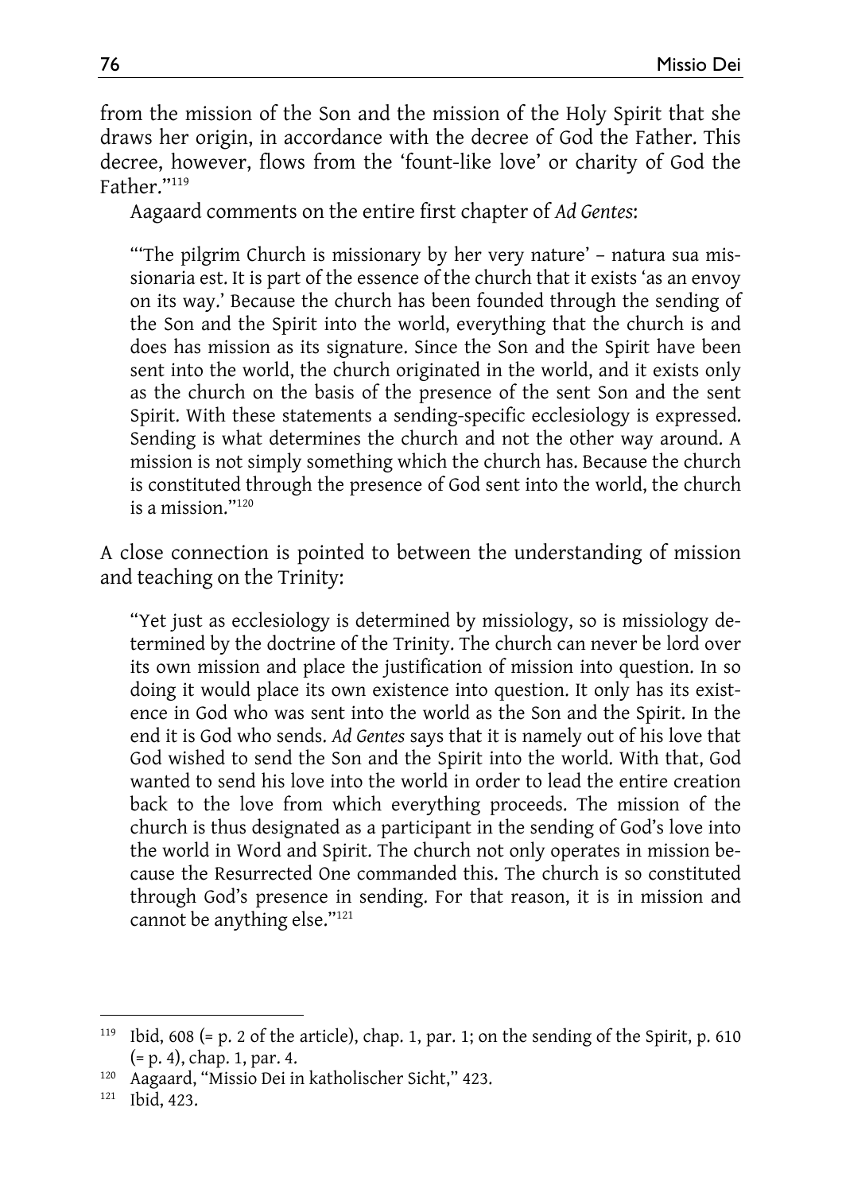from the mission of the Son and the mission of the Holy Spirit that she draws her origin, in accordance with the decree of God the Father. This decree, however, flows from the 'fount-like love' or charity of God the Father."[119]

Aagaard comments on the entire first chapter of *Ad Gentes*:

> "'The pilgrim Church is missionary by her very nature' – natura sua missionaria est. It is part of the essence of the church that it exists 'as an envoy on its way.' Because the church has been founded through the sending of the Son and the Spirit into the world, everything that the church is and does has mission as its signature. Since the Son and the Spirit have been sent into the world, the church originated in the world, and it exists only as the church on the basis of the presence of the sent Son and the sent Spirit. With these statements a sending-specific ecclesiology is expressed. Sending is what determines the church and not the other way around. A mission is not simply something which the church has. Because the church is constituted through the presence of God sent into the world, the church is a mission."[120]

A close connection is pointed to between the understanding of mission and teaching on the Trinity:

> "Yet just as ecclesiology is determined by missiology, so is missiology determined by the doctrine of the Trinity. The church can never be lord over its own mission and place the justification of mission into question. In so doing it would place its own existence into question. It only has its existence in God who was sent into the world as the Son and the Spirit. In the end it is God who sends. *Ad Gentes* says that it is namely out of his love that God wished to send the Son and the Spirit into the world. With that, God wanted to send his love into the world in order to lead the entire creation back to the love from which everything proceeds. The mission of the church is thus designated as a participant in the sending of God's love into the world in Word and Spirit. The church not only operates in mission because the Resurrected One commanded this. The church is so constituted through God's presence in sending. For that reason, it is in mission and cannot be anything else."[121]

---

[119] Ibid, 608 (= p. 2 of the article), chap. 1, par. 1; on the sending of the Spirit, p. 610 (= p. 4), chap. 1, par. 4.

[120] Aagaard, "Missio Dei in katholischer Sicht," 423.

[121] Ibid, 423.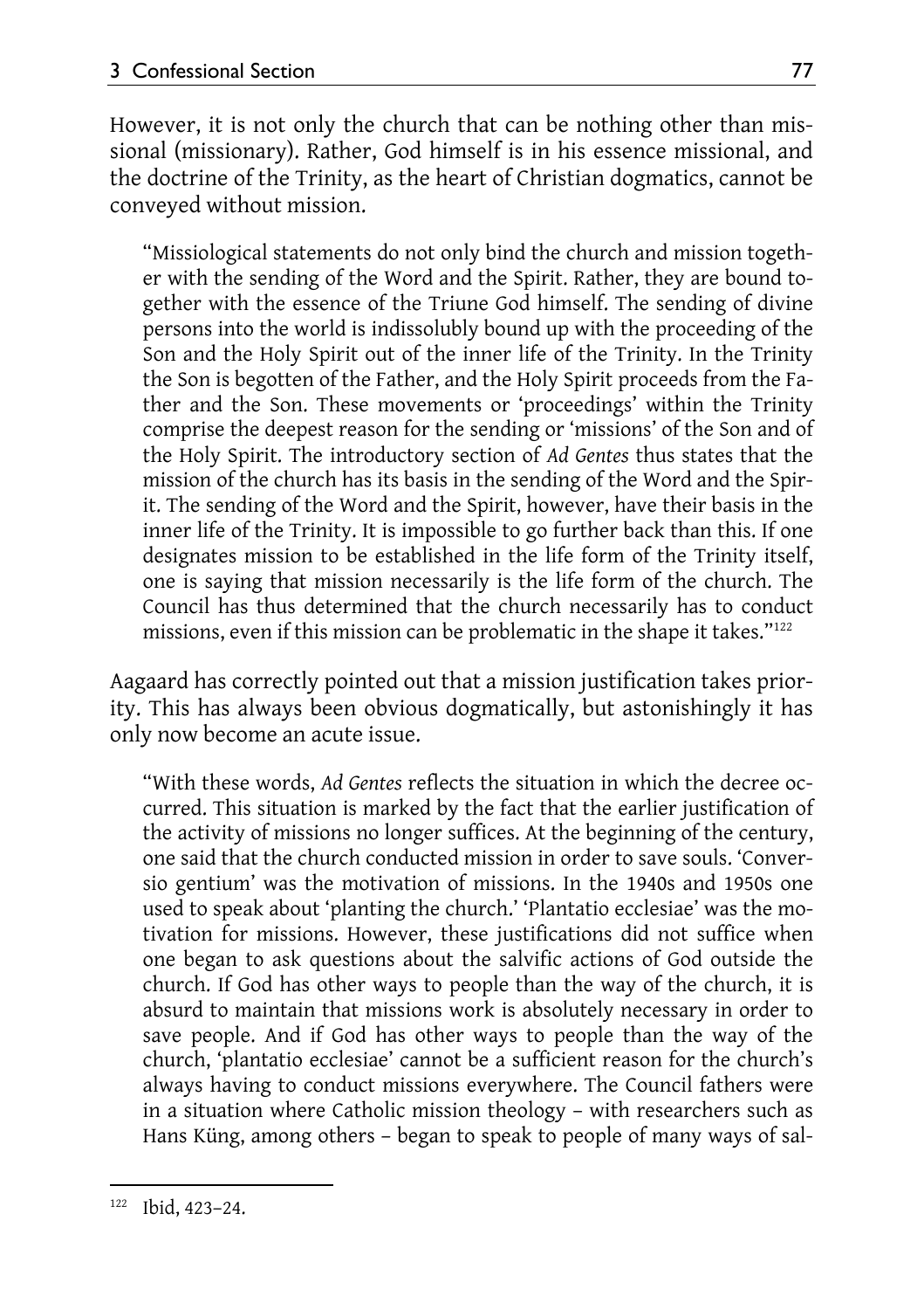However, it is not only the church that can be nothing other than missional (missionary). Rather, God himself is in his essence missional, and the doctrine of the Trinity, as the heart of Christian dogmatics, cannot be conveyed without mission.

> "Missiological statements do not only bind the church and mission together with the sending of the Word and the Spirit. Rather, they are bound together with the essence of the Triune God himself. The sending of divine persons into the world is indissolubly bound up with the proceeding of the Son and the Holy Spirit out of the inner life of the Trinity. In the Trinity the Son is begotten of the Father, and the Holy Spirit proceeds from the Father and the Son. These movements or 'proceedings' within the Trinity comprise the deepest reason for the sending or 'missions' of the Son and of the Holy Spirit. The introductory section of *Ad Gentes* thus states that the mission of the church has its basis in the sending of the Word and the Spirit. The sending of the Word and the Spirit, however, have their basis in the inner life of the Trinity. It is impossible to go further back than this. If one designates mission to be established in the life form of the Trinity itself, one is saying that mission necessarily is the life form of the church. The Council has thus determined that the church necessarily has to conduct missions, even if this mission can be problematic in the shape it takes."[122]

Aagaard has correctly pointed out that a mission justification takes priority. This has always been obvious dogmatically, but astonishingly it has only now become an acute issue.

> "With these words, *Ad Gentes* reflects the situation in which the decree occurred. This situation is marked by the fact that the earlier justification of the activity of missions no longer suffices. At the beginning of the century, one said that the church conducted mission in order to save souls. 'Conversio gentium' was the motivation of missions. In the 1940s and 1950s one used to speak about 'planting the church.' 'Plantatio ecclesiae' was the motivation for missions. However, these justifications did not suffice when one began to ask questions about the salvific actions of God outside the church. If God has other ways to people than the way of the church, it is absurd to maintain that missions work is absolutely necessary in order to save people. And if God has other ways to people than the way of the church, 'plantatio ecclesiae' cannot be a sufficient reason for the church's always having to conduct missions everywhere. The Council fathers were in a situation where Catholic mission theology – with researchers such as Hans Küng, among others – began to speak to people of many ways of sal-

[122] Ibid, 423–24.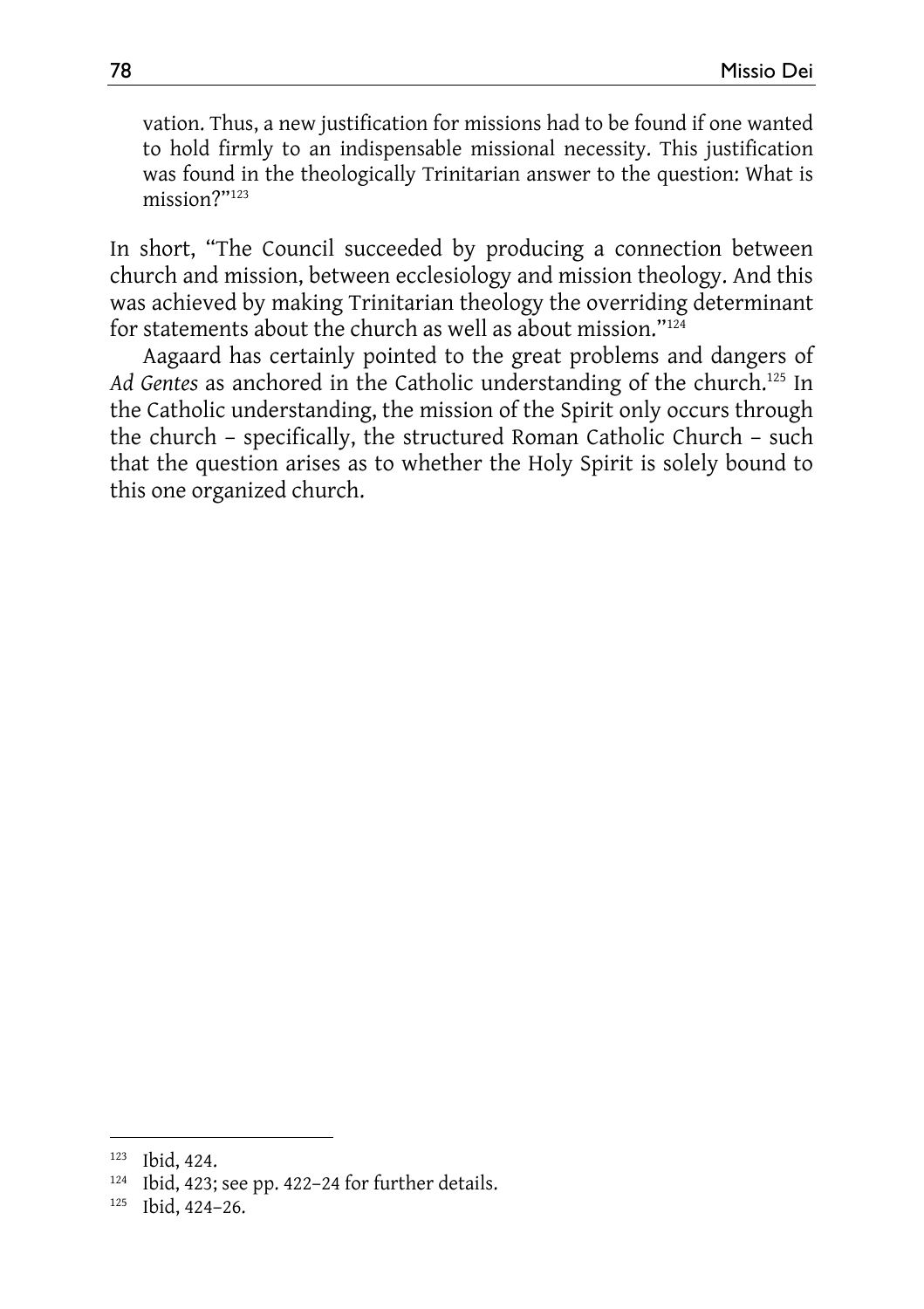vation. Thus, a new justification for missions had to be found if one wanted to hold firmly to an indispensable missional necessity. This justification was found in the theologically Trinitarian answer to the question: What is mission?"[123]

In short, "The Council succeeded by producing a connection between church and mission, between ecclesiology and mission theology. And this was achieved by making Trinitarian theology the overriding determinant for statements about the church as well as about mission."[124]

Aagaard has certainly pointed to the great problems and dangers of *Ad Gentes* as anchored in the Catholic understanding of the church.[125] In the Catholic understanding, the mission of the Spirit only occurs through the church – specifically, the structured Roman Catholic Church – such that the question arises as to whether the Holy Spirit is solely bound to this one organized church.

---

[123] Ibid, 424.

[124] Ibid, 423; see pp. 422–24 for further details.

[125] Ibid, 424–26.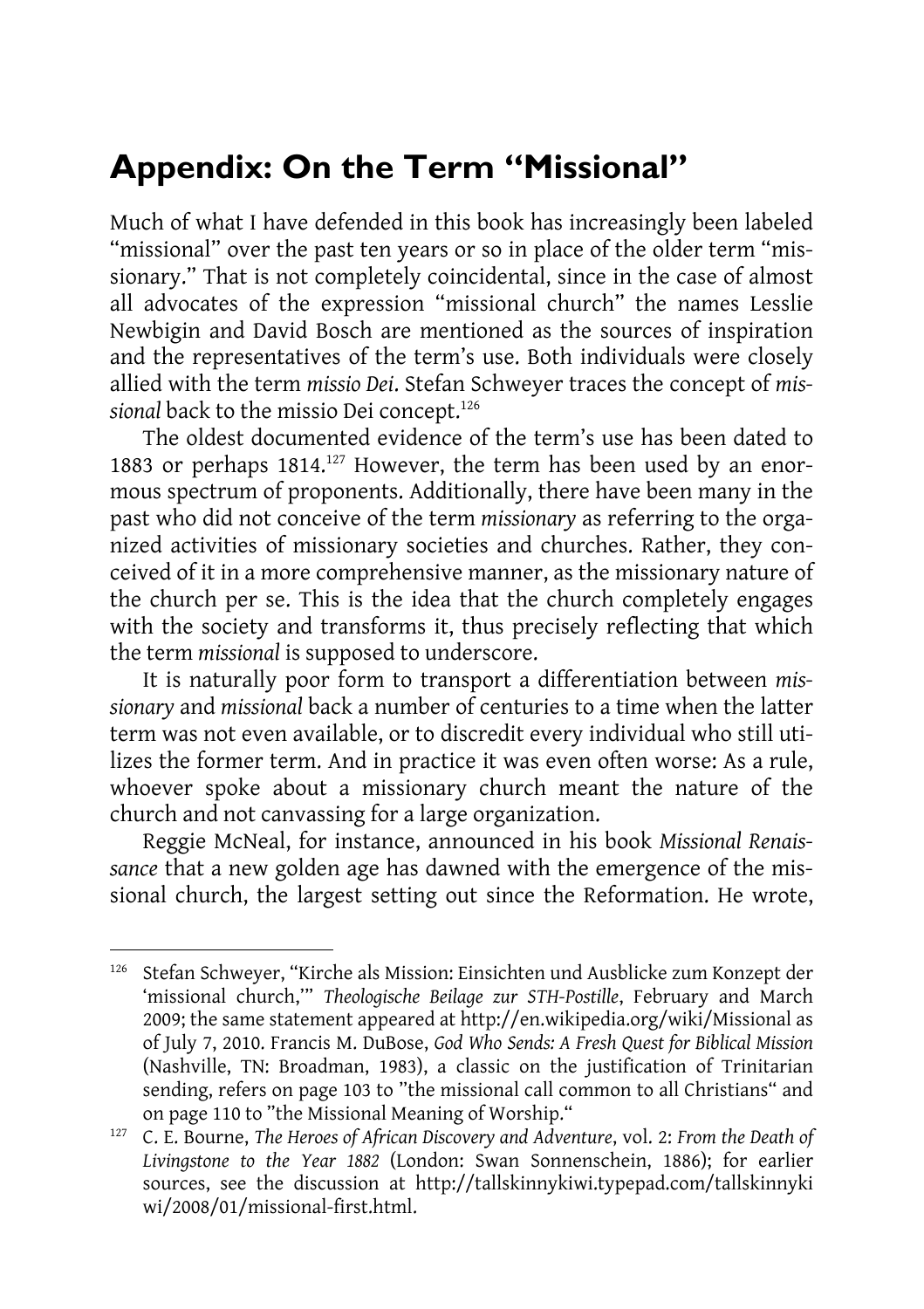# Appendix: On the Term "Missional"

Much of what I have defended in this book has increasingly been labeled "missional" over the past ten years or so in place of the older term "missionary." That is not completely coincidental, since in the case of almost all advocates of the expression "missional church" the names Lesslie Newbigin and David Bosch are mentioned as the sources of inspiration and the representatives of the term's use. Both individuals were closely allied with the term *missio Dei*. Stefan Schweyer traces the concept of *missional* back to the missio Dei concept.[126]

The oldest documented evidence of the term's use has been dated to 1883 or perhaps 1814.[127] However, the term has been used by an enormous spectrum of proponents. Additionally, there have been many in the past who did not conceive of the term *missionary* as referring to the organized activities of missionary societies and churches. Rather, they conceived of it in a more comprehensive manner, as the missionary nature of the church per se. This is the idea that the church completely engages with the society and transforms it, thus precisely reflecting that which the term *missional* is supposed to underscore.

It is naturally poor form to transport a differentiation between *missionary* and *missional* back a number of centuries to a time when the latter term was not even available, or to discredit every individual who still utilizes the former term. And in practice it was even often worse: As a rule, whoever spoke about a missionary church meant the nature of the church and not canvassing for a large organization.

Reggie McNeal, for instance, announced in his book *Missional Renaissance* that a new golden age has dawned with the emergence of the missional church, the largest setting out since the Reformation. He wrote,

---

[126] Stefan Schweyer, "Kirche als Mission: Einsichten und Ausblicke zum Konzept der 'missional church,'" *Theologische Beilage zur STH-Postille*, February and March 2009; the same statement appeared at http://en.wikipedia.org/wiki/Missional as of July 7, 2010. Francis M. DuBose, *God Who Sends: A Fresh Quest for Biblical Mission* (Nashville, TN: Broadman, 1983), a classic on the justification of Trinitarian sending, refers on page 103 to "the missional call common to all Christians" and on page 110 to "the Missional Meaning of Worship."

[127] C. E. Bourne, *The Heroes of African Discovery and Adventure*, vol. 2: *From the Death of Livingstone to the Year 1882* (London: Swan Sonnenschein, 1886); for earlier sources, see the discussion at http://tallskinnykiwi.typepad.com/tallskinnykiwi/2008/01/missional-first.html.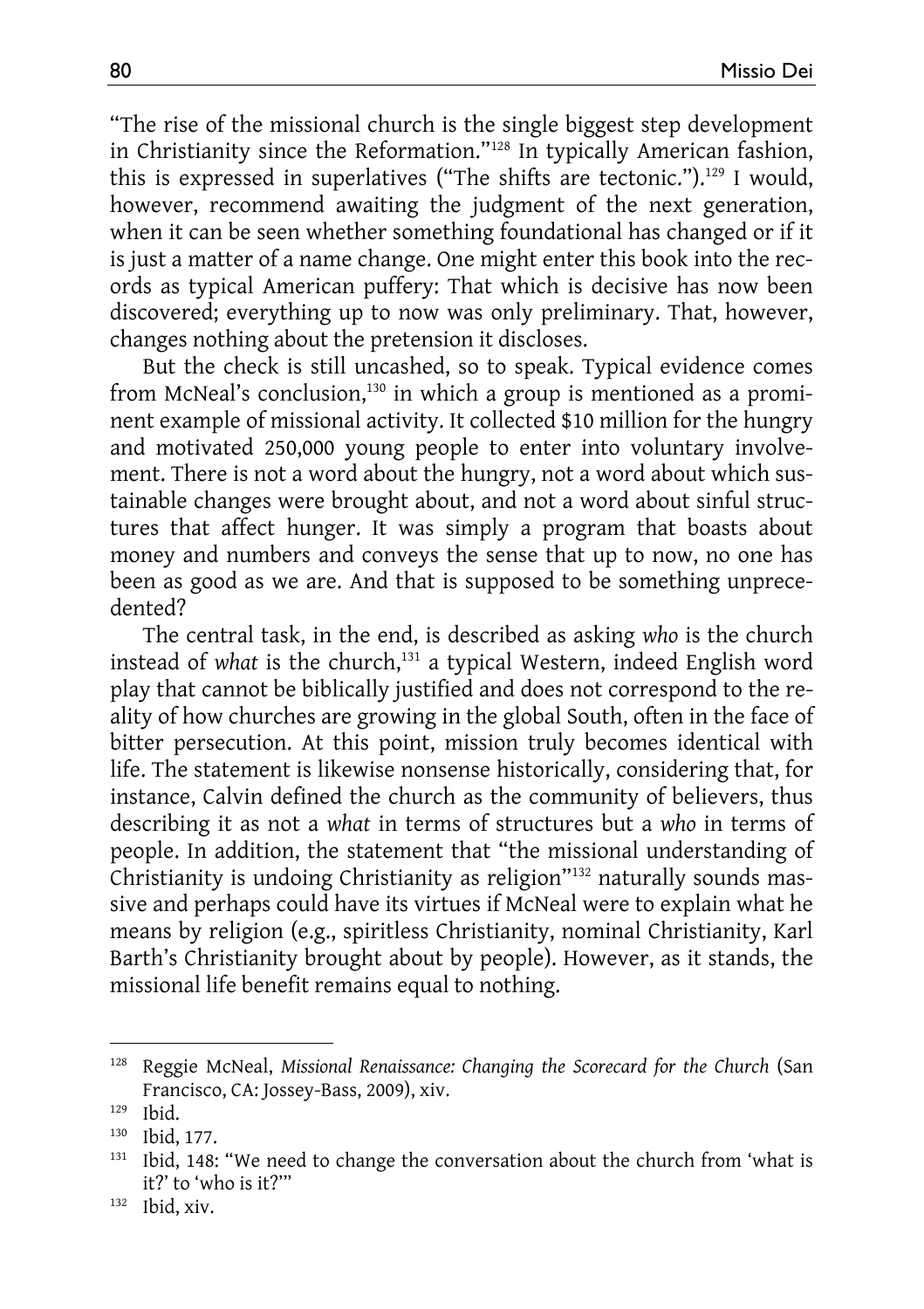"The rise of the missional church is the single biggest step development in Christianity since the Reformation."[128] In typically American fashion, this is expressed in superlatives ("The shifts are tectonic.").[129] I would, however, recommend awaiting the judgment of the next generation, when it can be seen whether something foundational has changed or if it is just a matter of a name change. One might enter this book into the records as typical American puffery: That which is decisive has now been discovered; everything up to now was only preliminary. That, however, changes nothing about the pretension it discloses.

But the check is still uncashed, so to speak. Typical evidence comes from McNeal's conclusion,[130] in which a group is mentioned as a prominent example of missional activity. It collected $10 million for the hungry and motivated 250,000 young people to enter into voluntary involvement. There is not a word about the hungry, not a word about which sustainable changes were brought about, and not a word about sinful structures that affect hunger. It was simply a program that boasts about money and numbers and conveys the sense that up to now, no one has been as good as we are. And that is supposed to be something unprecedented?

The central task, in the end, is described as asking *who* is the church instead of *what* is the church,[131] a typical Western, indeed English word play that cannot be biblically justified and does not correspond to the reality of how churches are growing in the global South, often in the face of bitter persecution. At this point, mission truly becomes identical with life. The statement is likewise nonsense historically, considering that, for instance, Calvin defined the church as the community of believers, thus describing it as not a *what* in terms of structures but a *who* in terms of people. In addition, the statement that "the missional understanding of Christianity is undoing Christianity as religion"[132] naturally sounds massive and perhaps could have its virtues if McNeal were to explain what he means by religion (e.g., spiritless Christianity, nominal Christianity, Karl Barth's Christianity brought about by people). However, as it stands, the missional life benefit remains equal to nothing.

---

[128] Reggie McNeal, *Missional Renaissance: Changing the Scorecard for the Church* (San Francisco, CA: Jossey-Bass, 2009), xiv.

[129] Ibid.

[130] Ibid, 177.

[131] Ibid, 148: "We need to change the conversation about the church from 'what is it?' to 'who is it?'"

[132] Ibid, xiv.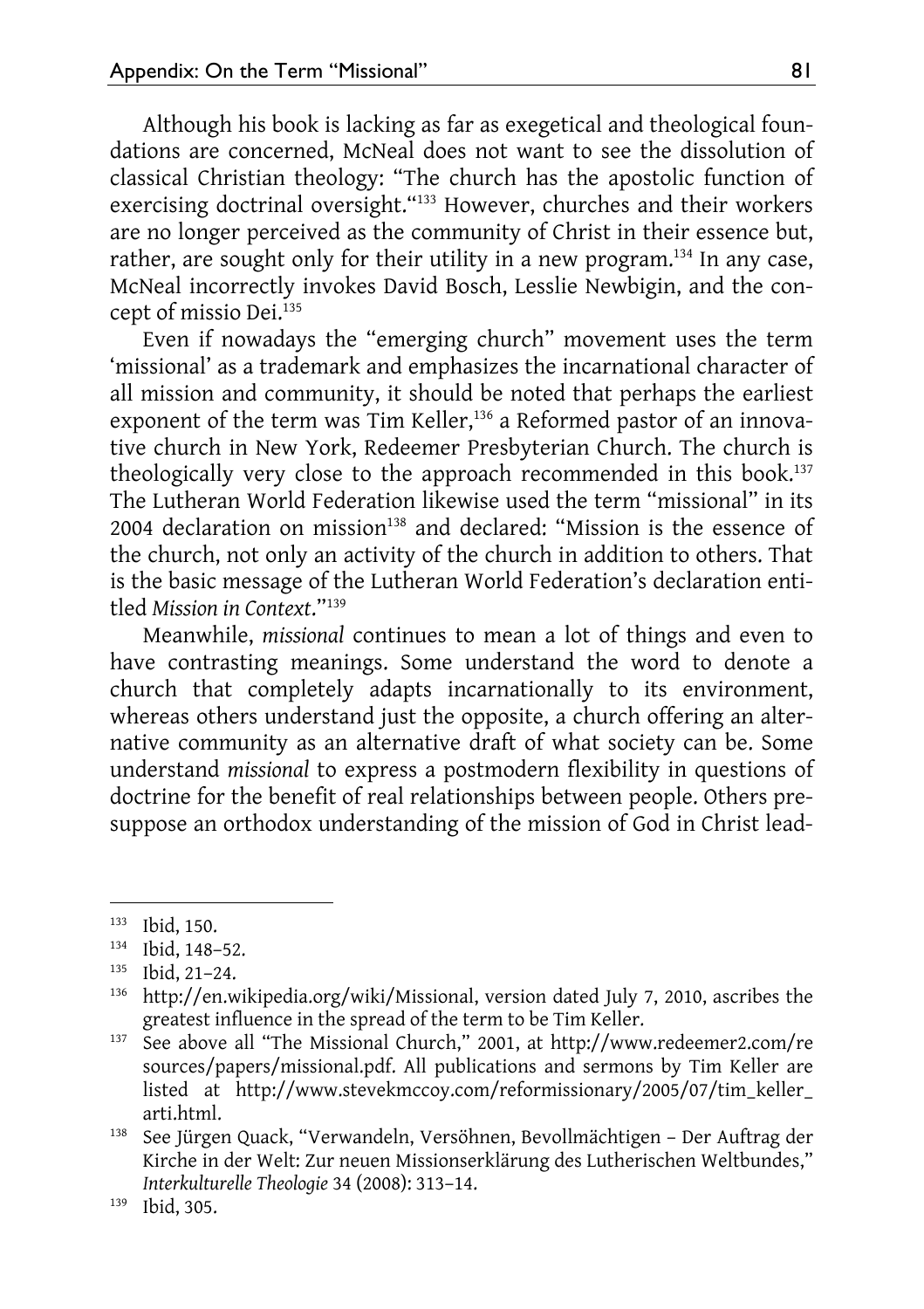Although his book is lacking as far as exegetical and theological foundations are concerned, McNeal does not want to see the dissolution of classical Christian theology: "The church has the apostolic function of exercising doctrinal oversight."[133] However, churches and their workers are no longer perceived as the community of Christ in their essence but, rather, are sought only for their utility in a new program.[134] In any case, McNeal incorrectly invokes David Bosch, Lesslie Newbigin, and the concept of missio Dei.[135]

Even if nowadays the "emerging church" movement uses the term 'missional' as a trademark and emphasizes the incarnational character of all mission and community, it should be noted that perhaps the earliest exponent of the term was Tim Keller,[136] a Reformed pastor of an innovative church in New York, Redeemer Presbyterian Church. The church is theologically very close to the approach recommended in this book.[137] The Lutheran World Federation likewise used the term "missional" in its 2004 declaration on mission[138] and declared: "Mission is the essence of the church, not only an activity of the church in addition to others. That is the basic message of the Lutheran World Federation's declaration entitled *Mission in Context*."[139]

Meanwhile, *missional* continues to mean a lot of things and even to have contrasting meanings. Some understand the word to denote a church that completely adapts incarnationally to its environment, whereas others understand just the opposite, a church offering an alternative community as an alternative draft of what society can be. Some understand *missional* to express a postmodern flexibility in questions of doctrine for the benefit of real relationships between people. Others presuppose an orthodox understanding of the mission of God in Christ lead-

---

[133] Ibid, 150.

[134] Ibid, 148–52.

[135] Ibid, 21–24.

[136] http://en.wikipedia.org/wiki/Missional, version dated July 7, 2010, ascribes the greatest influence in the spread of the term to be Tim Keller.

[137] See above all "The Missional Church," 2001, at http://www.redeemer2.com/resources/papers/missional.pdf. All publications and sermons by Tim Keller are listed at http://www.stevekmccoy.com/reformissionary/2005/07/tim_keller_arti.html.

[138] See Jürgen Quack, "Verwandeln, Versöhnen, Bevollmächtigen – Der Auftrag der Kirche in der Welt: Zur neuen Missionserklärung des Lutherischen Weltbundes," *Interkulturelle Theologie* 34 (2008): 313–14.

[139] Ibid, 305.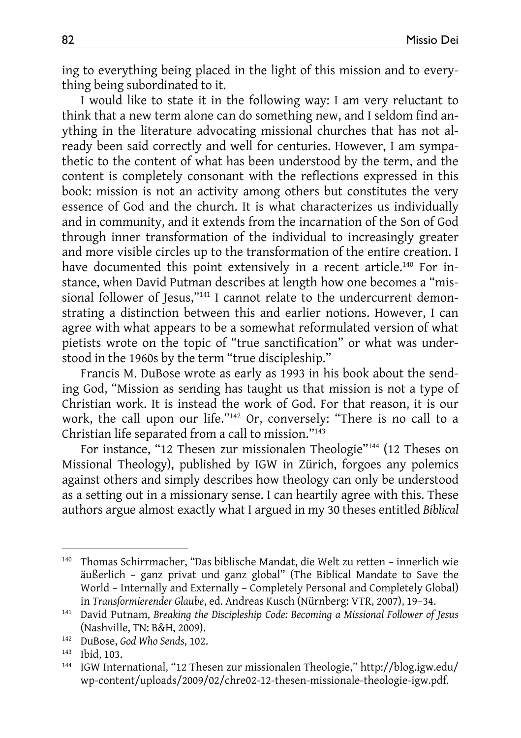ing to everything being placed in the light of this mission and to everything being subordinated to it.

I would like to state it in the following way: I am very reluctant to think that a new term alone can do something new, and I seldom find anything in the literature advocating missional churches that has not already been said correctly and well for centuries. However, I am sympathetic to the content of what has been understood by the term, and the content is completely consonant with the reflections expressed in this book: mission is not an activity among others but constitutes the very essence of God and the church. It is what characterizes us individually and in community, and it extends from the incarnation of the Son of God through inner transformation of the individual to increasingly greater and more visible circles up to the transformation of the entire creation. I have documented this point extensively in a recent article.[140] For instance, when David Putman describes at length how one becomes a "missional follower of Jesus,"[141] I cannot relate to the undercurrent demonstrating a distinction between this and earlier notions. However, I can agree with what appears to be a somewhat reformulated version of what pietists wrote on the topic of "true sanctification" or what was understood in the 1960s by the term "true discipleship."

Francis M. DuBose wrote as early as 1993 in his book about the sending God, "Mission as sending has taught us that mission is not a type of Christian work. It is instead the work of God. For that reason, it is our work, the call upon our life."[142] Or, conversely: "There is no call to a Christian life separated from a call to mission."[143]

For instance, "12 Thesen zur missionalen Theologie"[144] (12 Theses on Missional Theology), published by IGW in Zürich, forgoes any polemics against others and simply describes how theology can only be understood as a setting out in a missionary sense. I can heartily agree with this. These authors argue almost exactly what I argued in my 30 theses entitled *Biblical*

---

[140] Thomas Schirrmacher, "Das biblische Mandat, die Welt zu retten – innerlich wie äußerlich – ganz privat und ganz global" (The Biblical Mandate to Save the World – Internally and Externally – Completely Personal and Completely Global) in *Transformierender Glaube*, ed. Andreas Kusch (Nürnberg: VTR, 2007), 19–34.

[141] David Putnam, *Breaking the Discipleship Code: Becoming a Missional Follower of Jesus* (Nashville, TN: B&H, 2009).

[142] DuBose, *God Who Sends*, 102.

[143] Ibid, 103.

[144] IGW International, "12 Thesen zur missionalen Theologie," http://blog.igw.edu/wp-content/uploads/2009/02/chre02-12-thesen-missionale-theologie-igw.pdf.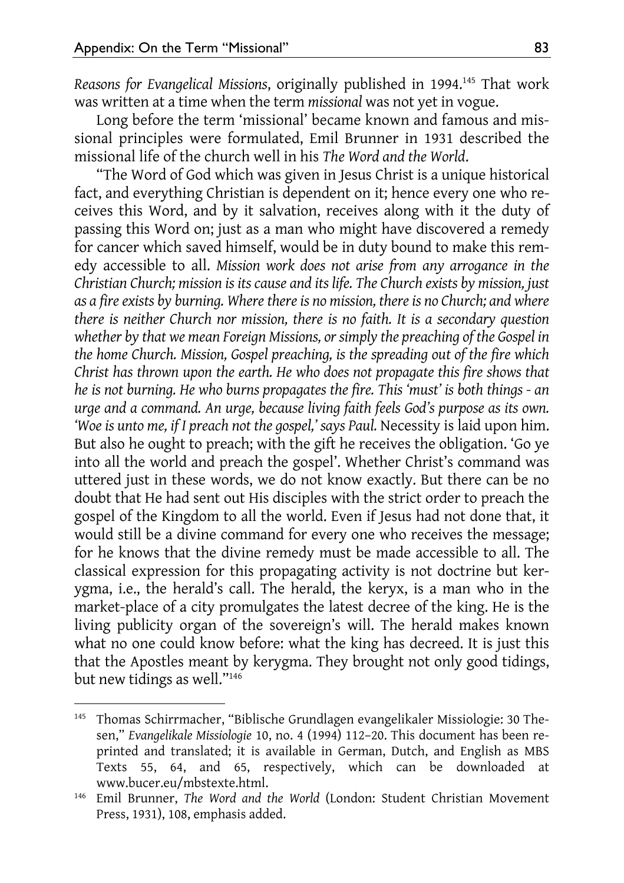*Reasons for Evangelical Missions*, originally published in 1994.[145] That work was written at a time when the term *missional* was not yet in vogue.

Long before the term 'missional' became known and famous and missional principles were formulated, Emil Brunner in 1931 described the missional life of the church well in his *The Word and the World*.

"The Word of God which was given in Jesus Christ is a unique historical fact, and everything Christian is dependent on it; hence every one who receives this Word, and by it salvation, receives along with it the duty of passing this Word on; just as a man who might have discovered a remedy for cancer which saved himself, would be in duty bound to make this remedy accessible to all. *Mission work does not arise from any arrogance in the Christian Church; mission is its cause and its life. The Church exists by mission, just as a fire exists by burning. Where there is no mission, there is no Church; and where there is neither Church nor mission, there is no faith. It is a secondary question whether by that we mean Foreign Missions, or simply the preaching of the Gospel in the home Church. Mission, Gospel preaching, is the spreading out of the fire which Christ has thrown upon the earth. He who does not propagate this fire shows that he is not burning. He who burns propagates the fire. This 'must' is both things - an urge and a command. An urge, because living faith feels God's purpose as its own. 'Woe is unto me, if I preach not the gospel,' says Paul.* Necessity is laid upon him. But also he ought to preach; with the gift he receives the obligation. 'Go ye into all the world and preach the gospel'. Whether Christ's command was uttered just in these words, we do not know exactly. But there can be no doubt that He had sent out His disciples with the strict order to preach the gospel of the Kingdom to all the world. Even if Jesus had not done that, it would still be a divine command for every one who receives the message; for he knows that the divine remedy must be made accessible to all. The classical expression for this propagating activity is not doctrine but kerygma, i.e., the herald's call. The herald, the keryx, is a man who in the market-place of a city promulgates the latest decree of the king. He is the living publicity organ of the sovereign's will. The herald makes known what no one could know before: what the king has decreed. It is just this that the Apostles meant by kerygma. They brought not only good tidings, but new tidings as well."[146]

---

[145] Thomas Schirrmacher, "Biblische Grundlagen evangelikaler Missiologie: 30 Thesen," *Evangelikale Missiologie* 10, no. 4 (1994) 112–20. This document has been reprinted and translated; it is available in German, Dutch, and English as MBS Texts 55, 64, and 65, respectively, which can be downloaded at www.bucer.eu/mbstexte.html.

[146] Emil Brunner, *The Word and the World* (London: Student Christian Movement Press, 1931), 108, emphasis added.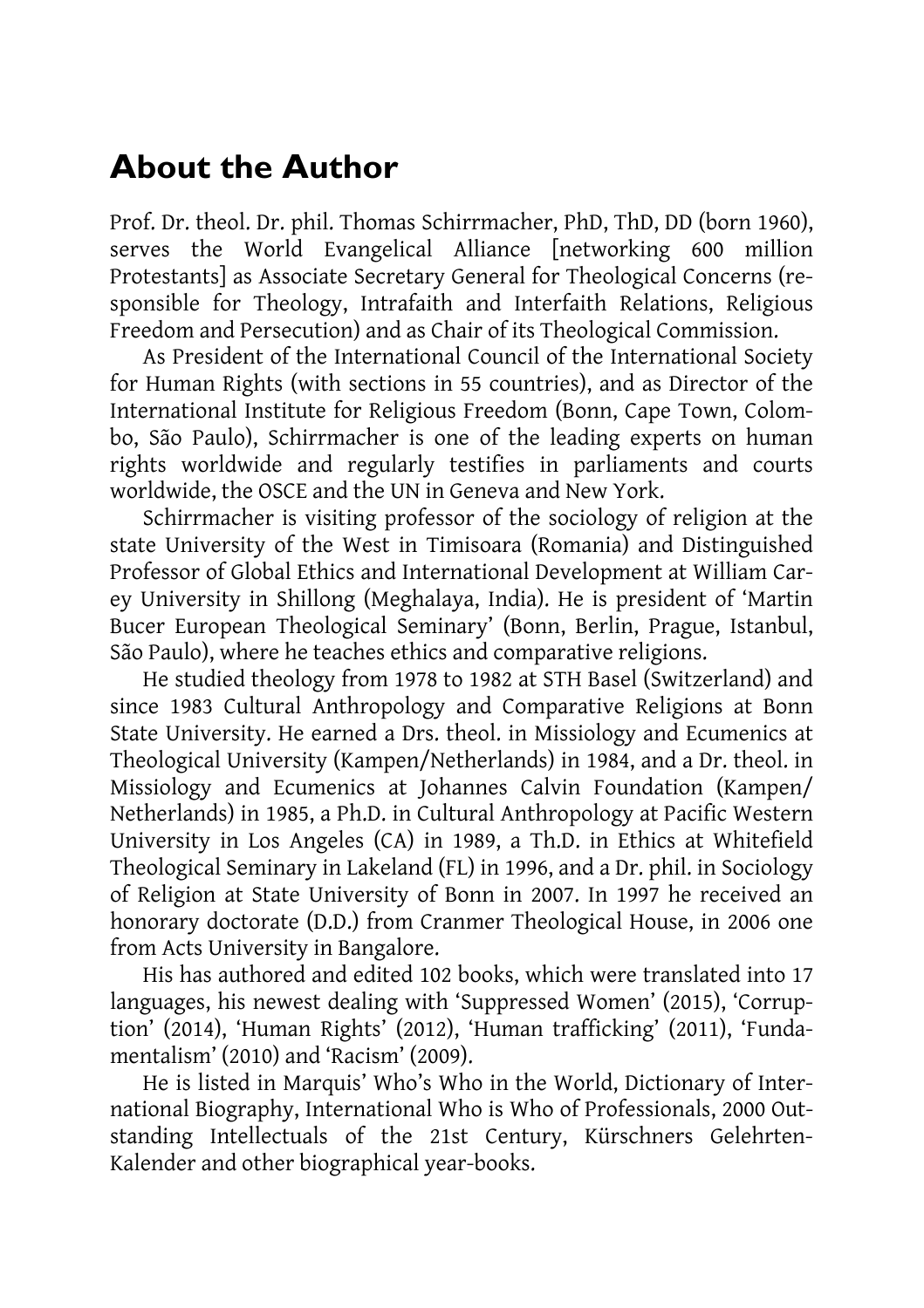## About the Author

Prof. Dr. theol. Dr. phil. Thomas Schirrmacher, PhD, ThD, DD (born 1960), serves the World Evangelical Alliance [networking 600 million Protestants] as Associate Secretary General for Theological Concerns (responsible for Theology, Intrafaith and Interfaith Relations, Religious Freedom and Persecution) and as Chair of its Theological Commission.

As President of the International Council of the International Society for Human Rights (with sections in 55 countries), and as Director of the International Institute for Religious Freedom (Bonn, Cape Town, Colombo, São Paulo), Schirrmacher is one of the leading experts on human rights worldwide and regularly testifies in parliaments and courts worldwide, the OSCE and the UN in Geneva and New York.

Schirrmacher is visiting professor of the sociology of religion at the state University of the West in Timisoara (Romania) and Distinguished Professor of Global Ethics and International Development at William Carey University in Shillong (Meghalaya, India). He is president of 'Martin Bucer European Theological Seminary' (Bonn, Berlin, Prague, Istanbul, São Paulo), where he teaches ethics and comparative religions.

He studied theology from 1978 to 1982 at STH Basel (Switzerland) and since 1983 Cultural Anthropology and Comparative Religions at Bonn State University. He earned a Drs. theol. in Missiology and Ecumenics at Theological University (Kampen/Netherlands) in 1984, and a Dr. theol. in Missiology and Ecumenics at Johannes Calvin Foundation (Kampen/Netherlands) in 1985, a Ph.D. in Cultural Anthropology at Pacific Western University in Los Angeles (CA) in 1989, a Th.D. in Ethics at Whitefield Theological Seminary in Lakeland (FL) in 1996, and a Dr. phil. in Sociology of Religion at State University of Bonn in 2007. In 1997 he received an honorary doctorate (D.D.) from Cranmer Theological House, in 2006 one from Acts University in Bangalore.

His has authored and edited 102 books, which were translated into 17 languages, his newest dealing with 'Suppressed Women' (2015), 'Corruption' (2014), 'Human Rights' (2012), 'Human trafficking' (2011), 'Fundamentalism' (2010) and 'Racism' (2009).

He is listed in Marquis' Who's Who in the World, Dictionary of International Biography, International Who is Who of Professionals, 2000 Outstanding Intellectuals of the 21st Century, Kürschners Gelehrten-Kalender and other biographical year-books.